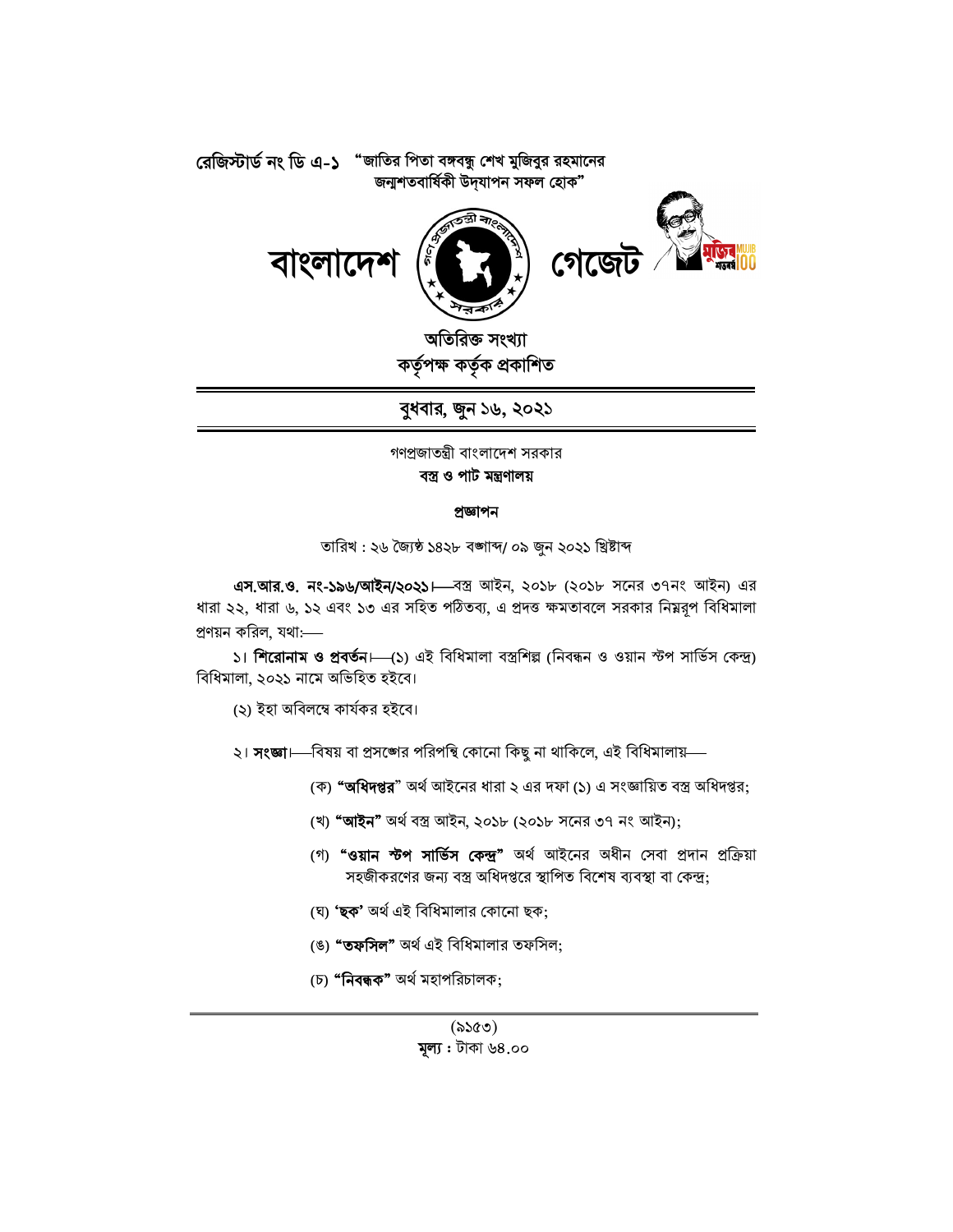রেজিস্টার্ড নং ডি এ-১ "জাতির পিতা বঙ্গবন্ধু শেখ মুজিবুর রহমানের জন্মশতবার্ষিকী উদ্‌যাপন সফল হোক"

# বাংলাদেশ গেজেট

**অতিরিক্ত সংখ্যা**
**কর্তৃপক্ষ কর্তৃক প্রকাশিত**

**বুধবার, জুন ১৬, ২০২১**

গণপ্রজাতন্ত্রী বাংলাদেশ সরকার
**বস্ত্র ও পাট মন্ত্রণালয়**

**প্রজ্ঞাপন**

তারিখ : ২৬ জ্যৈষ্ঠ ১৪২৮ বঙ্গাব্দ/ ০৯ জুন ২০২১ খ্রিষ্টাব্দ

**এস.আর.ও. নং-১৯৬/আইন/২০২১।**—বস্ত্র আইন, ২০১৮ (২০১৮ সনের ৩৭নং আইন) এর ধারা ২২, ধারা ৬, ১২ এবং ১৩ এর সহিত পঠিতব্য, এ প্রদত্ত ক্ষমতাবলে সরকার নিম্নরূপ বিধিমালা প্রণয়ন করিল, যথা:—

১। **শিরোনাম ও প্রবর্তন।**—(১) এই বিধিমালা বস্ত্রশিল্প (নিবন্ধন ও ওয়ান স্টপ সার্ভিস কেন্দ্র) বিধিমালা, ২০২১ নামে অভিহিত হইবে।

(২) ইহা অবিলম্বে কার্যকর হইবে।

২। **সংজ্ঞা।**—বিষয় বা প্রসঙ্গের পরিপন্থি কোনো কিছু না থাকিলে, এই বিধিমালায়—

(ক) **"অধিদপ্তর"** অর্থ আইনের ধারা ২ এর দফা (১) এ সংজ্ঞায়িত বস্ত্র অধিদপ্তর;

(খ) **"আইন"** অর্থ বস্ত্র আইন, ২০১৮ (২০১৮ সনের ৩৭ নং আইন);

(গ) **"ওয়ান স্টপ সার্ভিস কেন্দ্র"** অর্থ আইনের অধীন সেবা প্রদান প্রক্রিয়া সহজীকরণের জন্য বস্ত্র অধিদপ্তরে স্থাপিত বিশেষ ব্যবস্থা বা কেন্দ্র;

(ঘ) **'ছক'** অর্থ এই বিধিমালার কোনো ছক;

(ঙ) **"তফসিল"** অর্থ এই বিধিমালার তফসিল;

(চ) **"নিবন্ধক"** অর্থ মহাপরিচালক;

(৯১৫৩)
**মূল্য :** টাকা ৬৪.০০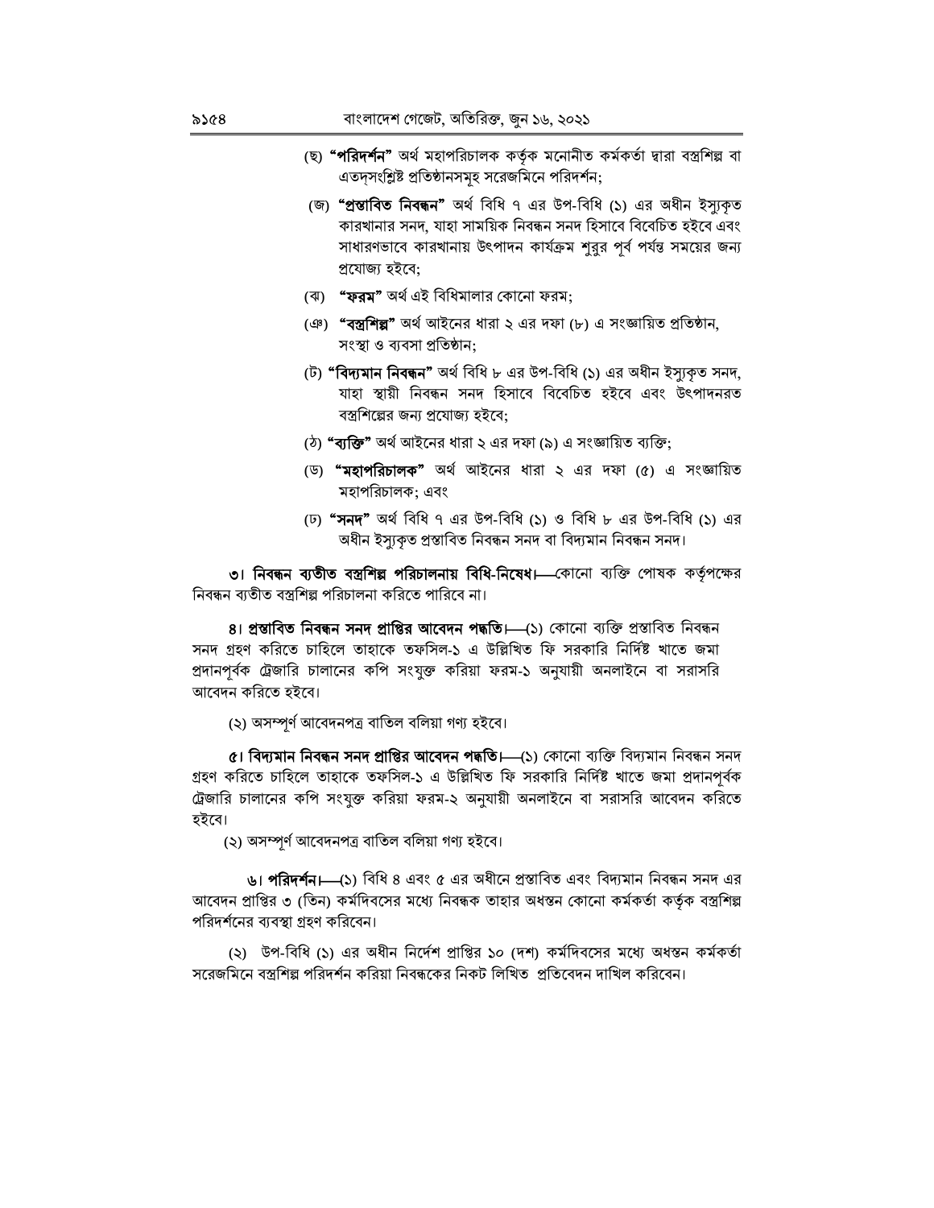(ছ) **"পরিদর্শন"** অর্থ মহাপরিচালক কর্তৃক মনোনীত কর্মকর্তা দ্বারা বস্ত্রশিল্প বা এতদ্‌সংশ্লিষ্ট প্রতিষ্ঠানসমূহ সরেজমিনে পরিদর্শন;

(জ) **"প্রস্তাবিত নিবন্ধন"** অর্থ বিধি ৭ এর উপ-বিধি (১) এর অধীন ইস্যুকৃত কারখানার সনদ, যাহা সাময়িক নিবন্ধন সনদ হিসাবে বিবেচিত হইবে এবং সাধারণভাবে কারখানায় উৎপাদন কার্যক্রম শুরুর পূর্ব পর্যন্ত সময়ের জন্য প্রযোজ্য হইবে;

(ঝ) **"ফরম"** অর্থ এই বিধিমালার কোনো ফরম;

(ঞ) **"বস্ত্রশিল্প"** অর্থ আইনের ধারা ২ এর দফা (৮) এ সংজ্ঞায়িত প্রতিষ্ঠান, সংস্থা ও ব্যবসা প্রতিষ্ঠান;

(ট) **"বিদ্যমান নিবন্ধন"** অর্থ বিধি ৮ এর উপ-বিধি (১) এর অধীন ইস্যুকৃত সনদ, যাহা স্থায়ী নিবন্ধন সনদ হিসাবে বিবেচিত হইবে এবং উৎপাদনরত বস্ত্রশিল্পের জন্য প্রযোজ্য হইবে;

(ঠ) **"ব্যক্তি"** অর্থ আইনের ধারা ২ এর দফা (৯) এ সংজ্ঞায়িত ব্যক্তি;

(ড) **"মহাপরিচালক"** অর্থ আইনের ধারা ২ এর দফা (৫) এ সংজ্ঞায়িত মহাপরিচালক; এবং

(ঢ) **"সনদ"** অর্থ বিধি ৭ এর উপ-বিধি (১) ও বিধি ৮ এর উপ-বিধি (১) এর অধীন ইস্যুকৃত প্রস্তাবিত নিবন্ধন সনদ বা বিদ্যমান নিবন্ধন সনদ।

**৩। নিবন্ধন ব্যতীত বস্ত্রশিল্প পরিচালনায় বিধি-নিষেধ।**—কোনো ব্যক্তি পোষক কর্তৃপক্ষের নিবন্ধন ব্যতীত বস্ত্রশিল্প পরিচালনা করিতে পারিবে না।

**৪। প্রস্তাবিত নিবন্ধন সনদ প্রাপ্তির আবেদন পদ্ধতি।**—(১) কোনো ব্যক্তি প্রস্তাবিত নিবন্ধন সনদ গ্রহণ করিতে চাহিলে তাহাকে তফসিল-১ এ উল্লিখিত ফি সরকারি নির্দিষ্ট খাতে জমা প্রদানপূর্বক ট্রেজারি চালানের কপি সংযুক্ত করিয়া ফরম-১ অনুযায়ী অনলাইনে বা সরাসরি আবেদন করিতে হইবে।

(২) অসম্পূর্ণ আবেদনপত্র বাতিল বলিয়া গণ্য হইবে।

**৫। বিদ্যমান নিবন্ধন সনদ প্রাপ্তির আবেদন পদ্ধতি।**—(১) কোনো ব্যক্তি বিদ্যমান নিবন্ধন সনদ গ্রহণ করিতে চাহিলে তাহাকে তফসিল-১ এ উল্লিখিত ফি সরকারি নির্দিষ্ট খাতে জমা প্রদানপূর্বক ট্রেজারি চালানের কপি সংযুক্ত করিয়া ফরম-২ অনুযায়ী অনলাইনে বা সরাসরি আবেদন করিতে হইবে।

(২) অসম্পূর্ণ আবেদনপত্র বাতিল বলিয়া গণ্য হইবে।

**৬। পরিদর্শন।**—(১) বিধি ৪ এবং ৫ এর অধীনে প্রস্তাবিত এবং বিদ্যমান নিবন্ধন সনদ এর আবেদন প্রাপ্তির ৩ (তিন) কর্মদিবসের মধ্যে নিবন্ধক তাহার অধস্তন কোনো কর্মকর্তা কর্তৃক বস্ত্রশিল্প পরিদর্শনের ব্যবস্থা গ্রহণ করিবেন।

(২) উপ-বিধি (১) এর অধীন নির্দেশ প্রাপ্তির ১০ (দশ) কর্মদিবসের মধ্যে অধস্তন কর্মকর্তা সরেজমিনে বস্ত্রশিল্প পরিদর্শন করিয়া নিবন্ধকের নিকট লিখিত প্রতিবেদন দাখিল করিবেন।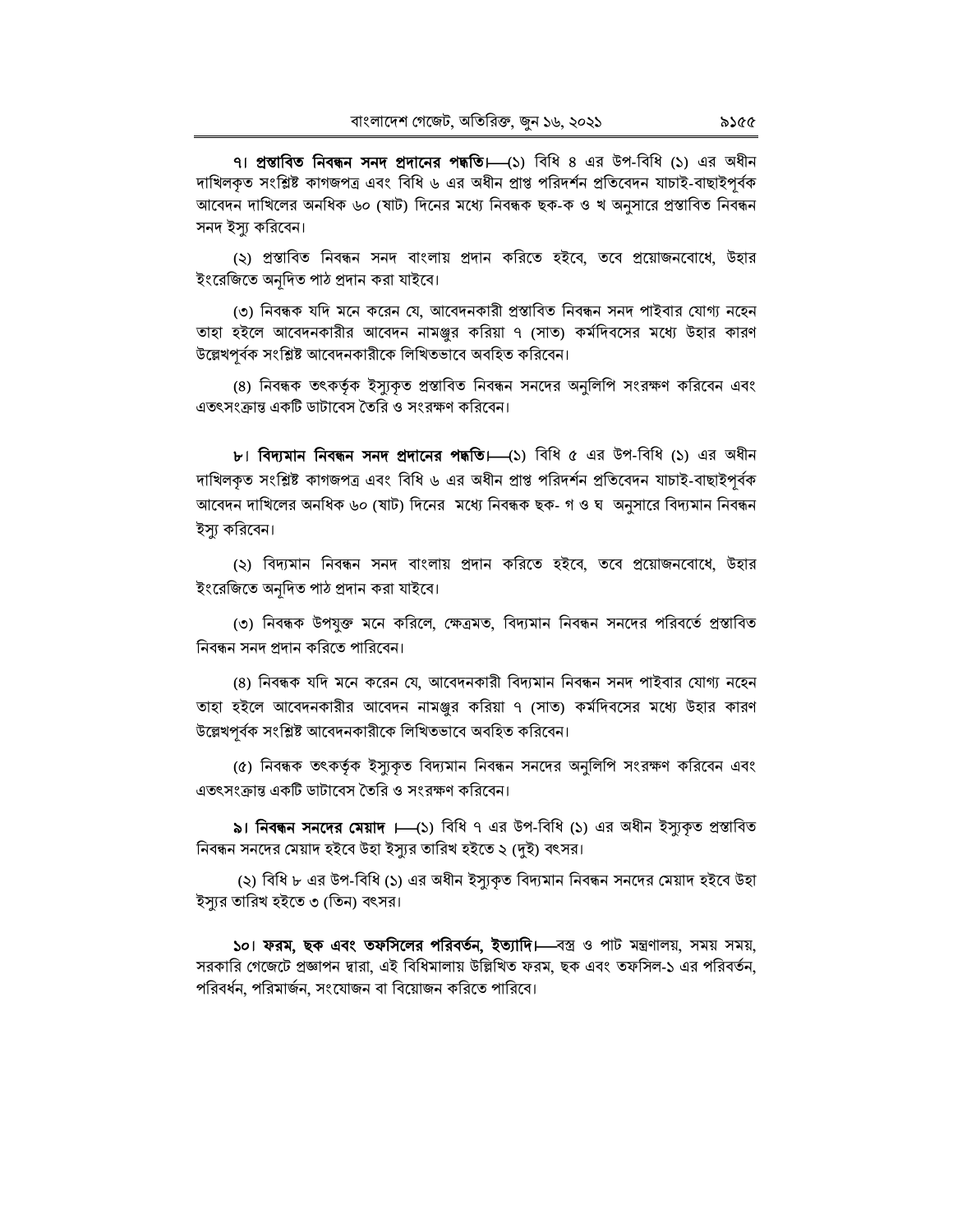**৭। প্রস্তাবিত নিবন্ধন সনদ প্রদানের পদ্ধতি।**—(১) বিধি ৪ এর উপ-বিধি (১) এর অধীন দাখিলকৃত সংশ্লিষ্ট কাগজপত্র এবং বিধি ৬ এর অধীন প্রাপ্ত পরিদর্শন প্রতিবেদন যাচাই-বাছাইপূর্বক আবেদন দাখিলের অনধিক ৬০ (ষাট) দিনের মধ্যে নিবন্ধক ছক-ক ও খ অনুসারে প্রস্তাবিত নিবন্ধন সনদ ইস্যু করিবেন।

(২) প্রস্তাবিত নিবন্ধন সনদ বাংলায় প্রদান করিতে হইবে, তবে প্রয়োজনবোধে, উহার ইংরেজিতে অনূদিত পাঠ প্রদান করা যাইবে।

(৩) নিবন্ধক যদি মনে করেন যে, আবেদনকারী প্রস্তাবিত নিবন্ধন সনদ পাইবার যোগ্য নহেন তাহা হইলে আবেদনকারীর আবেদন নামঞ্জুর করিয়া ৭ (সাত) কর্মদিবসের মধ্যে উহার কারণ উল্লেখপূর্বক সংশ্লিষ্ট আবেদনকারীকে লিখিতভাবে অবহিত করিবেন।

(৪) নিবন্ধক তৎকর্তৃক ইস্যুকৃত প্রস্তাবিত নিবন্ধন সনদের অনুলিপি সংরক্ষণ করিবেন এবং এতৎসংক্রান্ত একটি ডাটাবেস তৈরি ও সংরক্ষণ করিবেন।

**৮। বিদ্যমান নিবন্ধন সনদ প্রদানের পদ্ধতি।**—(১) বিধি ৫ এর উপ-বিধি (১) এর অধীন দাখিলকৃত সংশ্লিষ্ট কাগজপত্র এবং বিধি ৬ এর অধীন প্রাপ্ত পরিদর্শন প্রতিবেদন যাচাই-বাছাইপূর্বক আবেদন দাখিলের অনধিক ৬০ (ষাট) দিনের মধ্যে নিবন্ধক ছক- গ ও ঘ অনুসারে বিদ্যমান নিবন্ধন ইস্যু করিবেন।

(২) বিদ্যমান নিবন্ধন সনদ বাংলায় প্রদান করিতে হইবে, তবে প্রয়োজনবোধে, উহার ইংরেজিতে অনূদিত পাঠ প্রদান করা যাইবে।

(৩) নিবন্ধক উপযুক্ত মনে করিলে, ক্ষেত্রমত, বিদ্যমান নিবন্ধন সনদের পরিবর্তে প্রস্তাবিত নিবন্ধন সনদ প্রদান করিতে পারিবেন।

(৪) নিবন্ধক যদি মনে করেন যে, আবেদনকারী বিদ্যমান নিবন্ধন সনদ পাইবার যোগ্য নহেন তাহা হইলে আবেদনকারীর আবেদন নামঞ্জুর করিয়া ৭ (সাত) কর্মদিবসের মধ্যে উহার কারণ উল্লেখপূর্বক সংশ্লিষ্ট আবেদনকারীকে লিখিতভাবে অবহিত করিবেন।

(৫) নিবন্ধক তৎকর্তৃক ইস্যুকৃত বিদ্যমান নিবন্ধন সনদের অনুলিপি সংরক্ষণ করিবেন এবং এতৎসংক্রান্ত একটি ডাটাবেস তৈরি ও সংরক্ষণ করিবেন।

**৯। নিবন্ধন সনদের মেয়াদ ।**—(১) বিধি ৭ এর উপ-বিধি (১) এর অধীন ইস্যুকৃত প্রস্তাবিত নিবন্ধন সনদের মেয়াদ হইবে উহা ইস্যুর তারিখ হইতে ২ (দুই) বৎসর।

(২) বিধি ৮ এর উপ-বিধি (১) এর অধীন ইস্যুকৃত বিদ্যমান নিবন্ধন সনদের মেয়াদ হইবে উহা ইস্যুর তারিখ হইতে ৩ (তিন) বৎসর।

**১০। ফরম, ছক এবং তফসিলের পরিবর্তন, ইত্যাদি।**—বস্ত্র ও পাট মন্ত্রণালয়, সময় সময়, সরকারি গেজেটে প্রজ্ঞাপন দ্বারা, এই বিধিমালায় উল্লিখিত ফরম, ছক এবং তফসিল-১ এর পরিবর্তন, পরিবর্ধন, পরিমার্জন, সংযোজন বা বিয়োজন করিতে পারিবে।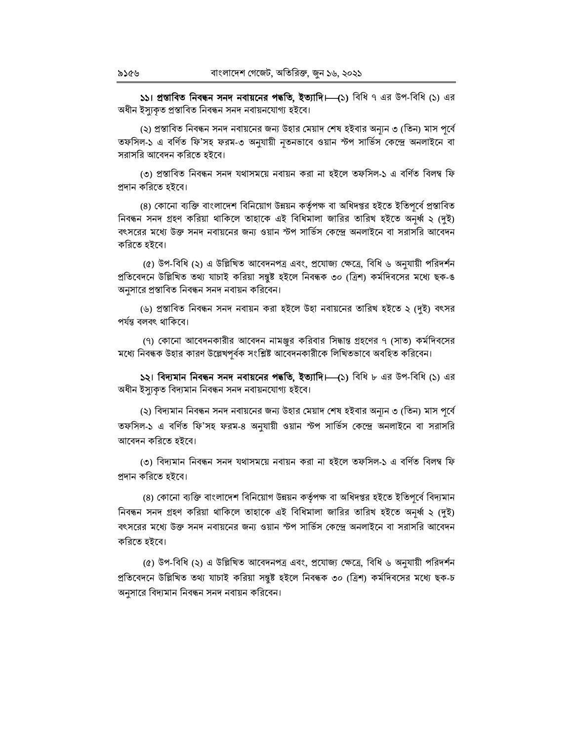**১১। প্রস্তাবিত নিবন্ধন সনদ নবায়নের পদ্ধতি, ইত্যাদি।—(১)** বিধি ৭ এর উপ-বিধি (১) এর অধীন ইস্যুকৃত প্রস্তাবিত নিবন্ধন সনদ নবায়নযোগ্য হইবে।

(২) প্রস্তাবিত নিবন্ধন সনদ নবায়নের জন্য উহার মেয়াদ শেষ হইবার অন্যূন ৩ (তিন) মাস পূর্বে তফসিল-১ এ বর্ণিত ফি'সহ ফরম-৩ অনুযায়ী নূতনভাবে ওয়ান স্টপ সার্ভিস কেন্দ্রে অনলাইনে বা সরাসরি আবেদন করিতে হইবে।

(৩) প্রস্তাবিত নিবন্ধন সনদ যথাসময়ে নবায়ন করা না হইলে তফসিল-১ এ বর্ণিত বিলম্ব ফি প্রদান করিতে হইবে।

(৪) কোনো ব্যক্তি বাংলাদেশ বিনিয়োগ উন্নয়ন কর্তৃপক্ষ বা অধিদপ্তর হইতে ইতিপূর্বে প্রস্তাবিত নিবন্ধন সনদ গ্রহণ করিয়া থাকিলে তাহাকে এই বিধিমালা জারির তারিখ হইতে অনূর্ধ্ব ২ (দুই) বৎসরের মধ্যে উক্ত সনদ নবায়নের জন্য ওয়ান স্টপ সার্ভিস কেন্দ্রে অনলাইনে বা সরাসরি আবেদন করিতে হইবে।

(৫) উপ-বিধি (২) এ উল্লিখিত আবেদনপত্র এবং, প্রযোজ্য ক্ষেত্রে, বিধি ৬ অনুযায়ী পরিদর্শন প্রতিবেদনে উল্লিখিত তথ্য যাচাই করিয়া সন্তুষ্ট হইলে নিবন্ধক ৩০ (ত্রিশ) কর্মদিবসের মধ্যে ছক-ঙ অনুসারে প্রস্তাবিত নিবন্ধন সনদ নবায়ন করিবেন।

(৬) প্রস্তাবিত নিবন্ধন সনদ নবায়ন করা হইলে উহা নবায়নের তারিখ হইতে ২ (দুই) বৎসর পর্যন্ত বলবৎ থাকিবে।

(৭) কোনো আবেদনকারীর আবেদন নামঞ্জুর করিবার সিদ্ধান্ত গ্রহণের ৭ (সাত) কর্মদিবসের মধ্যে নিবন্ধক উহার কারণ উল্লেখপূর্বক সংশ্লিষ্ট আবেদনকারীকে লিখিতভাবে অবহিত করিবেন।

**১২। বিদ্যমান নিবন্ধন সনদ নবায়নের পদ্ধতি, ইত্যাদি।—(১)** বিধি ৮ এর উপ-বিধি (১) এর অধীন ইস্যুকৃত বিদ্যমান নিবন্ধন সনদ নবায়নযোগ্য হইবে।

(২) বিদ্যমান নিবন্ধন সনদ নবায়নের জন্য উহার মেয়াদ শেষ হইবার অন্যূন ৩ (তিন) মাস পূর্বে তফসিল-১ এ বর্ণিত ফি'সহ ফরম-৪ অনুযায়ী ওয়ান স্টপ সার্ভিস কেন্দ্রে অনলাইনে বা সরাসরি আবেদন করিতে হইবে।

(৩) বিদ্যমান নিবন্ধন সনদ যথাসময়ে নবায়ন করা না হইলে তফসিল-১ এ বর্ণিত বিলম্ব ফি প্রদান করিতে হইবে।

(৪) কোনো ব্যক্তি বাংলাদেশ বিনিয়োগ উন্নয়ন কর্তৃপক্ষ বা অধিদপ্তর হইতে ইতিপূর্বে বিদ্যমান নিবন্ধন সনদ গ্রহণ করিয়া থাকিলে তাহাকে এই বিধিমালা জারির তারিখ হইতে অনূর্ধ্ব ২ (দুই) বৎসরের মধ্যে উক্ত সনদ নবায়নের জন্য ওয়ান স্টপ সার্ভিস কেন্দ্রে অনলাইনে বা সরাসরি আবেদন করিতে হইবে।

(৫) উপ-বিধি (২) এ উল্লিখিত আবেদনপত্র এবং, প্রযোজ্য ক্ষেত্রে, বিধি ৬ অনুযায়ী পরিদর্শন প্রতিবেদনে উল্লিখিত তথ্য যাচাই করিয়া সন্তুষ্ট হইলে নিবন্ধক ৩০ (ত্রিশ) কর্মদিবসের মধ্যে ছক-চ অনুসারে বিদ্যমান নিবন্ধন সনদ নবায়ন করিবেন।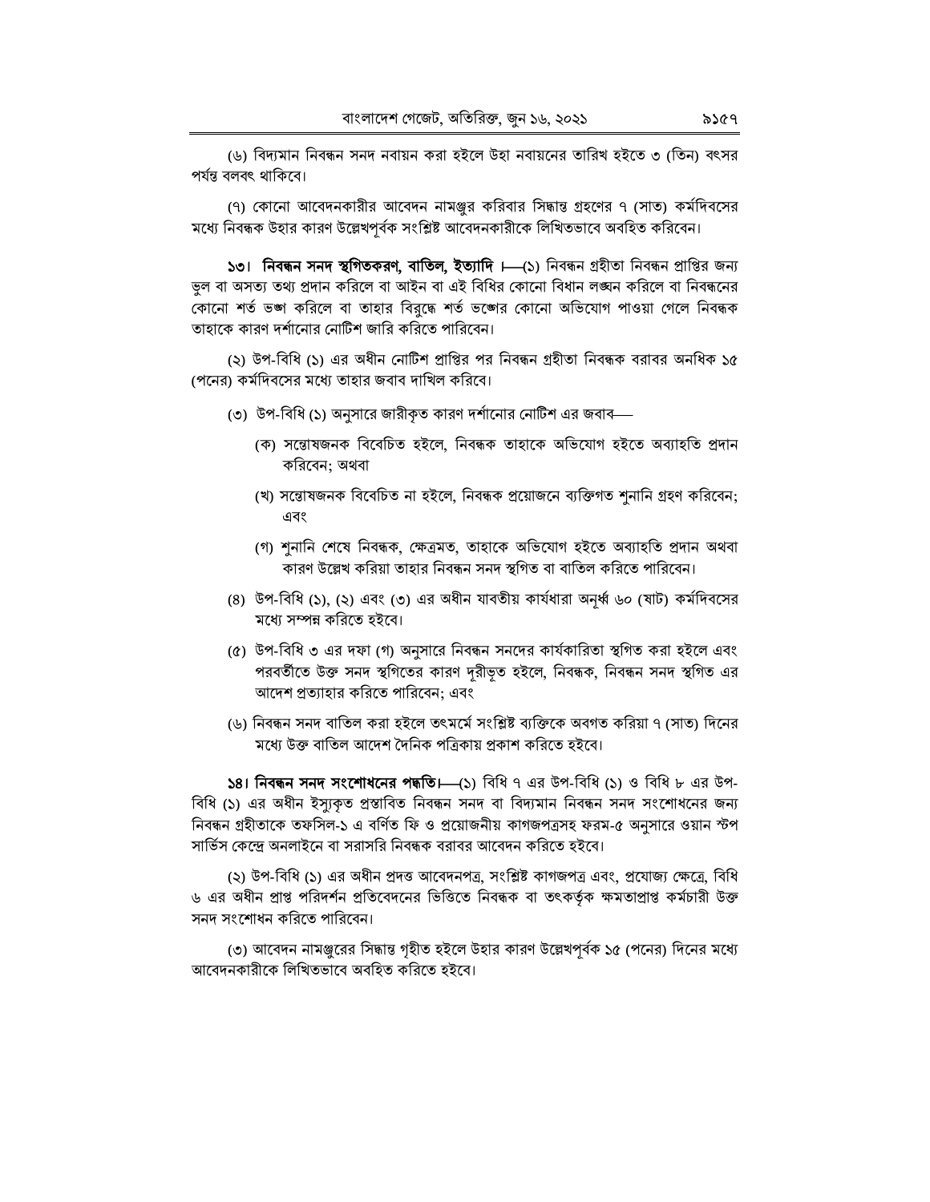(৬) বিদ্যমান নিবন্ধন সনদ নবায়ন করা হইলে উহা নবায়নের তারিখ হইতে ৩ (তিন) বৎসর পর্যন্ত বলবৎ থাকিবে।

(৭) কোনো আবেদনকারীর আবেদন নামঞ্জুর করিবার সিদ্ধান্ত গ্রহণের ৭ (সাত) কর্মদিবসের মধ্যে নিবন্ধক উহার কারণ উল্লেখপূর্বক সংশ্লিষ্ট আবেদনকারীকে লিখিতভাবে অবহিত করিবেন।

**১৩। নিবন্ধন সনদ স্থগিতকরণ, বাতিল, ইত্যাদি ।**—(১) নিবন্ধন গ্রহীতা নিবন্ধন প্রাপ্তির জন্য ভুল বা অসত্য তথ্য প্রদান করিলে বা আইন বা এই বিধির কোনো বিধান লঙ্ঘন করিলে বা নিবন্ধনের কোনো শর্ত ভঙ্গ করিলে বা তাহার বিরুদ্ধে শর্ত ভঙ্গের কোনো অভিযোগ পাওয়া গেলে নিবন্ধক তাহাকে কারণ দর্শানোর নোটিশ জারি করিতে পারিবেন।

(২) উপ-বিধি (১) এর অধীন নোটিশ প্রাপ্তির পর নিবন্ধন গ্রহীতা নিবন্ধক বরাবর অনধিক ১৫ (পনের) কর্মদিবসের মধ্যে তাহার জবাব দাখিল করিবে।

(৩) উপ-বিধি (১) অনুসারে জারীকৃত কারণ দর্শানোর নোটিশ এর জবাব—

(ক) সন্তোষজনক বিবেচিত হইলে, নিবন্ধক তাহাকে অভিযোগ হইতে অব্যাহতি প্রদান করিবেন; অথবা

(খ) সন্তোষজনক বিবেচিত না হইলে, নিবন্ধক প্রয়োজনে ব্যক্তিগত শুনানি গ্রহণ করিবেন; এবং

(গ) শুনানি শেষে নিবন্ধক, ক্ষেত্রমত, তাহাকে অভিযোগ হইতে অব্যাহতি প্রদান অথবা কারণ উল্লেখ করিয়া তাহার নিবন্ধন সনদ স্থগিত বা বাতিল করিতে পারিবেন।

(৪) উপ-বিধি (১), (২) এবং (৩) এর অধীন যাবতীয় কার্যধারা অনূর্ধ্ব ৬০ (ষাট) কর্মদিবসের মধ্যে সম্পন্ন করিতে হইবে।

(৫) উপ-বিধি ৩ এর দফা (গ) অনুসারে নিবন্ধন সনদের কার্যকারিতা স্থগিত করা হইলে এবং পরবর্তীতে উক্ত সনদ স্থগিতের কারণ দূরীভূত হইলে, নিবন্ধক, নিবন্ধন সনদ স্থগিত এর আদেশ প্রত্যাহার করিতে পারিবেন; এবং

(৬) নিবন্ধন সনদ বাতিল করা হইলে তৎমর্মে সংশ্লিষ্ট ব্যক্তিকে অবগত করিয়া ৭ (সাত) দিনের মধ্যে উক্ত বাতিল আদেশ দৈনিক পত্রিকায় প্রকাশ করিতে হইবে।

**১৪। নিবন্ধন সনদ সংশোধনের পদ্ধতি।**—(১) বিধি ৭ এর উপ-বিধি (১) ও বিধি ৮ এর উপ-বিধি (১) এর অধীন ইস্যুকৃত প্রস্তাবিত নিবন্ধন সনদ বা বিদ্যমান নিবন্ধন সনদ সংশোধনের জন্য নিবন্ধন গ্রহীতাকে তফসিল-১ এ বর্ণিত ফি ও প্রয়োজনীয় কাগজপত্রসহ ফরম-৫ অনুসারে ওয়ান স্টপ সার্ভিস কেন্দ্রে অনলাইনে বা সরাসরি নিবন্ধক বরাবর আবেদন করিতে হইবে।

(২) উপ-বিধি (১) এর অধীন প্রদত্ত আবেদনপত্র, সংশ্লিষ্ট কাগজপত্র এবং, প্রযোজ্য ক্ষেত্রে, বিধি ৬ এর অধীন প্রাপ্ত পরিদর্শন প্রতিবেদনের ভিত্তিতে নিবন্ধক বা তৎকর্তৃক ক্ষমতাপ্রাপ্ত কর্মচারী উক্ত সনদ সংশোধন করিতে পারিবেন।

(৩) আবেদন নামঞ্জুরের সিদ্ধান্ত গৃহীত হইলে উহার কারণ উল্লেখপূর্বক ১৫ (পনের) দিনের মধ্যে আবেদনকারীকে লিখিতভাবে অবহিত করিতে হইবে।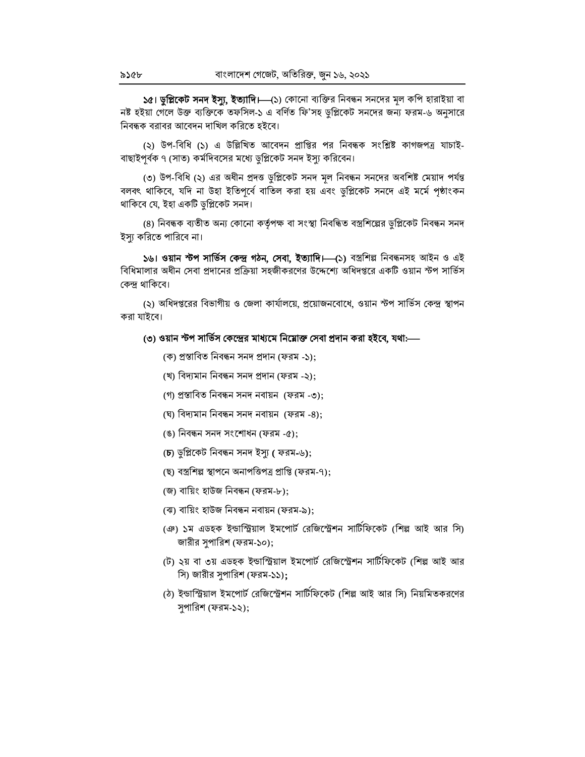**১৫। ডুপ্লিকেট সনদ ইস্যু, ইত্যাদি।**—(১) কোনো ব্যক্তির নিবন্ধন সনদের মূল কপি হারাইয়া বা নষ্ট হইয়া গেলে উক্ত ব্যক্তিকে তফসিল-১ এ বর্ণিত ফি'সহ ডুপ্লিকেট সনদের জন্য ফরম-৬ অনুসারে নিবন্ধক বরাবর আবেদন দাখিল করিতে হইবে।

(২) উপ-বিধি (১) এ উল্লিখিত আবেদন প্রাপ্তির পর নিবন্ধক সংশ্লিষ্ট কাগজপত্র যাচাই-বাছাইপূর্বক ৭ (সাত) কর্মদিবসের মধ্যে ডুপ্লিকেট সনদ ইস্যু করিবেন।

(৩) উপ-বিধি (২) এর অধীন প্রদত্ত ডুপ্লিকেট সনদ মূল নিবন্ধন সনদের অবশিষ্ট মেয়াদ পর্যন্ত বলবৎ থাকিবে, যদি না উহা ইতিপূর্বে বাতিল করা হয় এবং ডুপ্লিকেট সনদে এই মর্মে পৃষ্ঠাংকন থাকিবে যে, ইহা একটি ডুপ্লিকেট সনদ।

(৪) নিবন্ধক ব্যতীত অন্য কোনো কর্তৃপক্ষ বা সংস্থা নিবন্ধিত বস্ত্রশিল্পের ডুপ্লিকেট নিবন্ধন সনদ ইস্যু করিতে পারিবে না।

**১৬। ওয়ান স্টপ সার্ভিস কেন্দ্র গঠন, সেবা, ইত্যাদি।**—(১) বস্ত্রশিল্প নিবন্ধনসহ আইন ও এই বিধিমালার অধীন সেবা প্রদানের প্রক্রিয়া সহজীকরণের উদ্দেশ্যে অধিদপ্তরে একটি ওয়ান স্টপ সার্ভিস কেন্দ্র থাকিবে।

(২) অধিদপ্তরের বিভাগীয় ও জেলা কার্যালয়ে, প্রয়োজনবোধে, ওয়ান স্টপ সার্ভিস কেন্দ্র স্থাপন করা যাইবে।

**(৩) ওয়ান স্টপ সার্ভিস কেন্দ্রের মাধ্যমে নিম্নোক্ত সেবা প্রদান করা হইবে, যথা:—**

(ক) প্রস্তাবিত নিবন্ধন সনদ প্রদান (ফরম -১);

(খ) বিদ্যমান নিবন্ধন সনদ প্রদান (ফরম -২);

(গ) প্রস্তাবিত নিবন্ধন সনদ নবায়ন (ফরম -৩);

(ঘ) বিদ্যমান নিবন্ধন সনদ নবায়ন (ফরম -৪);

(ঙ) নিবন্ধন সনদ সংশোধন (ফরম -৫);

(চ) ডুপ্লিকেট নিবন্ধন সনদ ইস্যু ( ফরম-৬);

(ছ) বস্ত্রশিল্প স্থাপনে অনাপত্তিপত্র প্রাপ্তি (ফরম-৭);

(জ) বায়িং হাউজ নিবন্ধন (ফরম-৮);

(ঝ) বায়িং হাউজ নিবন্ধন নবায়ন (ফরম-৯);

(ঞ) ১ম এডহক ইন্ডাস্ট্রিয়াল ইমপোর্ট রেজিস্ট্রেশন সার্টিফিকেট (শিল্প আই আর সি) জারীর সুপারিশ (ফরম-১০);

(ট) ২য় বা ৩য় এডহক ইন্ডাস্ট্রিয়াল ইমপোর্ট রেজিস্ট্রেশন সার্টিফিকেট (শিল্প আই আর সি) জারীর সুপারিশ (ফরম-১১);

(ঠ) ইন্ডাস্ট্রিয়াল ইমপোর্ট রেজিস্ট্রেশন সার্টিফিকেট (শিল্প আই আর সি) নিয়মিতকরণের সুপারিশ (ফরম-১২);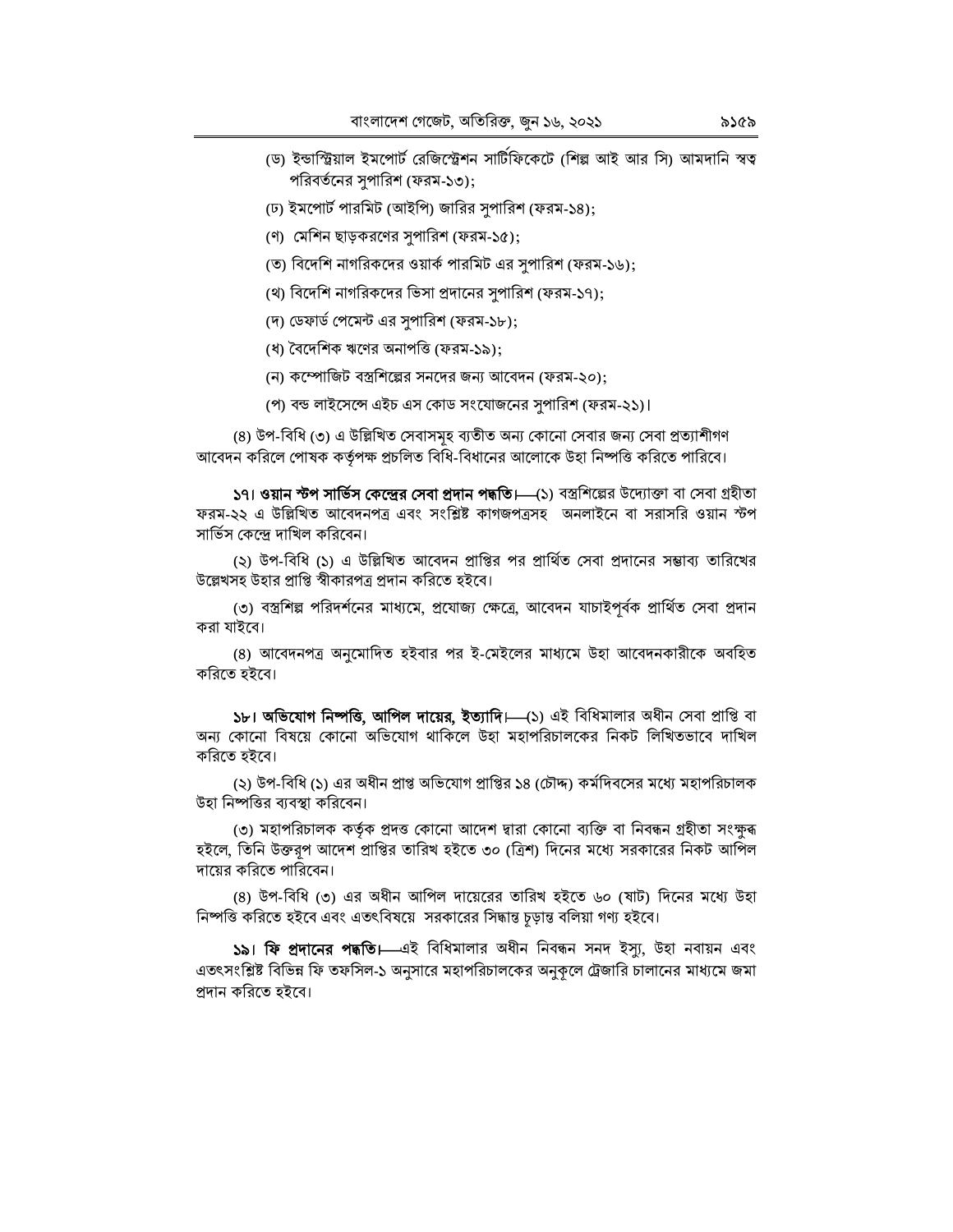(ড) ইন্ডাস্ট্রিয়াল ইমপোর্ট রেজিস্ট্রেশন সার্টিফিকেটে (শিল্প আই আর সি) আমদানি স্বত্ব পরিবর্তনের সুপারিশ (ফরম-১৩);

(ঢ) ইমপোর্ট পারমিট (আইপি) জারির সুপারিশ (ফরম-১৪);

(ণ) মেশিন ছাড়করণের সুপারিশ (ফরম-১৫);

(ত) বিদেশি নাগরিকদের ওয়ার্ক পারমিট এর সুপারিশ (ফরম-১৬);

(থ) বিদেশি নাগরিকদের ভিসা প্রদানের সুপারিশ (ফরম-১৭);

(দ) ডেফার্ড পেমেন্ট এর সুপারিশ (ফরম-১৮);

(ধ) বৈদেশিক ঋণের অনাপত্তি (ফরম-১৯);

(ন) কম্পোজিট বস্ত্রশিল্পের সনদের জন্য আবেদন (ফরম-২০);

(প) বন্ড লাইসেন্সে এইচ এস কোড সংযোজনের সুপারিশ (ফরম-২১)।

(৪) উপ-বিধি (৩) এ উল্লিখিত সেবাসমূহ ব্যতীত অন্য কোনো সেবার জন্য সেবা প্রত্যাশীগণ আবেদন করিলে পোষক কর্তৃপক্ষ প্রচলিত বিধি-বিধানের আলোকে উহা নিষ্পত্তি করিতে পারিবে।

**১৭। ওয়ান স্টপ সার্ভিস কেন্দ্রের সেবা প্রদান পদ্ধতি।**—(১) বস্ত্রশিল্পের উদ্যোক্তা বা সেবা গ্রহীতা ফরম-২২ এ উল্লিখিত আবেদনপত্র এবং সংশ্লিষ্ট কাগজপত্রসহ অনলাইনে বা সরাসরি ওয়ান স্টপ সার্ভিস কেন্দ্রে দাখিল করিবেন।

(২) উপ-বিধি (১) এ উল্লিখিত আবেদন প্রাপ্তির পর প্রার্থিত সেবা প্রদানের সম্ভাব্য তারিখের উল্লেখসহ উহার প্রাপ্তি স্বীকারপত্র প্রদান করিতে হইবে।

(৩) বস্ত্রশিল্প পরিদর্শনের মাধ্যমে, প্রযোজ্য ক্ষেত্রে, আবেদন যাচাইপূর্বক প্রার্থিত সেবা প্রদান করা যাইবে।

(৪) আবেদনপত্র অনুমোদিত হইবার পর ই-মেইলের মাধ্যমে উহা আবেদনকারীকে অবহিত করিতে হইবে।

**১৮। অভিযোগ নিষ্পত্তি, আপিল দায়ের, ইত্যাদি।**—(১) এই বিধিমালার অধীন সেবা প্রাপ্তি বা অন্য কোনো বিষয়ে কোনো অভিযোগ থাকিলে উহা মহাপরিচালকের নিকট লিখিতভাবে দাখিল করিতে হইবে।

(২) উপ-বিধি (১) এর অধীন প্রাপ্ত অভিযোগ প্রাপ্তির ১৪ (চৌদ্দ) কর্মদিবসের মধ্যে মহাপরিচালক উহা নিষ্পত্তির ব্যবস্থা করিবেন।

(৩) মহাপরিচালক কর্তৃক প্রদত্ত কোনো আদেশ দ্বারা কোনো ব্যক্তি বা নিবন্ধন গ্রহীতা সংক্ষুব্ধ হইলে, তিনি উক্তরূপ আদেশ প্রাপ্তির তারিখ হইতে ৩০ (ত্রিশ) দিনের মধ্যে সরকারের নিকট আপিল দায়ের করিতে পারিবেন।

(৪) উপ-বিধি (৩) এর অধীন আপিল দায়েরের তারিখ হইতে ৬০ (ষাট) দিনের মধ্যে উহা নিষ্পত্তি করিতে হইবে এবং এতৎবিষয়ে সরকারের সিদ্ধান্ত চূড়ান্ত বলিয়া গণ্য হইবে।

**১৯। ফি প্রদানের পদ্ধতি।**—এই বিধিমালার অধীন নিবন্ধন সনদ ইস্যু, উহা নবায়ন এবং এতৎসংশ্লিষ্ট বিভিন্ন ফি তফসিল-১ অনুসারে মহাপরিচালকের অনুকূলে ট্রেজারি চালানের মাধ্যমে জমা প্রদান করিতে হইবে।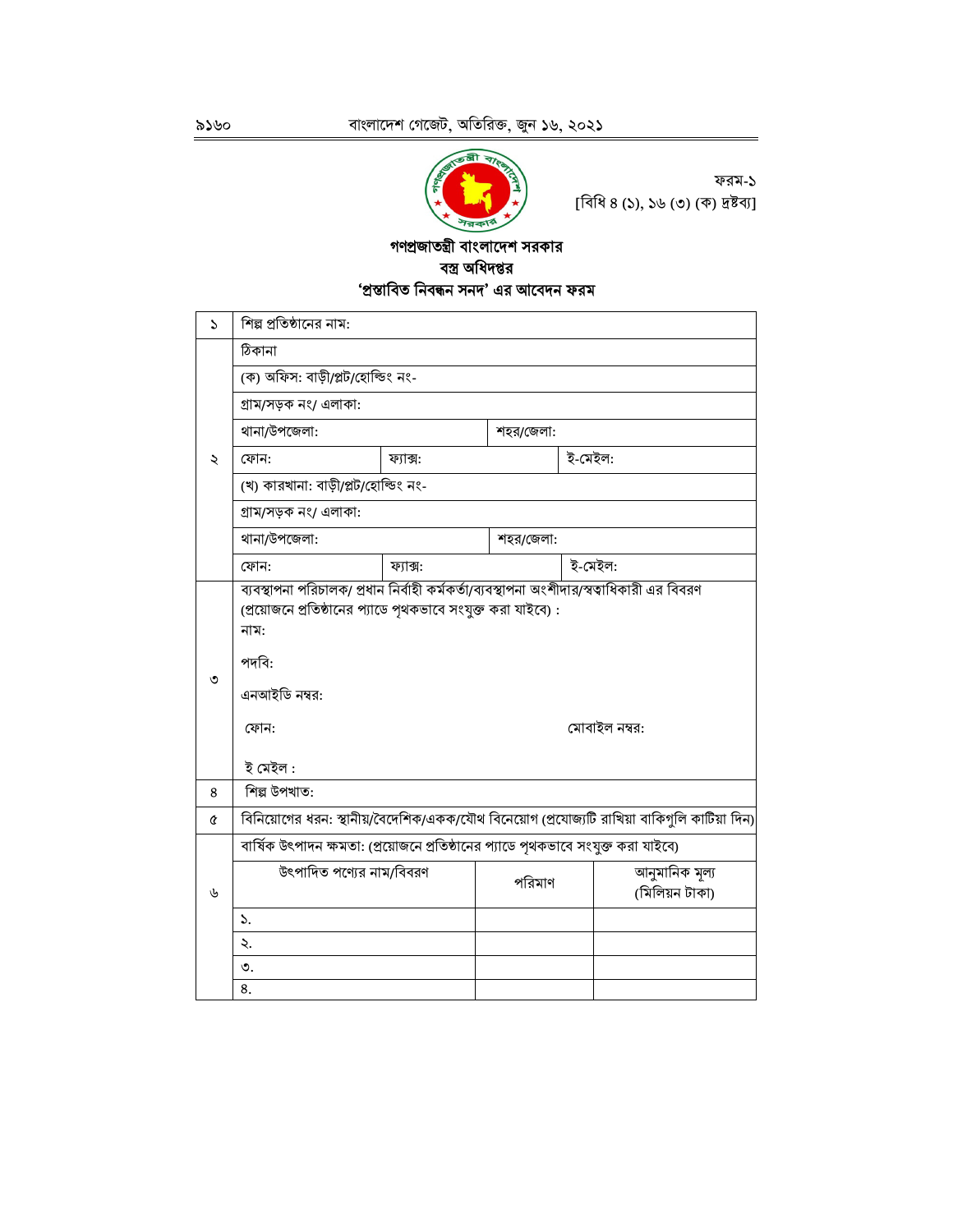ফরম-১
[বিধি ৪ (১), ১৬ (৩) (ক) দ্রষ্টব্য]

**গণপ্রজাতন্ত্রী বাংলাদেশ সরকার**
**বস্ত্র অধিদপ্তর**
**'প্রস্তাবিত নিবন্ধন সনদ' এর আবেদন ফরম**

| | | | | |
|---|---|---|---|---|
| ১ | শিল্প প্রতিষ্ঠানের নাম: | | | |
| ২ | ঠিকানা | | | |
| | (ক) অফিস: বাড়ী/প্লট/হোল্ডিং নং- | | | |
| | গ্রাম/সড়ক নং/ এলাকা: | | | |
| | থানা/উপজেলা: | | শহর/জেলা: | |
| | ফোন: | ফ্যাক্স: | | ই-মেইল: |
| | (খ) কারখানা: বাড়ী/প্লট/হোল্ডিং নং- | | | |
| | গ্রাম/সড়ক নং/ এলাকা: | | | |
| | থানা/উপজেলা: | | শহর/জেলা: | |
| | ফোন: | ফ্যাক্স: | | ই-মেইল: |
| ৩ | ব্যবস্থাপনা পরিচালক/ প্রধান নির্বাহী কর্মকর্তা/ব্যবস্থাপনা অংশীদার/স্বত্বাধিকারী এর বিবরণ (প্রয়োজনে প্রতিষ্ঠানের প্যাডে পৃথকভাবে সংযুক্ত করা যাইবে) : নাম: পদবি: এনআইডি নম্বর: ফোন: মোবাইল নম্বর: ই মেইল : | | | |
| ৪ | শিল্প উপখাত: | | | |
| ৫ | বিনিয়োগের ধরন: স্থানীয়/বৈদেশিক/একক/যৌথ বিনিয়োগ (প্রযোজ্যটি রাখিয়া বাকিগুলি কাটিয়া দিন) | | | |
| ৬ | বার্ষিক উৎপাদন ক্ষমতা: (প্রয়োজনে প্রতিষ্ঠানের প্যাডে পৃথকভাবে সংযুক্ত করা যাইবে) | | | |
| | উৎপাদিত পণ্যের নাম/বিবরণ | পরিমাণ | আনুমানিক মূল্য (মিলিয়ন টাকা) | |
| | ১. | | | |
| | ২. | | | |
| | ৩. | | | |
| | ৪. | | | |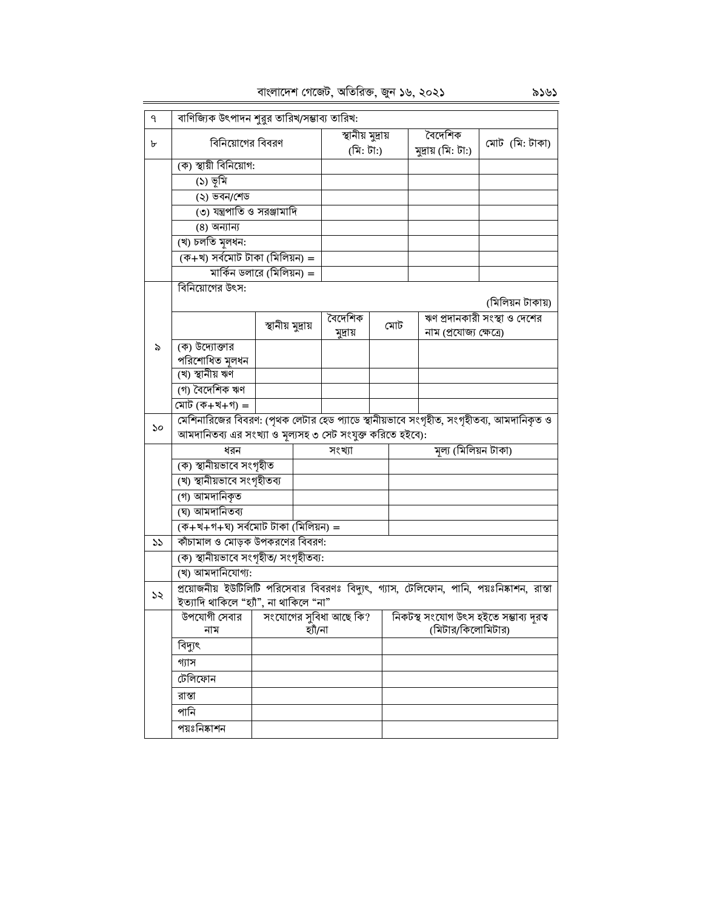| ৭ | বাণিজ্যিক উৎপাদন শুরুর তারিখ/সম্ভাব্য তারিখ: | | | |
|---|---|---|---|---|
| ৮ | বিনিয়োগের বিবরণ | স্থানীয় মুদ্রায় (মি: টা:) | বৈদেশিক মুদ্রায় (মি: টা:) | মোট (মি: টাকা) |
| | (ক) স্থায়ী বিনিয়োগ: | | | |
| | (১) ভূমি | | | |
| | (২) ভবন/শেড | | | |
| | (৩) যন্ত্রপাতি ও সরঞ্জামাদি | | | |
| | (৪) অন্যান্য | | | |
| | (খ) চলতি মূলধন: | | | |
| | (ক+খ) সর্বমোট টাকা (মিলিয়ন) = | | | |
| | মার্কিন ডলারে (মিলিয়ন) = | | | |

| ৯ | বিনিয়োগের উৎস: (মিলিয়ন টাকায়) | | | | |
|---|---|---|---|---|---|
| | | স্থানীয় মুদ্রায় | বৈদেশিক মুদ্রায় | মোট | ঋণ প্রদানকারী সংস্থা ও দেশের নাম (প্রযোজ্য ক্ষেত্রে) |
| | (ক) উদ্যোক্তার পরিশোধিত মূলধন | | | | |
| | (খ) স্থানীয় ঋণ | | | | |
| | (গ) বৈদেশিক ঋণ | | | | |
| | মোট (ক+খ+গ) = | | | | |

| ১০ | মেশিনারিজের বিবরণ: (পৃথক লেটার হেড প্যাডে স্থানীয়ভাবে সংগৃহীত, সংগৃহীতব্য, আমদানিকৃত ও আমদানিতব্য এর সংখ্যা ও মূল্যসহ ৩ সেট সংযুক্ত করিতে হইবে): | | |
|---|---|---|---|
| | ধরন | সংখ্যা | মূল্য (মিলিয়ন টাকা) |
| | (ক) স্থানীয়ভাবে সংগৃহীত | | |
| | (খ) স্থানীয়ভাবে সংগৃহীতব্য | | |
| | (গ) আমদানিকৃত | | |
| | (ঘ) আমদানিতব্য | | |
| | (ক+খ+গ+ঘ) সর্বমোট টাকা (মিলিয়ন) = | | |

| ১১ | কাঁচামাল ও মোড়ক উপকরণের বিবরণ: |
|---|---|
| | (ক) স্থানীয়ভাবে সংগৃহীত/ সংগৃহীতব্য: |
| | (খ) আমদানিযোগ্য: |

| ১২ | প্রয়োজনীয় ইউটিলিটি পরিসেবার বিবরণঃ বিদ্যুৎ, গ্যাস, টেলিফোন, পানি, পয়ঃনিষ্কাশন, রাস্তা ইত্যাদি থাকিলে "হ্যাঁ", না থাকিলে "না" | | |
|---|---|---|---|
| | উপযোগী সেবার নাম | সংযোগের সুবিধা আছে কি? হ্যাঁ/না | নিকটস্থ সংযোগ উৎস হইতে সম্ভাব্য দূরত্ব (মিটার/কিলোমিটার) |
| | বিদ্যুৎ | | |
| | গ্যাস | | |
| | টেলিফোন | | |
| | রাস্তা | | |
| | পানি | | |
| | পয়ঃনিষ্কাশন | | |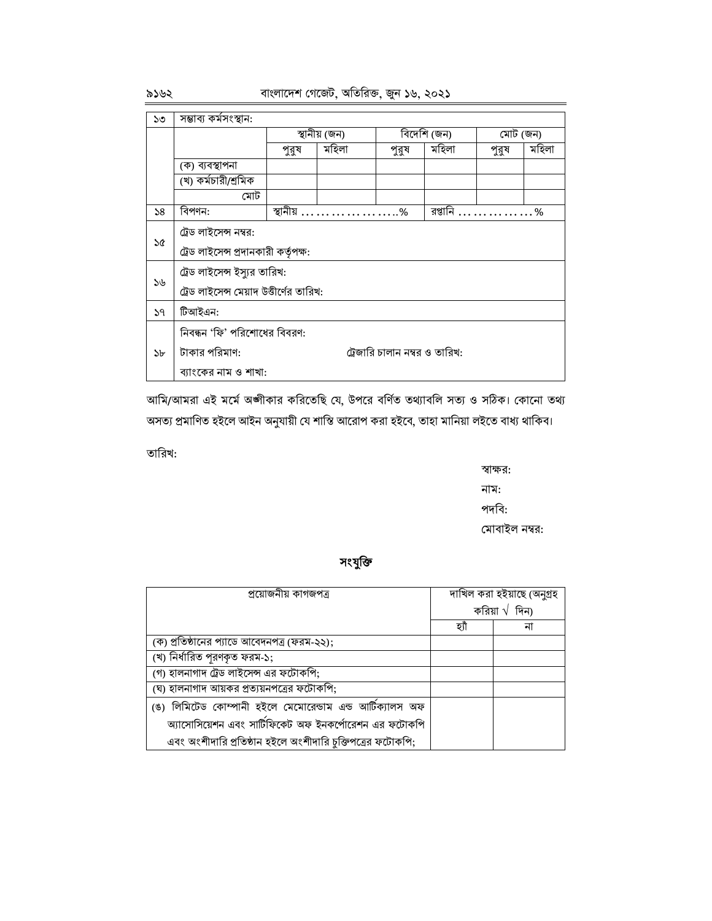| ১৩ | সম্ভাব্য কর্মসংস্থান: | | | | | | |
|---|---|---|---|---|---|---|---|
| | | স্থানীয় (জন) | | বিদেশি (জন) | | মোট (জন) | |
| | | পুরুষ | মহিলা | পুরুষ | মহিলা | পুরুষ | মহিলা |
| | (ক) ব্যবস্থাপনা | | | | | | |
| | (খ) কর্মচারী/শ্রমিক | | | | | | |
| | মোট | | | | | | |
| ১৪ | বিপণন: | স্থানীয় ...................% | | | রপ্তানি ..............% | | |
| ১৫ | ট্রেড লাইসেন্স নম্বর:<br>ট্রেড লাইসেন্স প্রদানকারী কর্তৃপক্ষ: | | | | | | |
| ১৬ | ট্রেড লাইসেন্স ইস্যুর তারিখ:<br>ট্রেড লাইসেন্স মেয়াদ উত্তীর্ণের তারিখ: | | | | | | |
| ১৭ | টিআইএন: | | | | | | |
| ১৮ | নিবন্ধন 'ফি' পরিশোধের বিবরণ:<br>টাকার পরিমাণ: ট্রেজারি চালান নম্বর ও তারিখ:<br>ব্যাংকের নাম ও শাখা: | | | | | | |

আমি/আমরা এই মর্মে অঙ্গীকার করিতেছি যে, উপরে বর্ণিত তথ্যাবলি সত্য ও সঠিক। কোনো তথ্য অসত্য প্রমাণিত হইলে আইন অনুযায়ী যে শাস্তি আরোপ করা হইবে, তাহা মানিয়া লইতে বাধ্য থাকিব।

তারিখ:

স্বাক্ষর:

নাম:

পদবি:

মোবাইল নম্বর:

## সংযুক্তি

| প্রয়োজনীয় কাগজপত্র | দাখিল করা হইয়াছে (অনুগ্রহ করিয়া √ দিন) | |
|---|---|---|
| | হ্যাঁ | না |
| (ক) প্রতিষ্ঠানের প্যাডে আবেদনপত্র (ফরম-২২); | | |
| (খ) নির্ধারিত পূরণকৃত ফরম-১; | | |
| (গ) হালনাগাদ ট্রেড লাইসেন্স এর ফটোকপি; | | |
| (ঘ) হালনাগাদ আয়কর প্রত্যয়নপত্রের ফটোকপি; | | |
| (ঙ) লিমিটেড কোম্পানী হইলে মেমোরেন্ডাম এন্ড আর্টিক্যালস অফ অ্যাসোসিয়েশন এবং সার্টিফিকেট অফ ইনকর্পোরেশন এর ফটোকপি এবং অংশীদারি প্রতিষ্ঠান হইলে অংশীদারি চুক্তিপত্রের ফটোকপি; | | |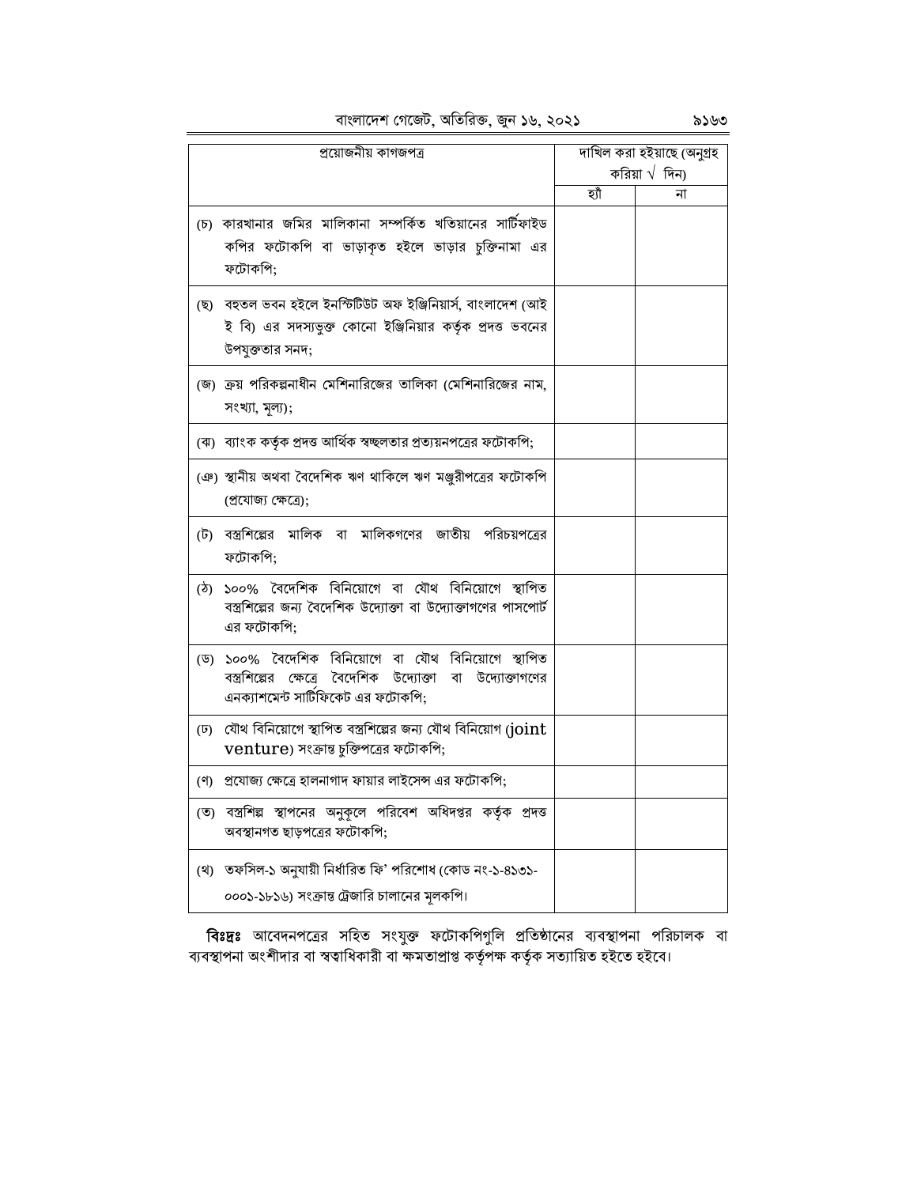| প্রয়োজনীয় কাগজপত্র | দাখিল করা হইয়াছে (অনুগ্রহ করিয়া √ দিন) | |
|---|---|---|
| | হ্যাঁ | না |
| (চ) কারখানার জমির মালিকানা সম্পর্কিত খতিয়ানের সার্টিফাইড কপির ফটোকপি বা ভাড়াকৃত হইলে ভাড়ার চুক্তিনামা এর ফটোকপি; | | |
| (ছ) বহুতল ভবন হইলে ইনস্টিটিউট অফ ইঞ্জিনিয়ার্স, বাংলাদেশ (আই ই বি) এর সদস্যভুক্ত কোনো ইঞ্জিনিয়ার কর্তৃক প্রদত্ত ভবনের উপযুক্ততার সনদ; | | |
| (জ) ক্রয় পরিকল্পনাধীন মেশিনারিজের তালিকা (মেশিনারিজের নাম, সংখ্যা, মূল্য); | | |
| (ঝ) ব্যাংক কর্তৃক প্রদত্ত আর্থিক স্বচ্ছলতার প্রত্যয়নপত্রের ফটোকপি; | | |
| (ঞ) স্থানীয় অথবা বৈদেশিক ঋণ থাকিলে ঋণ মঞ্জুরীপত্রের ফটোকপি (প্রযোজ্য ক্ষেত্রে); | | |
| (ট) বস্ত্রশিল্পের মালিক বা মালিকগণের জাতীয় পরিচয়পত্রের ফটোকপি; | | |
| (ঠ) ১০০% বৈদেশিক বিনিয়োগে বা যৌথ বিনিয়োগে স্থাপিত বস্ত্রশিল্পের জন্য বৈদেশিক উদ্যোক্তা বা উদ্যোক্তাগণের পাসপোর্ট এর ফটোকপি; | | |
| (ড) ১০০% বৈদেশিক বিনিয়োগে বা যৌথ বিনিয়োগে স্থাপিত বস্ত্রশিল্পের ক্ষেত্রে বৈদেশিক উদ্যোক্তা বা উদ্যোক্তাগণের এনক্যাশমেন্ট সার্টিফিকেট এর ফটোকপি; | | |
| (ঢ) যৌথ বিনিয়োগে স্থাপিত বস্ত্রশিল্পের জন্য যৌথ বিনিয়োগ (joint venture) সংক্রান্ত চুক্তিপত্রের ফটোকপি; | | |
| (ণ) প্রযোজ্য ক্ষেত্রে হালনাগাদ ফায়ার লাইসেন্স এর ফটোকপি; | | |
| (ত) বস্ত্রশিল্প স্থাপনের অনুকূলে পরিবেশ অধিদপ্তর কর্তৃক প্রদত্ত অবস্থানগত ছাড়পত্রের ফটোকপি; | | |
| (থ) তফসিল-১ অনুযায়ী নির্ধারিত ফি' পরিশোধ (কোড নং-১-৪১৩১-০০০১-১৮১৬) সংক্রান্ত ট্রেজারি চালানের মূলকপি। | | |

**বিঃদ্রঃ** আবেদনপত্রের সহিত সংযুক্ত ফটোকপিগুলি প্রতিষ্ঠানের ব্যবস্থাপনা পরিচালক বা ব্যবস্থাপনা অংশীদার বা স্বত্বাধিকারী বা ক্ষমতাপ্রাপ্ত কর্তৃপক্ষ কর্তৃক সত্যায়িত হইতে হইবে।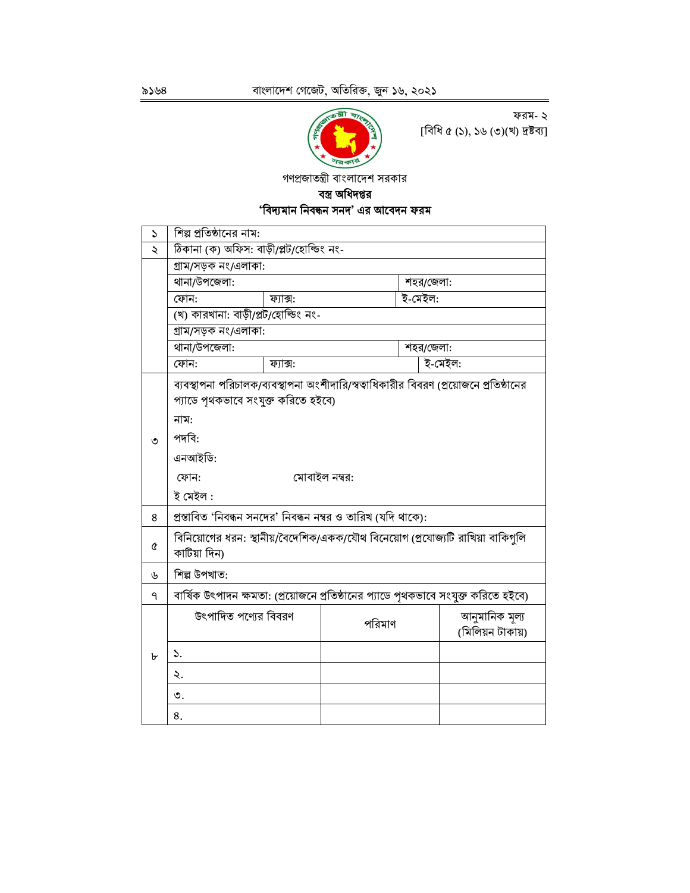ফরম- ২
[বিধি ৫ (১), ১৬ (৩)(খ) দ্রষ্টব্য]

গণপ্রজাতন্ত্রী বাংলাদেশ সরকার

**বস্ত্র অধিদপ্তর**

**'বিদ্যমান নিবন্ধন সনদ' এর আবেদন ফরম**

| | | | | |
|---|---|---|---|---|
| ১ | শিল্প প্রতিষ্ঠানের নাম: | | | |
| ২ | ঠিকানা (ক) অফিস: বাড়ী/প্লট/হোল্ডিং নং- | | | |
| | গ্রাম/সড়ক নং/এলাকা: | | | |
| | থানা/উপজেলা: | | শহর/জেলা: | |
| | ফোন: | ফ্যাক্স: | ই-মেইল: | |
| | (খ) কারখানা: বাড়ী/প্লট/হোল্ডিং নং- | | | |
| | গ্রাম/সড়ক নং/এলাকা: | | | |
| | থানা/উপজেলা: | | শহর/জেলা: | |
| | ফোন: | ফ্যাক্স: | ই-মেইল: | |
| ৩ | ব্যবস্থাপনা পরিচালক/ব্যবস্থাপনা অংশীদারি/স্বত্বাধিকারীর বিবরণ (প্রয়োজনে প্রতিষ্ঠানের প্যাডে পৃথকভাবে সংযুক্ত করিতে হইবে)<br>নাম:<br>পদবি:<br>এনআইডি:<br>ফোন: মোবাইল নম্বর:<br>ই মেইল : | | | |
| ৪ | প্রস্তাবিত 'নিবন্ধন সনদের' নিবন্ধন নম্বর ও তারিখ (যদি থাকে): | | | |
| ৫ | বিনিয়োগের ধরন: স্থানীয়/বৈদেশিক/একক/যৌথ বিনেয়োগ (প্রযোজ্যটি রাখিয়া বাকিগুলি কাটিয়া দিন) | | | |
| ৬ | শিল্প উপখাত: | | | |
| ৭ | বার্ষিক উৎপাদন ক্ষমতা: (প্রয়োজনে প্রতিষ্ঠানের প্যাডে পৃথকভাবে সংযুক্ত করিতে হইবে) | | | |
| ৮ | উৎপাদিত পণ্যের বিবরণ | পরিমাণ | আনুমানিক মূল্য (মিলিয়ন টাকায়) | |
| | ১. | | | |
| | ২. | | | |
| | ৩. | | | |
| | ৪. | | | |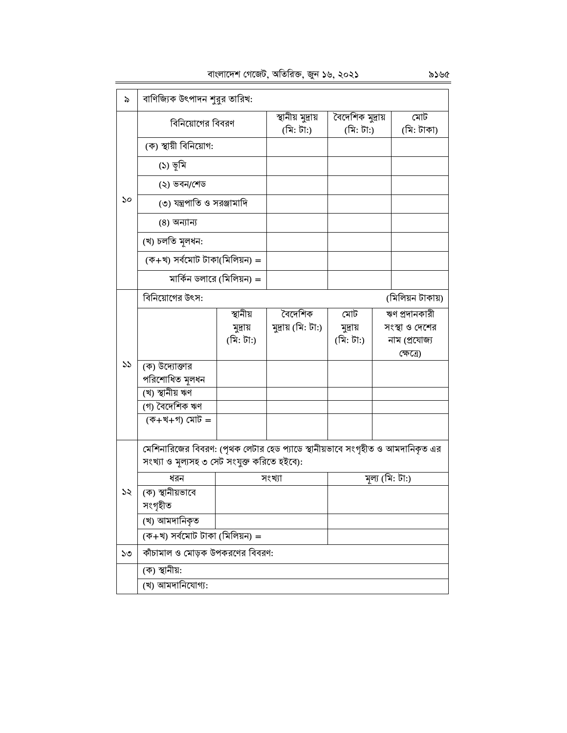| ৯ | বাণিজ্যিক উৎপাদন শুরুর তারিখ: | | | |
|---|---|---|---|---|
| ১০ | বিনিয়োগের বিবরণ | স্থানীয় মুদ্রায় (মি: টা:) | বৈদেশিক মুদ্রায় (মি: টা:) | মোট (মি: টাকা) |
| | (ক) স্থায়ী বিনিয়োগ: | | | |
| | (১) ভূমি | | | |
| | (২) ভবন/শেড | | | |
| | (৩) যন্ত্রপাতি ও সরঞ্জামাদি | | | |
| | (৪) অন্যান্য | | | |
| | (খ) চলতি মূলধন: | | | |
| | (ক+খ) সর্বমোট টাকা(মিলিয়ন) = | | | |
| | মার্কিন ডলারে (মিলিয়ন) = | | | |

| ১১ | বিনিয়োগের উৎস: | | | | (মিলিয়ন টাকায়) |
|---|---|---|---|---|---|
| | | স্থানীয় মুদ্রায় (মি: টা:) | বৈদেশিক মুদ্রায় (মি: টা:) | মোট মুদ্রায় (মি: টা:) | ঋণ প্রদানকারী সংস্থা ও দেশের নাম (প্রযোজ্য ক্ষেত্রে) |
| | (ক) উদ্যোক্তার পরিশোধিত মূলধন | | | | |
| | (খ) স্থানীয় ঋণ | | | | |
| | (গ) বৈদেশিক ঋণ | | | | |
| | (ক+খ+গ) মোট = | | | | |

| ১২ | মেশিনারিজের বিবরণ: (পৃথক লেটার হেড প্যাডে স্থানীয়ভাবে সংগৃহীত ও আমদানিকৃত এর সংখ্যা ও মূল্যসহ ৩ সেট সংযুক্ত করিতে হইবে): | | |
|---|---|---|---|
| | ধরন | সংখ্যা | মূল্য (মি: টা:) |
| | (ক) স্থানীয়ভাবে সংগৃহীত | | |
| | (খ) আমদানিকৃত | | |
| | (ক+খ) সর্বমোট টাকা (মিলিয়ন) = | | |

| ১৩ | কাঁচামাল ও মোড়ক উপকরণের বিবরণ: |
|---|---|
| | (ক) স্থানীয়: |
| | (খ) আমদানিযোগ্য: |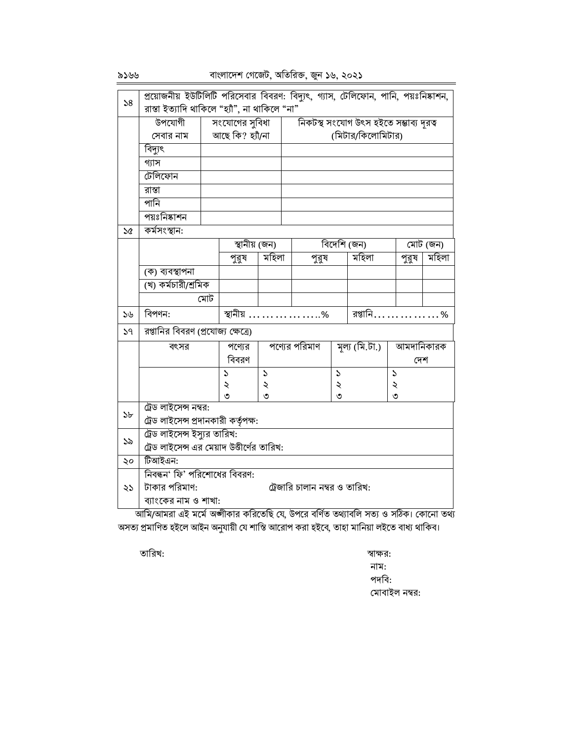| ১৪ | প্রয়োজনীয় ইউটিলিটি পরিসেবার বিবরণ: বিদ্যুৎ, গ্যাস, টেলিফোন, পানি, পয়ঃনিষ্কাশন, রাস্তা ইত্যাদি থাকিলে "হ্যাঁ", না থাকিলে "না" | | |
|---|---|---|---|
| | উপযোগী সেবার নাম | সংযোগের সুবিধা আছে কি? হ্যাঁ/না | নিকটস্থ সংযোগ উৎস হইতে সম্ভাব্য দূরত্ব (মিটার/কিলোমিটার) |
| | বিদ্যুৎ | | |
| | গ্যাস | | |
| | টেলিফোন | | |
| | রাস্তা | | |
| | পানি | | |
| | পয়ঃনিষ্কাশন | | |

| ১৫ | কর্মসংস্থান: | | | | | | |
|---|---|---|---|---|---|---|---|
| | | স্থানীয় (জন) | | বিদেশি (জন) | | মোট (জন) | |
| | | পুরুষ | মহিলা | পুরুষ | মহিলা | পুরুষ | মহিলা |
| | (ক) ব্যবস্থাপনা | | | | | | |
| | (খ) কর্মচারী/শ্রমিক | | | | | | |
| | মোট | | | | | | |

| ১৬ | বিপণন: | স্থানীয় ...............% | রপ্তানি...............% |
|---|---|---|---|

| ১৭ | রপ্তানির বিবরণ (প্রযোজ্য ক্ষেত্রে) | | | | |
|---|---|---|---|---|---|
| | বৎসর | পণ্যের বিবরণ | পণ্যের পরিমাণ | মূল্য (মি.টা.) | আমদানিকারক দেশ |
| | | ১<br>২<br>৩ | ১<br>২<br>৩ | ১<br>২<br>৩ | ১<br>২<br>৩ |

| ১৮ | ট্রেড লাইসেন্স নম্বর:<br>ট্রেড লাইসেন্স প্রদানকারী কর্তৃপক্ষ: |
|---|---|
| ১৯ | ট্রেড লাইসেন্স ইস্যুর তারিখ:<br>ট্রেড লাইসেন্স এর মেয়াদ উত্তীর্ণের তারিখ: |
| ২০ | টিআইএন: |
| ২১ | নিবন্ধন' ফি' পরিশোধের বিবরণ:<br>টাকার পরিমাণ: ট্রেজারি চালান নম্বর ও তারিখ:<br>ব্যাংকের নাম ও শাখা: |

আমি/আমরা এই মর্মে অঙ্গীকার করিতেছি যে, উপরে বর্ণিত তথ্যাবলি সত্য ও সঠিক। কোনো তথ্য অসত্য প্রমাণিত হইলে আইন অনুযায়ী যে শাস্তি আরোপ করা হইবে, তাহা মানিয়া লইতে বাধ্য থাকিব।

তারিখ:

স্বাক্ষর:
নাম:
পদবি:
মোবাইল নম্বর: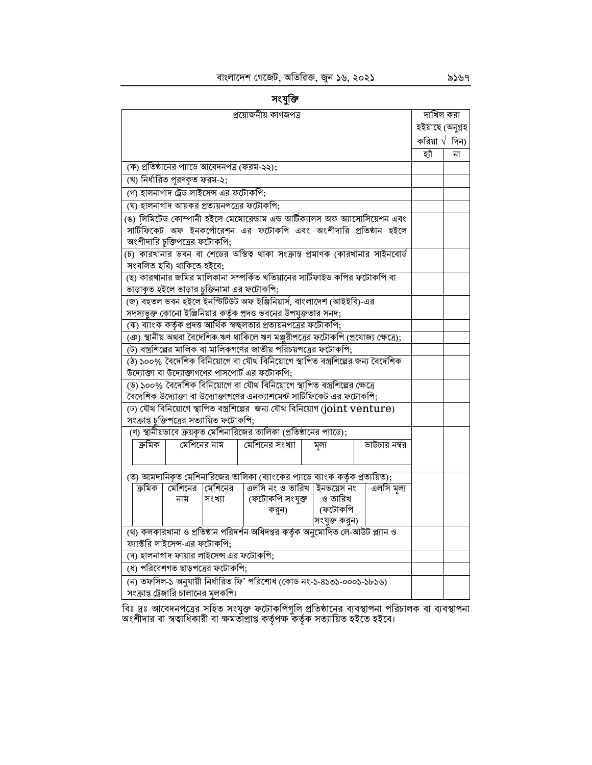## সংযুক্তি

| প্রয়োজনীয় কাগজপত্র | দাখিল করা হইয়াছে (অনুগ্রহ করিয়া √ দিন) | |
|---|---|---|
| | হ্যাঁ | না |
| (ক) প্রতিষ্ঠানের প্যাডে আবেদনপত্র (ফরম-২২); | | |
| (খ) নির্ধারিত পূরণকৃত ফরম-২; | | |
| (গ) হালনাগাদ ট্রেড লাইসেন্স এর ফটোকপি; | | |
| (ঘ) হালনাগাদ আয়কর প্রত্যয়নপত্রের ফটোকপি; | | |
| (ঙ) লিমিটেড কোম্পানী হইলে মেমোরেন্ডাম এন্ড আর্টিক্যালস অফ অ্যাসোসিয়েশন এবং সার্টিফিকেট অফ ইনকর্পোরেশন এর ফটোকপি এবং অংশীদারি প্রতিষ্ঠান হইলে অংশীদারি চুক্তিপত্রের ফটোকপি; | | |
| (চ) কারখানার ভবন বা শেডের অস্তিত্ব থাকা সংক্রান্ত প্রমাণক (কারখানার সাইনবোর্ড সংবলিত ছবি) থাকিতে হইবে; | | |
| (ছ) কারখানার জমির মালিকানা সম্পর্কিত খতিয়ানের সার্টিফাইড কপির ফটোকপি বা ভাড়াকৃত হইলে ভাড়ার চুক্তিনামা এর ফটোকপি; | | |
| (জ) বহুতল ভবন হইলে ইনস্টিটিউট অফ ইঞ্জিনিয়ার্স, বাংলাদেশ (আইইবি)-এর সদস্যভুক্ত কোনো ইঞ্জিনিয়ার কর্তৃক প্রদত্ত ভবনের উপযুক্ততার সনদ; | | |
| (ঝ) ব্যাংক কর্তৃক প্রদত্ত আর্থিক স্বচ্ছলতার প্রত্যয়নপত্রের ফটোকপি; | | |
| (ঞ) স্থানীয় অথবা বৈদেশিক ঋণ থাকিলে ঋণ মঞ্জুরীপত্রের ফটোকপি (প্রযোজ্য ক্ষেত্রে); | | |
| (ট) বস্ত্রশিল্পের মালিক বা মালিকগণের জাতীয় পরিচয়পত্রের ফটোকপি; | | |
| (ঠ) ১০০% বৈদেশিক বিনিয়োগে বা যৌথ বিনিয়োগে স্থাপিত বস্ত্রশিল্পের জন্য বৈদেশিক উদ্যোক্তা বা উদ্যোক্তাগণের পাসপোর্ট এর ফটোকপি; | | |
| (ড) ১০০% বৈদেশিক বিনিয়োগে বা যৌথ বিনিয়োগে স্থাপিত বস্ত্রশিল্পের ক্ষেত্রে বৈদেশিক উদ্যোক্তা বা উদ্যোক্তাগণের এনক্যাশমেন্ট সার্টিফিকেট এর ফটোকপি; | | |
| (ঢ) যৌথ বিনিয়োগে স্থাপিত বস্ত্রশিল্পের জন্য যৌথ বিনিয়োগ (joint venture) সংক্রান্ত চুক্তিপত্রের সত্যায়িত ফটোকপি; | | |
| (ণ) স্থানীয়ভাবে ক্রয়কৃত মেশিনারিজের তালিকা (প্রতিষ্ঠানের প্যাডে);<br>ক্রমিক \| মেশিনের নাম \| মেশিনের সংখ্যা \| মূল্য \| ভাউচার নম্বর | | |
| (ত) আমদানিকৃত মেশিনারিজের তালিকা (ব্যাংকের প্যাডে ব্যাংক কর্তৃক প্রত্যয়িত);<br>ক্রমিক \| মেশিনের নাম \| মেশিনের সংখ্যা \| এলসি নং ও তারিখ (ফটোকপি সংযুক্ত করুন) \| ইনভয়েস নং ও তারিখ (ফটোকপি সংযুক্ত করুন) \| এলসি মূল্য | | |
| (থ) কলকারখানা ও প্রতিষ্ঠান পরিদর্শন অধিদপ্তর কর্তৃক অনুমোদিত লে-আউট প্ল্যান ও ফ্যাক্টরি লাইসেন্স-এর ফটোকপি; | | |
| (দ) হালনাগাদ ফায়ার লাইসেন্স এর ফটোকপি; | | |
| (ধ) পরিবেশগত ছাড়পত্রের ফটোকপি; | | |
| (ন) তফসিল-১ অনুযায়ী নির্ধারিত ফি' পরিশোধ (কোড নং-১-৪১৩১-০০০১-১৮১৬) সংক্রান্ত ট্রেজারি চালানের মূলকপি। | | |

বিঃ দ্রঃ আবেদনপত্রের সহিত সংযুক্ত ফটোকপিগুলি প্রতিষ্ঠানের ব্যবস্থাপনা পরিচালক বা ব্যবস্থাপনা অংশীদার বা স্বত্বাধিকারী বা ক্ষমতাপ্রাপ্ত কর্তৃপক্ষ কর্তৃক সত্যায়িত হইতে হইবে।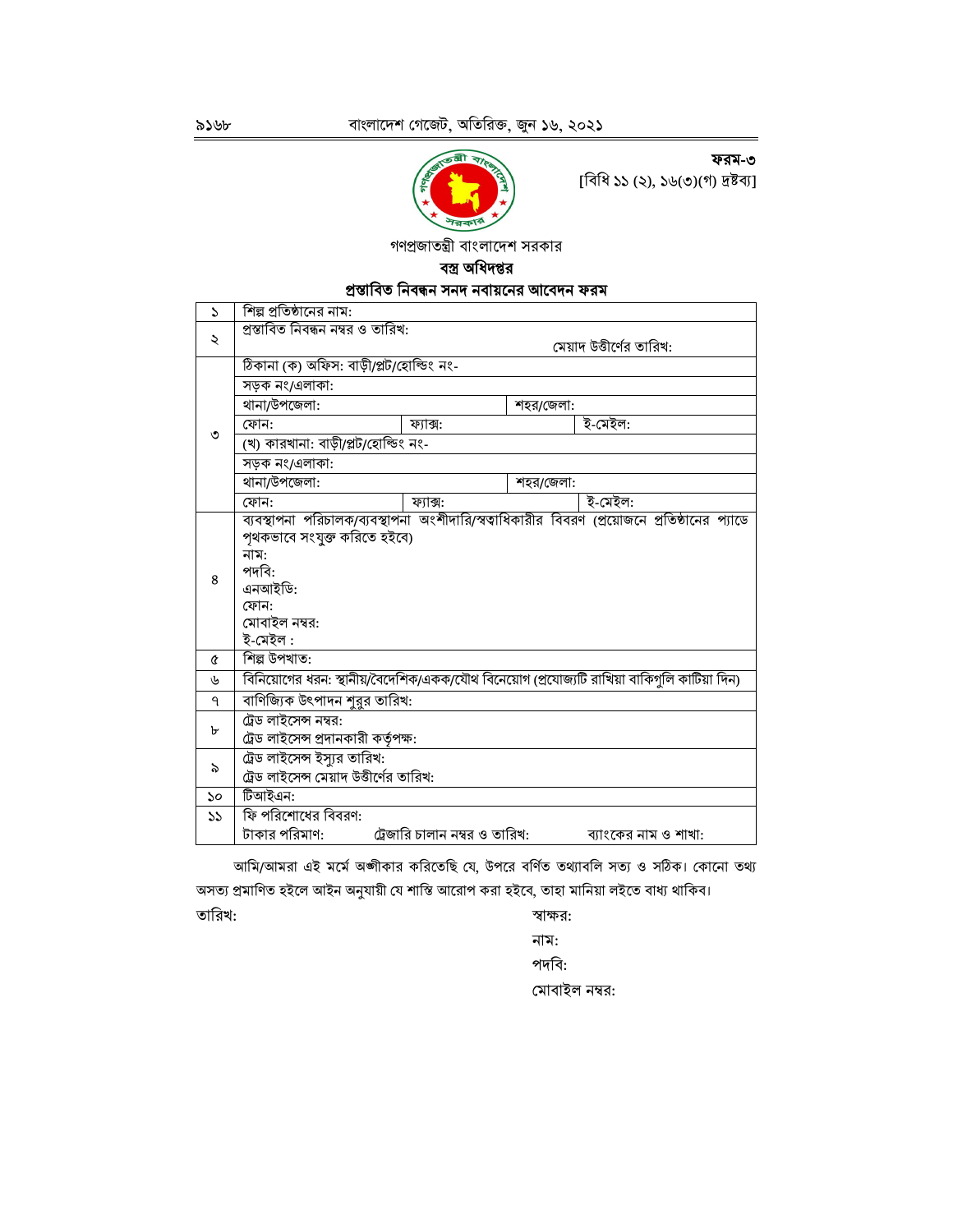**ফরম-৩**
[বিধি ১১ (২), ১৬(৩)(গ) দ্রষ্টব্য]

গণপ্রজাতন্ত্রী বাংলাদেশ সরকার

**বস্ত্র অধিদপ্তর**

**প্রস্তাবিত নিবন্ধন সনদ নবায়নের আবেদন ফরম**

| | | | | |
|---|---|---|---|---|
| ১ | শিল্প প্রতিষ্ঠানের নাম: | | | |
| ২ | প্রস্তাবিত নিবন্ধন নম্বর ও তারিখ: | | | মেয়াদ উত্তীর্ণের তারিখ: |
| ৩ | ঠিকানা (ক) অফিস: বাড়ী/প্লট/হোল্ডিং নং- | | | |
| | সড়ক নং/এলাকা: | | | |
| | থানা/উপজেলা: | | শহর/জেলা: | |
| | ফোন: | ফ্যাক্স: | | ই-মেইল: |
| | (খ) কারখানা: বাড়ী/প্লট/হোল্ডিং নং- | | | |
| | সড়ক নং/এলাকা: | | | |
| | থানা/উপজেলা: | | শহর/জেলা: | |
| | ফোন: | ফ্যাক্স: | | ই-মেইল: |
| ৪ | ব্যবস্থাপনা পরিচালক/ব্যবস্থাপনা অংশীদারি/স্বত্বাধিকারীর বিবরণ (প্রয়োজনে প্রতিষ্ঠানের প্যাডে পৃথকভাবে সংযুক্ত করিতে হইবে)<br>নাম:<br>পদবি:<br>এনআইডি:<br>ফোন:<br>মোবাইল নম্বর:<br>ই-মেইল : | | | |
| ৫ | শিল্প উপখাত: | | | |
| ৬ | বিনিয়োগের ধরন: স্থানীয়/বৈদেশিক/একক/যৌথ বিনেয়োগ (প্রযোজ্যটি রাখিয়া বাকিগুলি কাটিয়া দিন) | | | |
| ৭ | বাণিজ্যিক উৎপাদন শুরুর তারিখ: | | | |
| ৮ | ট্রেড লাইসেন্স নম্বর:<br>ট্রেড লাইসেন্স প্রদানকারী কর্তৃপক্ষ: | | | |
| ৯ | ট্রেড লাইসেন্স ইস্যুর তারিখ:<br>ট্রেড লাইসেন্স মেয়াদ উত্তীর্ণের তারিখ: | | | |
| ১০ | টিআইএন: | | | |
| ১১ | ফি পরিশোধের বিবরণ:<br>টাকার পরিমাণ: | ট্রেজারি চালান নম্বর ও তারিখ: | | ব্যাংকের নাম ও শাখা: |

আমি/আমরা এই মর্মে অঙ্গীকার করিতেছি যে, উপরে বর্ণিত তথ্যাবলি সত্য ও সঠিক। কোনো তথ্য অসত্য প্রমাণিত হইলে আইন অনুযায়ী যে শাস্তি আরোপ করা হইবে, তাহা মানিয়া লইতে বাধ্য থাকিব।

তারিখ:

স্বাক্ষর:

নাম:

পদবি:

মোবাইল নম্বর: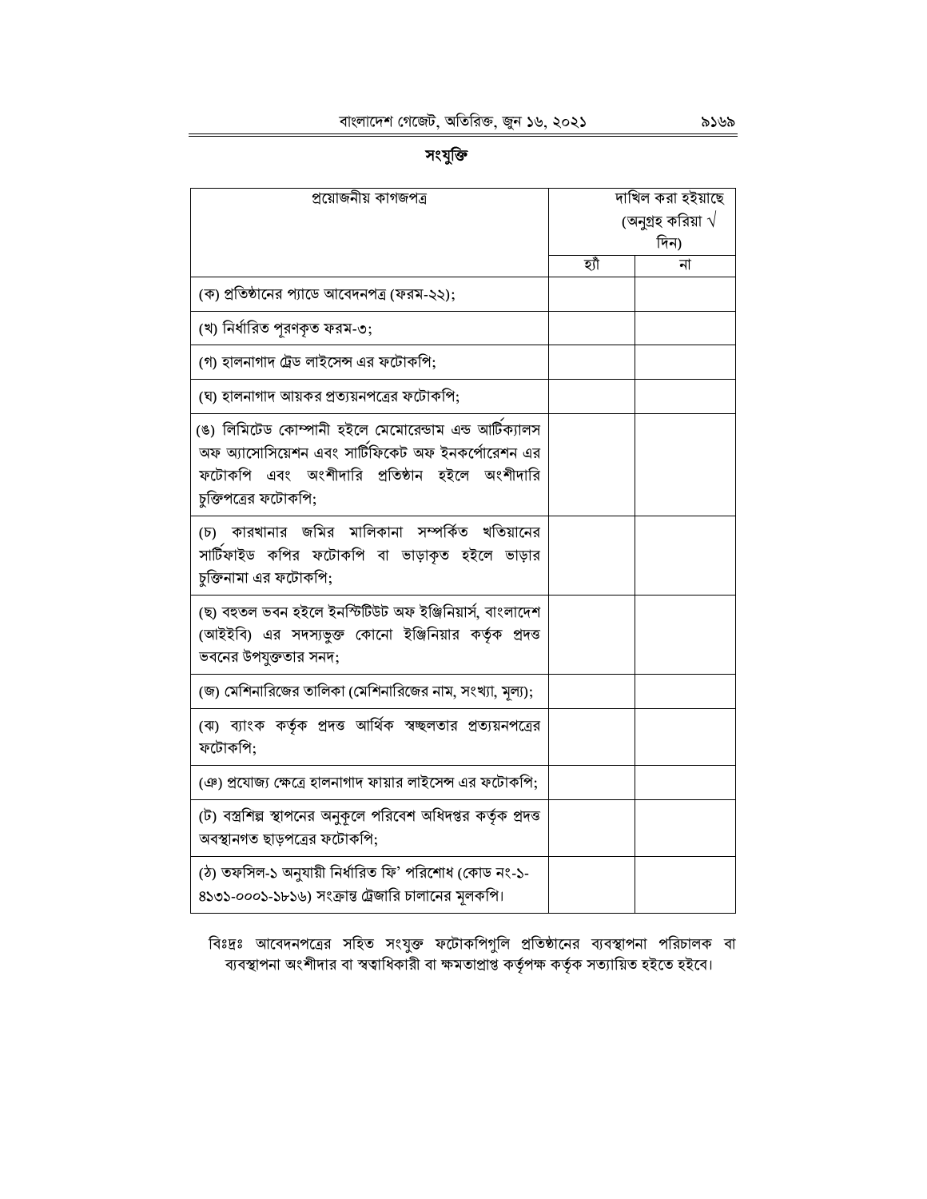## সংযুক্তি

| প্রয়োজনীয় কাগজপত্র | দাখিল করা হইয়াছে (অনুগ্রহ করিয়া √ দিন) | |
|---|---|---|
| | হ্যাঁ | না |
| (ক) প্রতিষ্ঠানের প্যাডে আবেদনপত্র (ফরম-২২); | | |
| (খ) নির্ধারিত পূরণকৃত ফরম-৩; | | |
| (গ) হালনাগাদ ট্রেড লাইসেন্স এর ফটোকপি; | | |
| (ঘ) হালনাগাদ আয়কর প্রত্যয়নপত্রের ফটোকপি; | | |
| (ঙ) লিমিটেড কোম্পানী হইলে মেমোরেন্ডাম এন্ড আর্টিক্যালস অফ অ্যাসোসিয়েশন এবং সার্টিফিকেট অফ ইনকর্পোরেশন এর ফটোকপি এবং অংশীদারি প্রতিষ্ঠান হইলে অংশীদারি চুক্তিপত্রের ফটোকপি; | | |
| (চ) কারখানার জমির মালিকানা সম্পর্কিত খতিয়ানের সার্টিফাইড কপির ফটোকপি বা ভাড়াকৃত হইলে ভাড়ার চুক্তিনামা এর ফটোকপি; | | |
| (ছ) বহুতল ভবন হইলে ইনস্টিটিউট অফ ইঞ্জিনিয়ার্স, বাংলাদেশ (আইইবি) এর সদস্যভুক্ত কোনো ইঞ্জিনিয়ার কর্তৃক প্রদত্ত ভবনের উপযুক্ততার সনদ; | | |
| (জ) মেশিনারিজের তালিকা (মেশিনারিজের নাম, সংখ্যা, মূল্য); | | |
| (ঝ) ব্যাংক কর্তৃক প্রদত্ত আর্থিক স্বচ্ছলতার প্রত্যয়নপত্রের ফটোকপি; | | |
| (ঞ) প্রযোজ্য ক্ষেত্রে হালনাগাদ ফায়ার লাইসেন্স এর ফটোকপি; | | |
| (ট) বস্ত্রশিল্প স্থাপনের অনুকূলে পরিবেশ অধিদপ্তর কর্তৃক প্রদত্ত অবস্থানগত ছাড়পত্রের ফটোকপি; | | |
| (ঠ) তফসিল-১ অনুযায়ী নির্ধারিত ফি' পরিশোধ (কোড নং-১-৪১৩১-০০০১-১৮১৬) সংক্রান্ত ট্রেজারি চালানের মূলকপি। | | |

বিঃদ্রঃ আবেদনপত্রের সহিত সংযুক্ত ফটোকপিগুলি প্রতিষ্ঠানের ব্যবস্থাপনা পরিচালক বা ব্যবস্থাপনা অংশীদার বা স্বত্বাধিকারী বা ক্ষমতাপ্রাপ্ত কর্তৃপক্ষ কর্তৃক সত্যায়িত হইতে হইবে।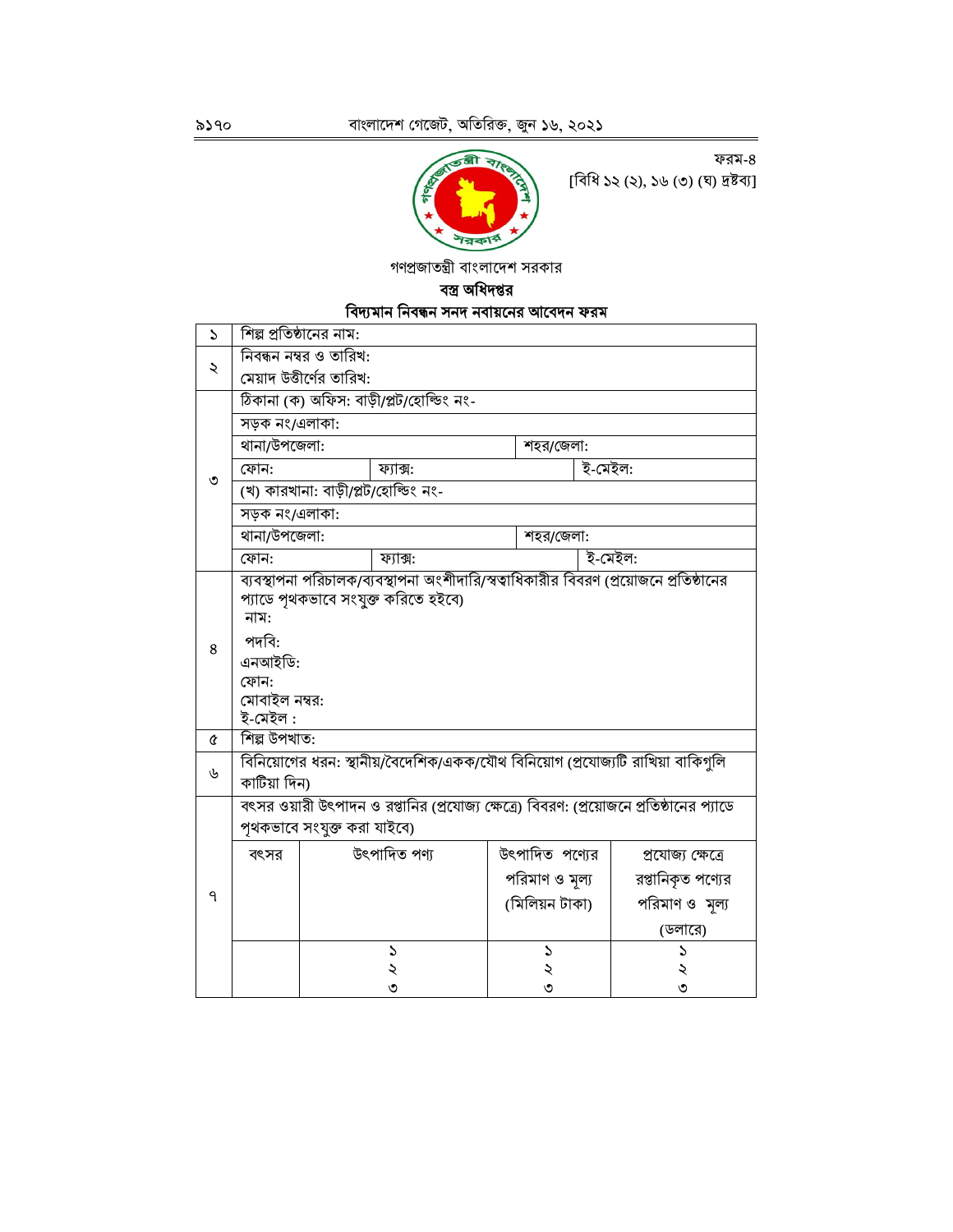ফরম-৪
[বিধি ১২ (২), ১৬ (৩) (ঘ) দ্রষ্টব্য]

গণপ্রজাতন্ত্রী বাংলাদেশ সরকার

**বস্ত্র অধিদপ্তর**

**বিদ্যমান নিবন্ধন সনদ নবায়নের আবেদন ফরম**

| | | | | |
|---|---|---|---|---|
| ১ | শিল্প প্রতিষ্ঠানের নাম: | | | |
| ২ | নিবন্ধন নম্বর ও তারিখ: | | | |
| | মেয়াদ উত্তীর্ণের তারিখ: | | | |
| ৩ | ঠিকানা (ক) অফিস: বাড়ী/প্লট/হোল্ডিং নং- | | | |
| | সড়ক নং/এলাকা: | | | |
| | থানা/উপজেলা: | | শহর/জেলা: | |
| | ফোন: | ফ্যাক্স: | | ই-মেইল: |
| | (খ) কারখানা: বাড়ী/প্লট/হোল্ডিং নং- | | | |
| | সড়ক নং/এলাকা: | | | |
| | থানা/উপজেলা: | | শহর/জেলা: | |
| | ফোন: | ফ্যাক্স: | | ই-মেইল: |
| ৪ | ব্যবস্থাপনা পরিচালক/ব্যবস্থাপনা অংশীদারি/স্বত্বাধিকারীর বিবরণ (প্রয়োজনে প্রতিষ্ঠানের প্যাডে পৃথকভাবে সংযুক্ত করিতে হইবে)<br>নাম:<br>পদবি:<br>এনআইডি:<br>ফোন:<br>মোবাইল নম্বর:<br>ই-মেইল : | | | |
| ৫ | শিল্প উপখাত: | | | |
| ৬ | বিনিয়োগের ধরন: স্থানীয়/বৈদেশিক/একক/যৌথ বিনিয়োগ (প্রযোজ্যটি রাখিয়া বাকিগুলি কাটিয়া দিন) | | | |
| ৭ | বৎসর ওয়ারী উৎপাদন ও রপ্তানির (প্রযোজ্য ক্ষেত্রে) বিবরণ: (প্রয়োজনে প্রতিষ্ঠানের প্যাডে পৃথকভাবে সংযুক্ত করা যাইবে) | | | |
| | বৎসর | উৎপাদিত পণ্য | উৎপাদিত পণ্যের পরিমাণ ও মূল্য (মিলিয়ন টাকা) | প্রযোজ্য ক্ষেত্রে রপ্তানিকৃত পণ্যের পরিমাণ ও মূল্য (ডলারে) |
| | | ১<br>২<br>৩ | ১<br>২<br>৩ | ১<br>২<br>৩ |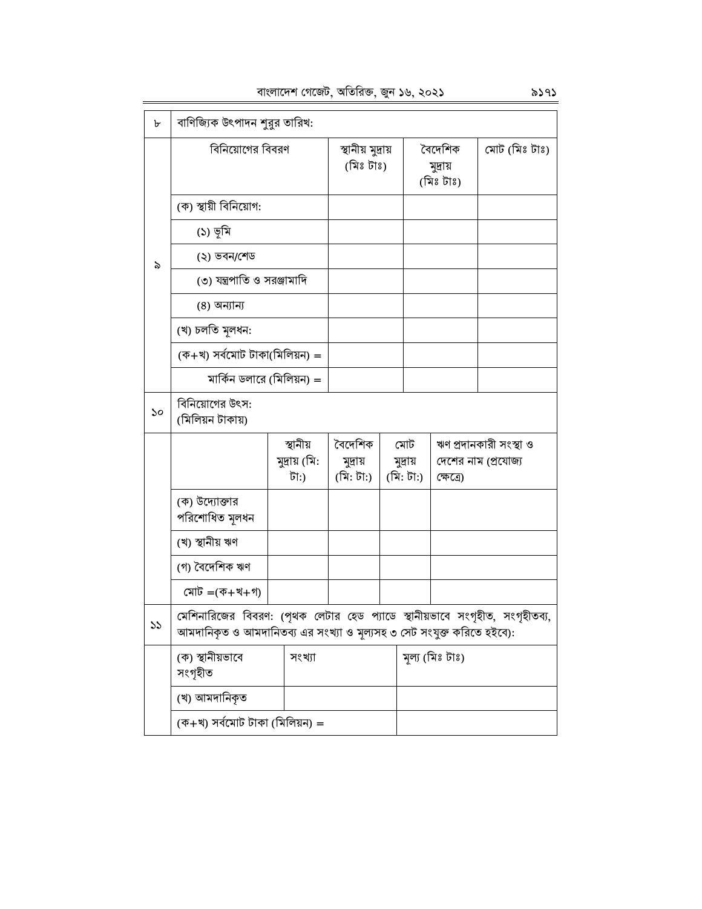| ৮ | বাণিজ্যিক উৎপাদন শুরুর তারিখ: | | | |
|---|---|---|---|---|
| ৯ | বিনিয়োগের বিবরণ | স্থানীয় মুদ্রায় (মিঃ টাঃ) | বৈদেশিক মুদ্রায় (মিঃ টাঃ) | মোট (মিঃ টাঃ) |
| | (ক) স্থায়ী বিনিয়োগ: | | | |
| | (১) ভূমি | | | |
| | (২) ভবন/শেড | | | |
| | (৩) যন্ত্রপাতি ও সরঞ্জামাদি | | | |
| | (৪) অন্যান্য | | | |
| | (খ) চলতি মূলধন: | | | |
| | (ক+খ) সর্বমোট টাকা(মিলিয়ন) = | | | |
| | মার্কিন ডলারে (মিলিয়ন) = | | | |

| ১০ | বিনিয়োগের উৎস: (মিলিয়ন টাকায়) | | | | |
|---|---|---|---|---|---|
| | | স্থানীয় মুদ্রায় (মি: টা:) | বৈদেশিক মুদ্রায় (মি: টা:) | মোট মুদ্রায় (মি: টা:) | ঋণ প্রদানকারী সংস্থা ও দেশের নাম (প্রযোজ্য ক্ষেত্রে) |
| | (ক) উদ্যোক্তার পরিশোধিত মূলধন | | | | |
| | (খ) স্থানীয় ঋণ | | | | |
| | (গ) বৈদেশিক ঋণ | | | | |
| | মোট =(ক+খ+গ) | | | | |

| ১১ | মেশিনারিজের বিবরণ: (পৃথক লেটার হেড প্যাডে স্থানীয়ভাবে সংগৃহীত, সংগৃহীতব্য, আমদানিকৃত ও আমদানিতব্য এর সংখ্যা ও মূল্যসহ ৩ সেট সংযুক্ত করিতে হইবে): | | |
|---|---|---|---|
| | (ক) স্থানীয়ভাবে সংগৃহীত | সংখ্যা | মূল্য (মিঃ টাঃ) |
| | (খ) আমদানিকৃত | | |
| | (ক+খ) সর্বমোট টাকা (মিলিয়ন) = | | |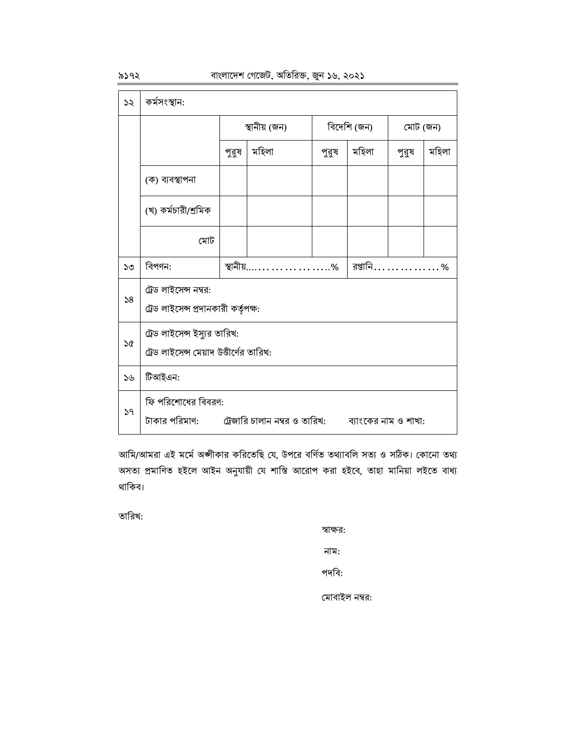| ১২ | কর্মসংস্থান: | | | | | | |
|---|---|---|---|---|---|---|---|
| | | স্থানীয় (জন) | | বিদেশি (জন) | | মোট (জন) | |
| | | পুরুষ | মহিলা | পুরুষ | মহিলা | পুরুষ | মহিলা |
| | (ক) ব্যবস্থাপনা | | | | | | |
| | (খ) কর্মচারী/শ্রমিক | | | | | | |
| | মোট | | | | | | |
| ১৩ | বিপণন: | স্থানীয়......................% | | | রপ্তানি...............% | | |
| ১৪ | ট্রেড লাইসেন্স নম্বর:<br>ট্রেড লাইসেন্স প্রদানকারী কর্তৃপক্ষ: | | | | | | |
| ১৫ | ট্রেড লাইসেন্স ইস্যুর তারিখ:<br>ট্রেড লাইসেন্স মেয়াদ উত্তীর্ণের তারিখ: | | | | | | |
| ১৬ | টিআইএন: | | | | | | |
| ১৭ | ফি পরিশোধের বিবরণ:<br>টাকার পরিমাণ: ট্রেজারি চালান নম্বর ও তারিখ: ব্যাংকের নাম ও শাখা: | | | | | | |

আমি/আমরা এই মর্মে অঙ্গীকার করিতেছি যে, উপরে বর্ণিত তথ্যাবলি সত্য ও সঠিক। কোনো তথ্য অসত্য প্রমাণিত হইলে আইন অনুযায়ী যে শাস্তি আরোপ করা হইবে, তাহা মানিয়া লইতে বাধ্য থাকিব।

তারিখ:

স্বাক্ষর:

নাম:

পদবি:

মোবাইল নম্বর: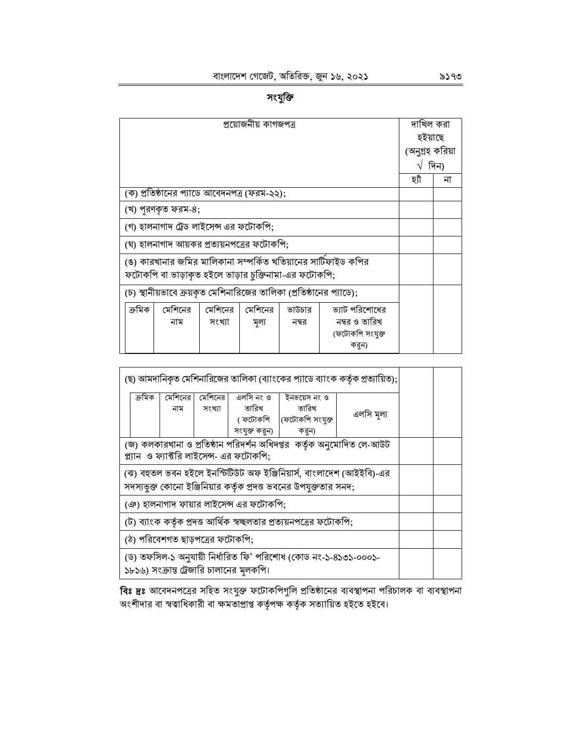## সংযুক্তি

| প্রয়োজনীয় কাগজপত্র | দাখিল করা হইয়াছে (অনুগ্রহ করিয়া √ দিন) | |
|---|---|---|
| | হ্যাঁ | না |
| (ক) প্রতিষ্ঠানের প্যাডে আবেদনপত্র (ফরম-২২); | | |
| (খ) পূরণকৃত ফরম-৪; | | |
| (গ) হালনাগাদ ট্রেড লাইসেন্স এর ফটোকপি; | | |
| (ঘ) হালনাগাদ আয়কর প্রত্যয়নপত্রের ফটোকপি; | | |
| (ঙ) কারখানার জমির মালিকানা সম্পর্কিত খতিয়ানের সার্টিফাইড কপির ফটোকপি বা ভাড়াকৃত হইলে ভাড়ার চুক্তিনামা-এর ফটোকপি; | | |
| (চ) স্থানীয়ভাবে ক্রয়কৃত মেশিনারিজের তালিকা (প্রতিষ্ঠানের প্যাডে); | | |

| ক্রমিক | মেশিনের নাম | মেশিনের সংখ্যা | মেশিনের মূল্য | ভাউচার নম্বর | ভ্যাট পরিশোধের নম্বর ও তারিখ (ফটোকপি সংযুক্ত করুন) |
|---|---|---|---|---|---|
| | | | | | |

| প্রয়োজনীয় কাগজপত্র | হ্যাঁ | না |
|---|---|---|
| (ছ) আমদানিকৃত মেশিনারিজের তালিকা (ব্যাংকের প্যাডে ব্যাংক কর্তৃক প্রত্যায়িত); | | |

| ক্রমিক | মেশিনের নাম | মেশিনের সংখ্যা | এলসি নং ও তারিখ (ফটোকপি সংযুক্ত করুন) | ইনভয়েস নং ও তারিখ (ফটোকপি সংযুক্ত করুন) | এলসি মূল্য |
|---|---|---|---|---|---|
| | | | | | |

| প্রয়োজনীয় কাগজপত্র | হ্যাঁ | না |
|---|---|---|
| (জ) কলকারখানা ও প্রতিষ্ঠান পরিদর্শন অধিদপ্তর কর্তৃক অনুমোদিত লে-আউট প্ল্যান ও ফ্যাক্টরি লাইসেন্স- এর ফটোকপি; | | |
| (ঝ) বহুতল ভবন হইলে ইনস্টিটিউট অফ ইঞ্জিনিয়ার্স, বাংলাদেশ (আইইবি)-এর সদস্যভুক্ত কোনো ইঞ্জিনিয়ার কর্তৃক প্রদত্ত ভবনের উপযুক্ততার সনদ; | | |
| (ঞ) হালনাগাদ ফায়ার লাইসেন্স এর ফটোকপি; | | |
| (ট) ব্যাংক কর্তৃক প্রদত্ত আর্থিক স্বচ্ছলতার প্রত্যয়নপত্রের ফটোকপি; | | |
| (ঠ) পরিবেশগত ছাড়পত্রের ফটোকপি; | | |
| (ড) তফসিল-১ অনুযায়ী নির্ধারিত ফি' পরিশোধ (কোড নং-১-৪১৩১-০০০১-১৮১৬) সংক্রান্ত ট্রেজারি চালানের মূলকপি। | | |

**বিঃ দ্রঃ** আবেদনপত্রের সহিত সংযুক্ত ফটোকপিগুলি প্রতিষ্ঠানের ব্যবস্থাপনা পরিচালক বা ব্যবস্থাপনা অংশীদার বা স্বত্বাধিকারী বা ক্ষমতাপ্রাপ্ত কর্তৃপক্ষ কর্তৃক সত্যায়িত হইতে হইবে।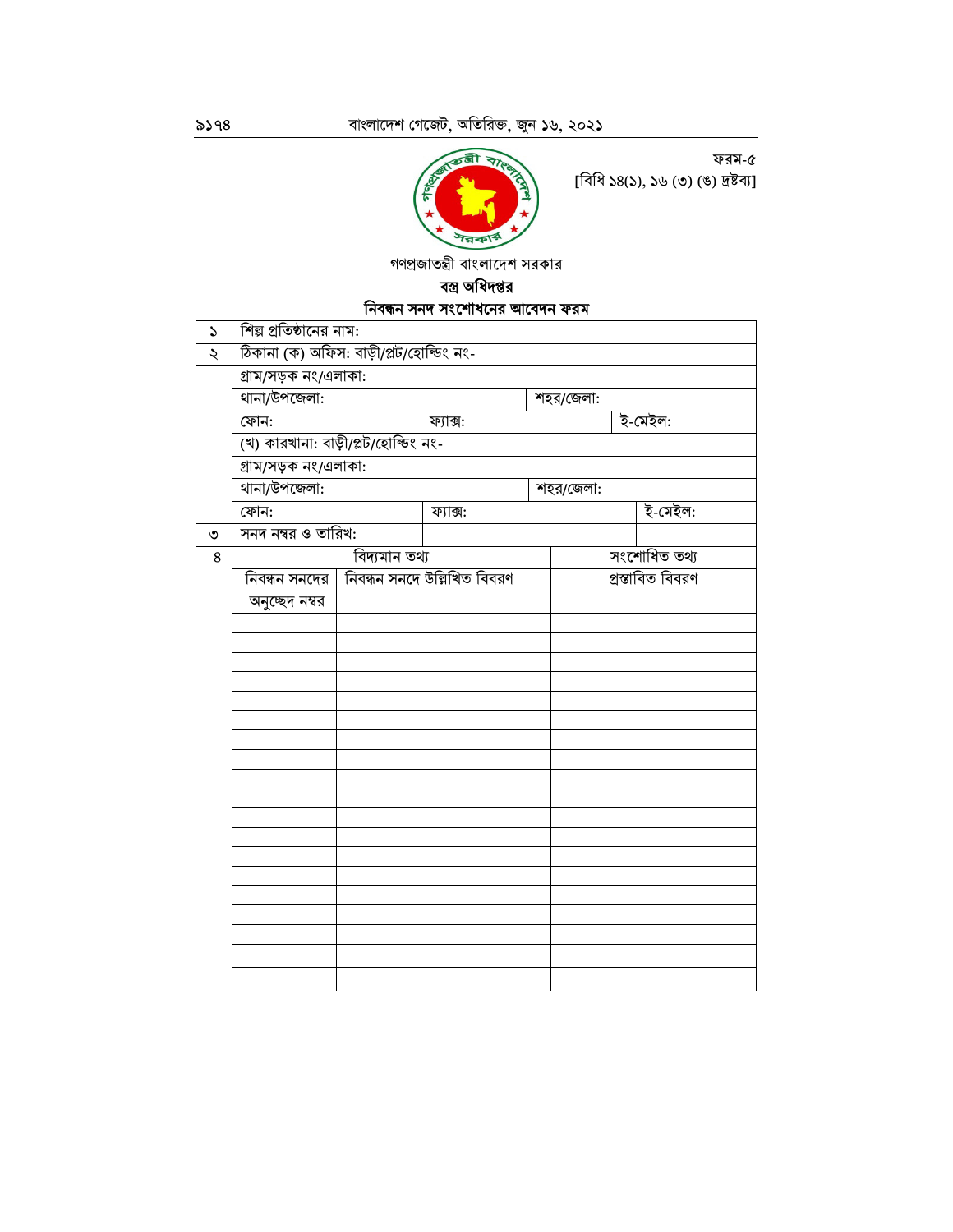ফরম-৫

[বিধি ১৪(১), ১৬ (৩) (ঙ) দ্রষ্টব্য]

গণপ্রজাতন্ত্রী বাংলাদেশ সরকার

**বস্ত্র অধিদপ্তর**

**নিবন্ধন সনদ সংশোধনের আবেদন ফরম**

| | | | | |
|---|---|---|---|---|
| ১ | শিল্প প্রতিষ্ঠানের নাম: | | | |
| ২ | ঠিকানা (ক) অফিস: বাড়ী/প্লট/হোল্ডিং নং- | | | |
| | গ্রাম/সড়ক নং/এলাকা: | | | |
| | থানা/উপজেলা: | | শহর/জেলা: | |
| | ফোন: | ফ্যাক্স: | | ই-মেইল: |
| | (খ) কারখানা: বাড়ী/প্লট/হোল্ডিং নং- | | | |
| | গ্রাম/সড়ক নং/এলাকা: | | | |
| | থানা/উপজেলা: | | শহর/জেলা: | |
| | ফোন: | ফ্যাক্স: | | ই-মেইল: |
| ৩ | সনদ নম্বর ও তারিখ: | | | |

| ৪ | বিদ্যমান তথ্য | | সংশোধিত তথ্য |
|---|---|---|---|
| | নিবন্ধন সনদের অনুচ্ছেদ নম্বর | নিবন্ধন সনদে উল্লিখিত বিবরণ | প্রস্তাবিত বিবরণ |
| | | | |
| | | | |
| | | | |
| | | | |
| | | | |
| | | | |
| | | | |
| | | | |
| | | | |
| | | | |
| | | | |
| | | | |
| | | | |
| | | | |
| | | | |
| | | | |
| | | | |
| | | | |
| | | | |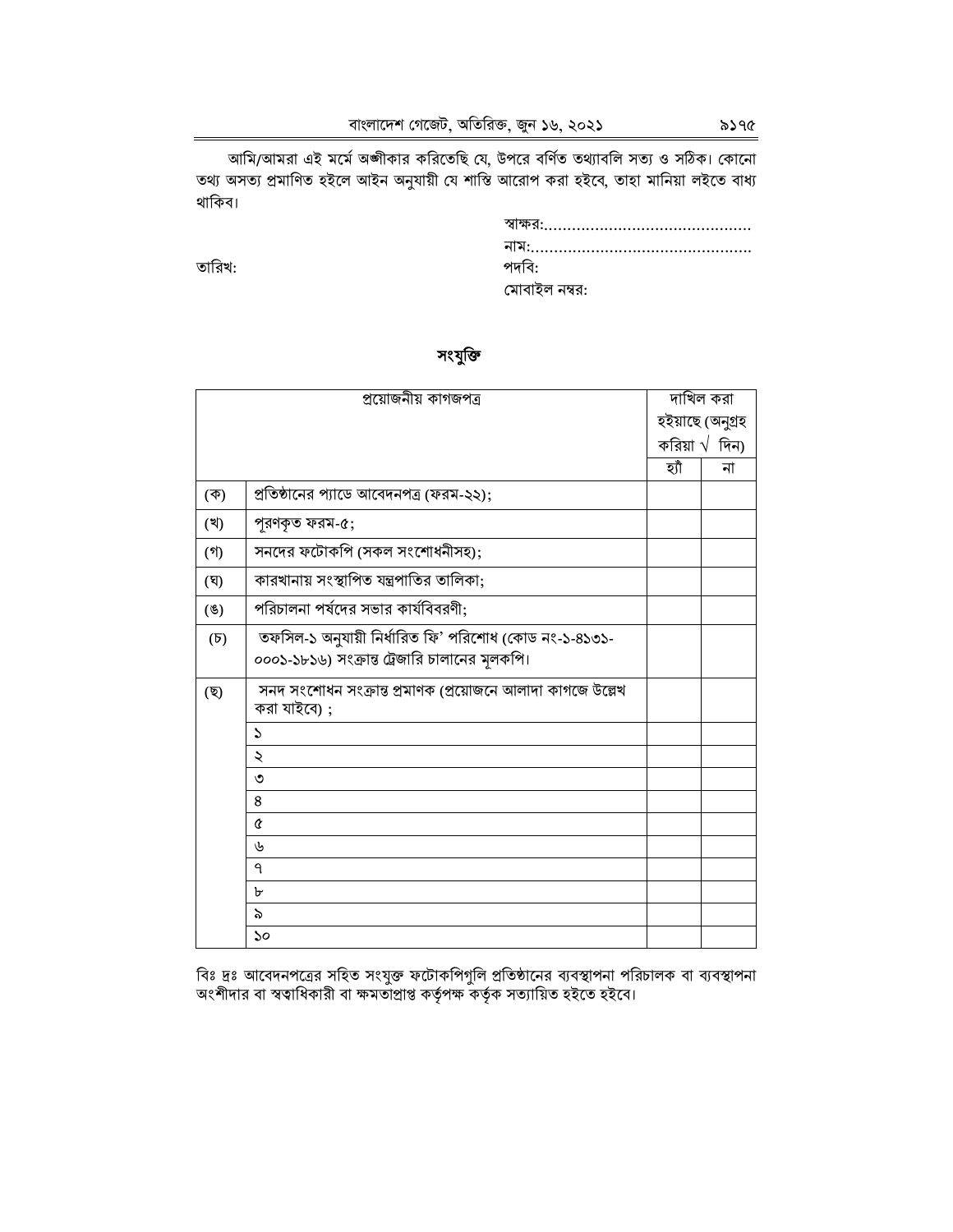আমি/আমরা এই মর্মে অঙ্গীকার করিতেছি যে, উপরে বর্ণিত তথ্যাবলি সত্য ও সঠিক। কোনো তথ্য অসত্য প্রমাণিত হইলে আইন অনুযায়ী যে শাস্তি আরোপ করা হইবে, তাহা মানিয়া লইতে বাধ্য থাকিব।

স্বাক্ষর:............................................

নাম:...............................................

তারিখ:

পদবি:

মোবাইল নম্বর:

## সংযুক্তি

| প্রয়োজনীয় কাগজপত্র | | দাখিল করা হইয়াছে (অনুগ্রহ করিয়া √ দিন) | |
|---|---|---|---|
| | | হ্যাঁ | না |
| (ক) | প্রতিষ্ঠানের প্যাডে আবেদনপত্র (ফরম-২২); | | |
| (খ) | পূরণকৃত ফরম-৫; | | |
| (গ) | সনদের ফটোকপি (সকল সংশোধনীসহ); | | |
| (ঘ) | কারখানায় সংস্থাপিত যন্ত্রপাতির তালিকা; | | |
| (ঙ) | পরিচালনা পর্ষদের সভার কার্যবিবরণী; | | |
| (চ) | তফসিল-১ অনুযায়ী নির্ধারিত ফি' পরিশোধ (কোড নং-১-৪১৩১-০০০১-১৮১৬) সংক্রান্ত ট্রেজারি চালানের মূলকপি। | | |
| (ছ) | সনদ সংশোধন সংক্রান্ত প্রমাণক (প্রয়োজনে আলাদা কাগজে উল্লেখ করা যাইবে) ; | | |
| | ১ | | |
| | ২ | | |
| | ৩ | | |
| | ৪ | | |
| | ৫ | | |
| | ৬ | | |
| | ৭ | | |
| | ৮ | | |
| | ৯ | | |
| | ১০ | | |

বিঃ দ্রঃ আবেদনপত্রের সহিত সংযুক্ত ফটোকপিগুলি প্রতিষ্ঠানের ব্যবস্থাপনা পরিচালক বা ব্যবস্থাপনা অংশীদার বা স্বত্বাধিকারী বা ক্ষমতাপ্রাপ্ত কর্তৃপক্ষ কর্তৃক সত্যায়িত হইতে হইবে।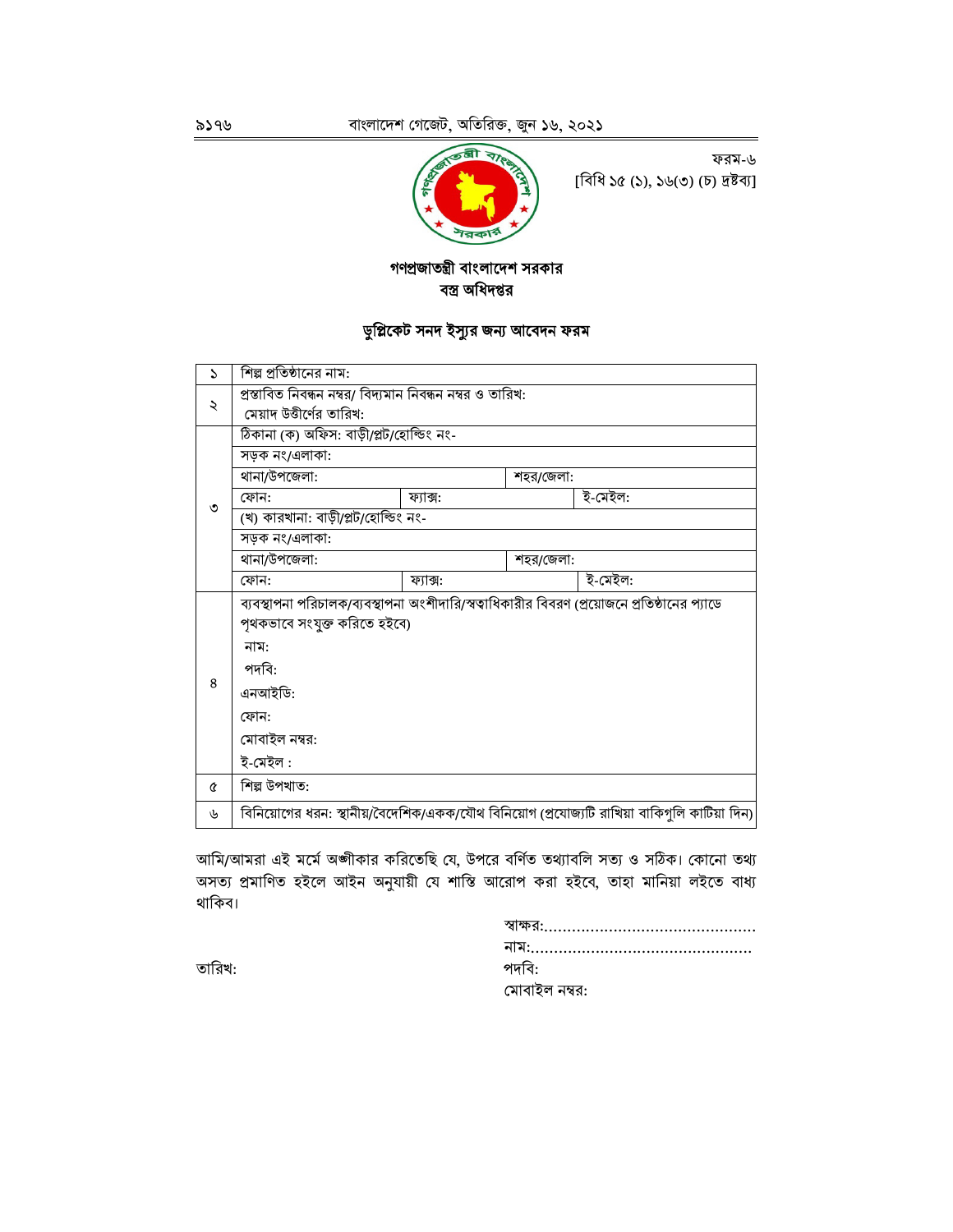ফরম-৬
[বিধি ১৫ (১), ১৬(৩) (চ) দ্রষ্টব্য]

**গণপ্রজাতন্ত্রী বাংলাদেশ সরকার**
**বস্ত্র অধিদপ্তর**

## ডুপ্লিকেট সনদ ইস্যুর জন্য আবেদন ফরম

| | | | | |
|---|---|---|---|---|
| ১ | শিল্প প্রতিষ্ঠানের নাম: | | | |
| ২ | প্রস্তাবিত নিবন্ধন নম্বর/ বিদ্যমান নিবন্ধন নম্বর ও তারিখ:<br>মেয়াদ উত্তীর্ণের তারিখ: | | | |
| ৩ | ঠিকানা (ক) অফিস: বাড়ী/প্লট/হোল্ডিং নং- | | | |
| | সড়ক নং/এলাকা: | | | |
| | থানা/উপজেলা: | | শহর/জেলা: | |
| | ফোন: | ফ্যাক্স: | | ই-মেইল: |
| | (খ) কারখানা: বাড়ী/প্লট/হোল্ডিং নং- | | | |
| | সড়ক নং/এলাকা: | | | |
| | থানা/উপজেলা: | | শহর/জেলা: | |
| | ফোন: | ফ্যাক্স: | | ই-মেইল: |
| ৪ | ব্যবস্থাপনা পরিচালক/ব্যবস্থাপনা অংশীদারি/স্বত্বাধিকারীর বিবরণ (প্রয়োজনে প্রতিষ্ঠানের প্যাডে পৃথকভাবে সংযুক্ত করিতে হইবে)<br>নাম:<br>পদবি:<br>এনআইডি:<br>ফোন:<br>মোবাইল নম্বর:<br>ই-মেইল : | | | |
| ৫ | শিল্প উপখাত: | | | |
| ৬ | বিনিয়োগের ধরন: স্থানীয়/বৈদেশিক/একক/যৌথ বিনিয়োগ (প্রযোজ্যটি রাখিয়া বাকিগুলি কাটিয়া দিন) | | | |

আমি/আমরা এই মর্মে অঙ্গীকার করিতেছি যে, উপরে বর্ণিত তথ্যাবলি সত্য ও সঠিক। কোনো তথ্য অসত্য প্রমাণিত হইলে আইন অনুযায়ী যে শাস্তি আরোপ করা হইবে, তাহা মানিয়া লইতে বাধ্য থাকিব।

স্বাক্ষর:..............................................
নাম:...............................................
পদবি:
মোবাইল নম্বর:

তারিখ: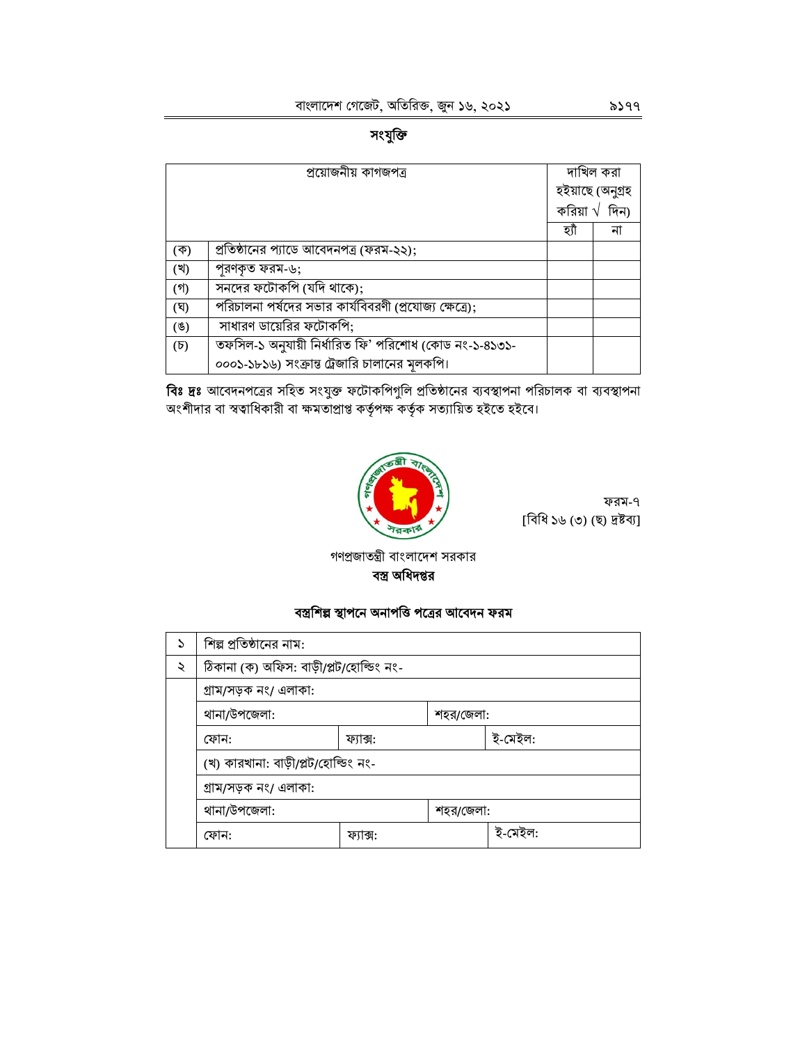## সংযুক্তি

| | প্রয়োজনীয় কাগজপত্র | দাখিল করা হইয়াছে (অনুগ্রহ করিয়া √ দিন) | |
|---|---|---|---|
| | | হ্যাঁ | না |
| (ক) | প্রতিষ্ঠানের প্যাডে আবেদনপত্র (ফরম-২২); | | |
| (খ) | পূরণকৃত ফরম-৬; | | |
| (গ) | সনদের ফটোকপি (যদি থাকে); | | |
| (ঘ) | পরিচালনা পর্ষদের সভার কার্যবিবরণী (প্রযোজ্য ক্ষেত্রে); | | |
| (ঙ) | সাধারণ ডায়েরির ফটোকপি; | | |
| (চ) | তফসিল-১ অনুযায়ী নির্ধারিত ফি' পরিশোধ (কোড নং-১-৪১৩১-০০০১-১৮১৬) সংক্রান্ত ট্রেজারি চালানের মূলকপি। | | |

**বিঃ দ্রঃ** আবেদনপত্রের সহিত সংযুক্ত ফটোকপিগুলি প্রতিষ্ঠানের ব্যবস্থাপনা পরিচালক বা ব্যবস্থাপনা অংশীদার বা স্বত্বাধিকারী বা ক্ষমতাপ্রাপ্ত কর্তৃপক্ষ কর্তৃক সত্যায়িত হইতে হইবে।

ফরম-৭
[বিধি ১৬ (৩) (ছ) দ্রষ্টব্য]

গণপ্রজাতন্ত্রী বাংলাদেশ সরকার
**বস্ত্র অধিদপ্তর**

### বস্ত্রশিল্প স্থাপনে অনাপত্তি পত্রের আবেদন ফরম

| | | | | |
|---|---|---|---|---|
| ১ | শিল্প প্রতিষ্ঠানের নাম: | | | |
| ২ | ঠিকানা (ক) অফিস: বাড়ী/প্লট/হোল্ডিং নং- | | | |
| | গ্রাম/সড়ক নং/ এলাকা: | | | |
| | থানা/উপজেলা: | | শহর/জেলা: | |
| | ফোন: | ফ্যাক্স: | | ই-মেইল: |
| | (খ) কারখানা: বাড়ী/প্লট/হোল্ডিং নং- | | | |
| | গ্রাম/সড়ক নং/ এলাকা: | | | |
| | থানা/উপজেলা: | | শহর/জেলা: | |
| | ফোন: | ফ্যাক্স: | | ই-মেইল: |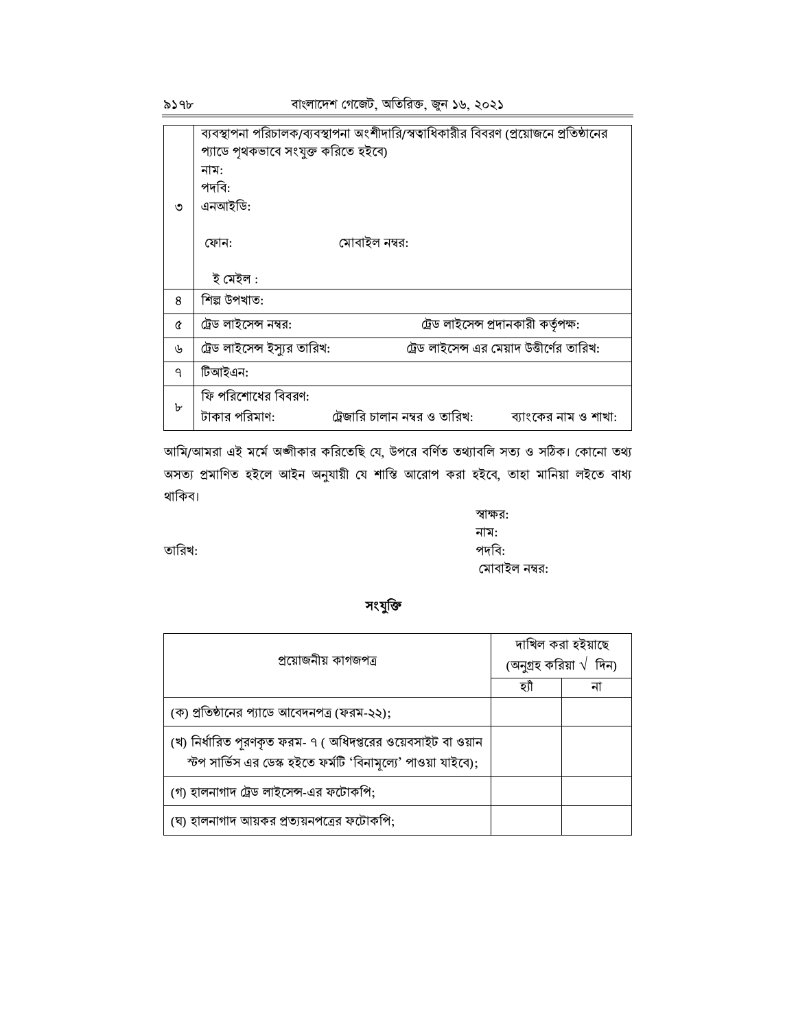| | |
|---|---|
| ৩ | ব্যবস্থাপনা পরিচালক/ব্যবস্থাপনা অংশীদারি/স্বত্বাধিকারীর বিবরণ (প্রয়োজনে প্রতিষ্ঠানের প্যাডে পৃথকভাবে সংযুক্ত করিতে হইবে)<br>নাম:<br>পদবি:<br>এনআইডি:<br>ফোন: মোবাইল নম্বর:<br>ই মেইল : |
| ৪ | শিল্প উপখাত: |
| ৫ | ট্রেড লাইসেন্স নম্বর: ট্রেড লাইসেন্স প্রদানকারী কর্তৃপক্ষ: |
| ৬ | ট্রেড লাইসেন্স ইস্যুর তারিখ: ট্রেড লাইসেন্স এর মেয়াদ উত্তীর্ণের তারিখ: |
| ৭ | টিআইএন: |
| ৮ | ফি পরিশোধের বিবরণ:<br>টাকার পরিমাণ: ট্রেজারি চালান নম্বর ও তারিখ: ব্যাংকের নাম ও শাখা: |

আমি/আমরা এই মর্মে অঙ্গীকার করিতেছি যে, উপরে বর্ণিত তথ্যাবলি সত্য ও সঠিক। কোনো তথ্য অসত্য প্রমাণিত হইলে আইন অনুযায়ী যে শাস্তি আরোপ করা হইবে, তাহা মানিয়া লইতে বাধ্য থাকিব।

স্বাক্ষর:
নাম:
তারিখ: পদবি:
মোবাইল নম্বর:

## সংযুক্তি

| প্রয়োজনীয় কাগজপত্র | দাখিল করা হইয়াছে (অনুগ্রহ করিয়া √ দিন) | |
|---|---|---|
| | হ্যাঁ | না |
| (ক) প্রতিষ্ঠানের প্যাডে আবেদনপত্র (ফরম-২২); | | |
| (খ) নির্ধারিত পূরণকৃত ফরম- ৭ ( অধিদপ্তরের ওয়েবসাইট বা ওয়ান স্টপ সার্ভিস এর ডেস্ক হইতে ফর্মটি 'বিনামূল্যে' পাওয়া যাইবে); | | |
| (গ) হালনাগাদ ট্রেড লাইসেন্স-এর ফটোকপি; | | |
| (ঘ) হালনাগাদ আয়কর প্রত্যয়নপত্রের ফটোকপি; | | |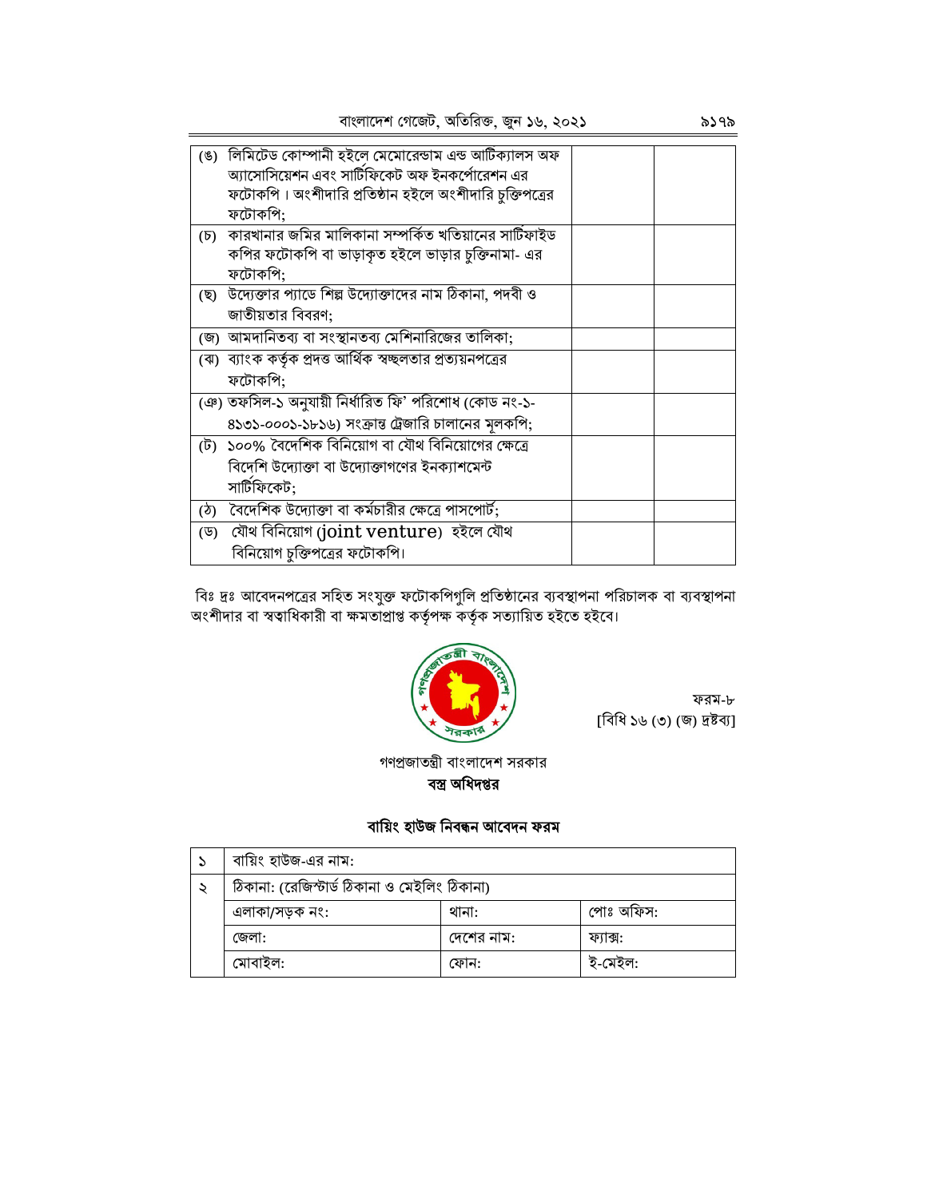| | | |
|---|---|---|
| (ঙ) লিমিটেড কোম্পানী হইলে মেমোরেন্ডাম এন্ড আর্টিক্যালস অফ অ্যাসোসিয়েশন এবং সার্টিফিকেট অফ ইনকর্পোরেশন এর ফটোকপি। অংশীদারি প্রতিষ্ঠান হইলে অংশীদারি চুক্তিপত্রের ফটোকপি; | | |
| (চ) কারখানার জমির মালিকানা সম্পর্কিত খতিয়ানের সার্টিফাইড কপির ফটোকপি বা ভাড়াকৃত হইলে ভাড়ার চুক্তিনামা- এর ফটোকপি; | | |
| (ছ) উদ্যেক্তার প্যাডে শিল্প উদ্যোক্তাদের নাম ঠিকানা, পদবী ও জাতীয়তার বিবরণ; | | |
| (জ) আমদানিতব্য বা সংস্থানতব্য মেশিনারিজের তালিকা; | | |
| (ঝ) ব্যাংক কর্তৃক প্রদত্ত আর্থিক স্বচ্ছলতার প্রত্যয়নপত্রের ফটোকপি; | | |
| (ঞ) তফসিল-১ অনুযায়ী নির্ধারিত ফি' পরিশোধ (কোড নং-১-৪১৩১-০০০১-১৮১৬) সংক্রান্ত ট্রেজারি চালানের মূলকপি; | | |
| (ট) ১০০% বৈদেশিক বিনিয়োগ বা যৌথ বিনিয়োগের ক্ষেত্রে বিদেশি উদ্যোক্তা বা উদ্যোক্তাগণের ইনক্যাশমেন্ট সার্টিফিকেট; | | |
| (ঠ) বৈদেশিক উদ্যোক্তা বা কর্মচারীর ক্ষেত্রে পাসপোর্ট; | | |
| (ড) যৌথ বিনিয়োগ (joint venture) হইলে যৌথ বিনিয়োগ চুক্তিপত্রের ফটোকপি। | | |

বিঃ দ্রঃ আবেদনপত্রের সহিত সংযুক্ত ফটোকপিগুলি প্রতিষ্ঠানের ব্যবস্থাপনা পরিচালক বা ব্যবস্থাপনা অংশীদার বা স্বত্বাধিকারী বা ক্ষমতাপ্রাপ্ত কর্তৃপক্ষ কর্তৃক সত্যায়িত হইতে হইবে।

ফরম-৮
[বিধি ১৬ (৩) (জ) দ্রষ্টব্য]

গণপ্রজাতন্ত্রী বাংলাদেশ সরকার
**বস্ত্র অধিদপ্তর**

## বায়িং হাউজ নিবন্ধন আবেদন ফরম

| | | | |
|---|---|---|---|
| ১ | বায়িং হাউজ-এর নাম: | | |
| ২ | ঠিকানা: (রেজিস্টার্ড ঠিকানা ও মেইলিং ঠিকানা) | | |
| | এলাকা/সড়ক নং: | থানা: | পোঃ অফিস: |
| | জেলা: | দেশের নাম: | ফ্যাক্স: |
| | মোবাইল: | ফোন: | ই-মেইল: |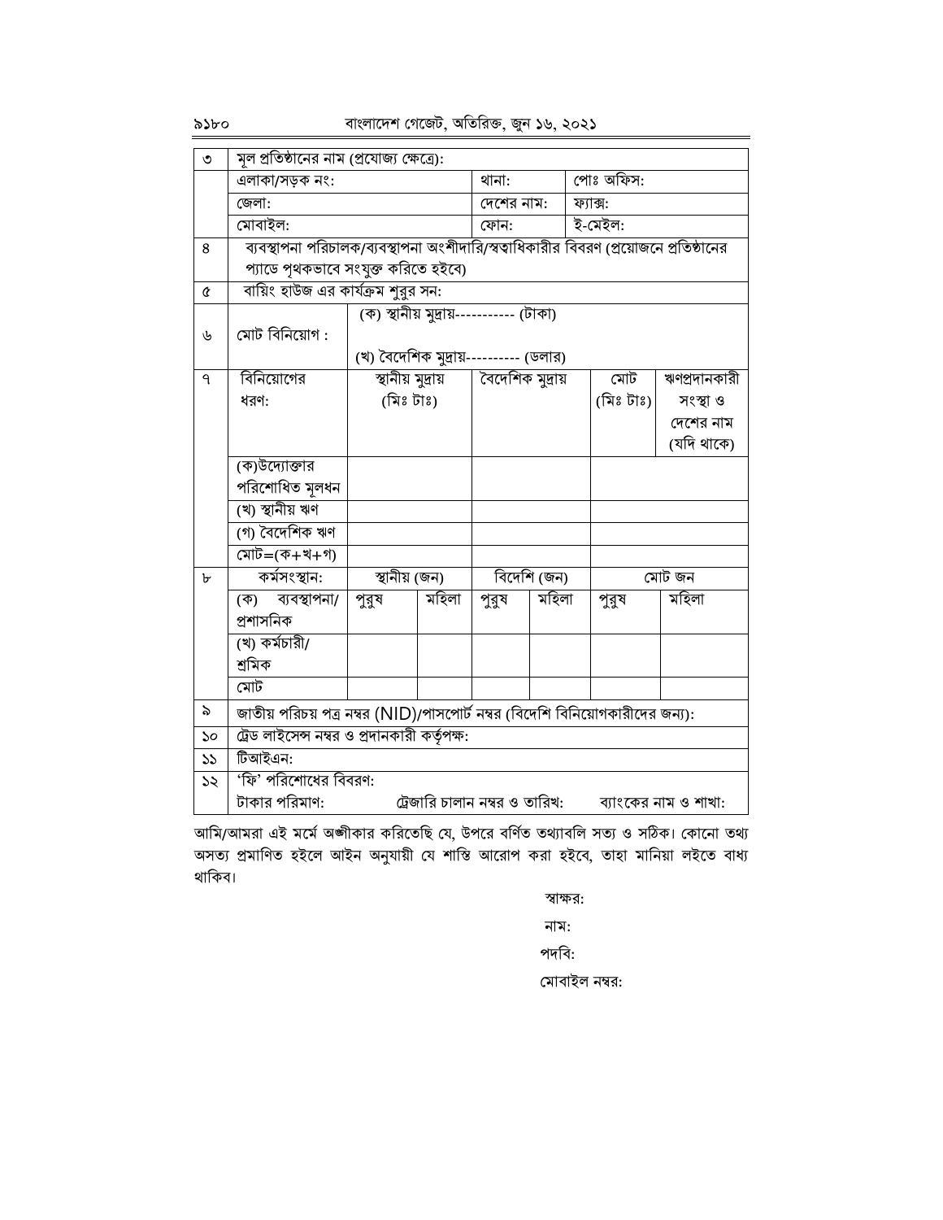| ৩ | মূল প্রতিষ্ঠানের নাম (প্রযোজ্য ক্ষেত্রে): | | | | | | |
|---|---|---|---|---|---|---|---|
| | এলাকা/সড়ক নং: | | | থানা: | পোঃ অফিস: | | |
| | জেলা: | | | দেশের নাম: | ফ্যাক্স: | | |
| | মোবাইল: | | | ফোন: | ই-মেইল: | | |
| ৪ | ব্যবস্থাপনা পরিচালক/ব্যবস্থাপনা অংশীদারি/স্বত্বাধিকারীর বিবরণ (প্রয়োজনে প্রতিষ্ঠানের প্যাডে পৃথকভাবে সংযুক্ত করিতে হইবে) | | | | | | |
| ৫ | বায়িং হাউজ এর কার্যক্রম শুরুর সন: | | | | | | |
| ৬ | মোট বিনিয়োগ : | (ক) স্থানীয় মুদ্রায়----------- (টাকা)<br>(খ) বৈদেশিক মুদ্রায়---------- (ডলার) | | | | | |
| ৭ | বিনিয়োগের ধরণ: | স্থানীয় মুদ্রায় (মিঃ টাঃ) | | বৈদেশিক মুদ্রায় | | মোট (মিঃ টাঃ) | ঋণপ্রদানকারী সংস্থা ও দেশের নাম (যদি থাকে) |
| | (ক)উদ্যোক্তার পরিশোধিত মূলধন | | | | | | |
| | (খ) স্থানীয় ঋণ | | | | | | |
| | (গ) বৈদেশিক ঋণ | | | | | | |
| | মোট=(ক+খ+গ) | | | | | | |
| ৮ | কর্মসংস্থান: | স্থানীয় (জন) | | বিদেশি (জন) | | মোট জন | |
| | (ক) ব্যবস্থাপনা/ প্রশাসনিক | পুরুষ | মহিলা | পুরুষ | মহিলা | পুরুষ | মহিলা |
| | (খ) কর্মচারী/ শ্রমিক | | | | | | |
| | মোট | | | | | | |
| ৯ | জাতীয় পরিচয় পত্র নম্বর (NID)/পাসপোর্ট নম্বর (বিদেশি বিনিয়োগকারীদের জন্য): | | | | | | |
| ১০ | ট্রেড লাইসেন্স নম্বর ও প্রদানকারী কর্তৃপক্ষ: | | | | | | |
| ১১ | টিআইএন: | | | | | | |
| ১২ | 'ফি' পরিশোধের বিবরণ:<br>টাকার পরিমাণ: ট্রেজারি চালান নম্বর ও তারিখ: ব্যাংকের নাম ও শাখা: | | | | | | |

আমি/আমরা এই মর্মে অঙ্গীকার করিতেছি যে, উপরে বর্ণিত তথ্যাবলি সত্য ও সঠিক। কোনো তথ্য অসত্য প্রমাণিত হইলে আইন অনুযায়ী যে শাস্তি আরোপ করা হইবে, তাহা মানিয়া লইতে বাধ্য থাকিব।

স্বাক্ষর:

নাম:

পদবি:

মোবাইল নম্বর: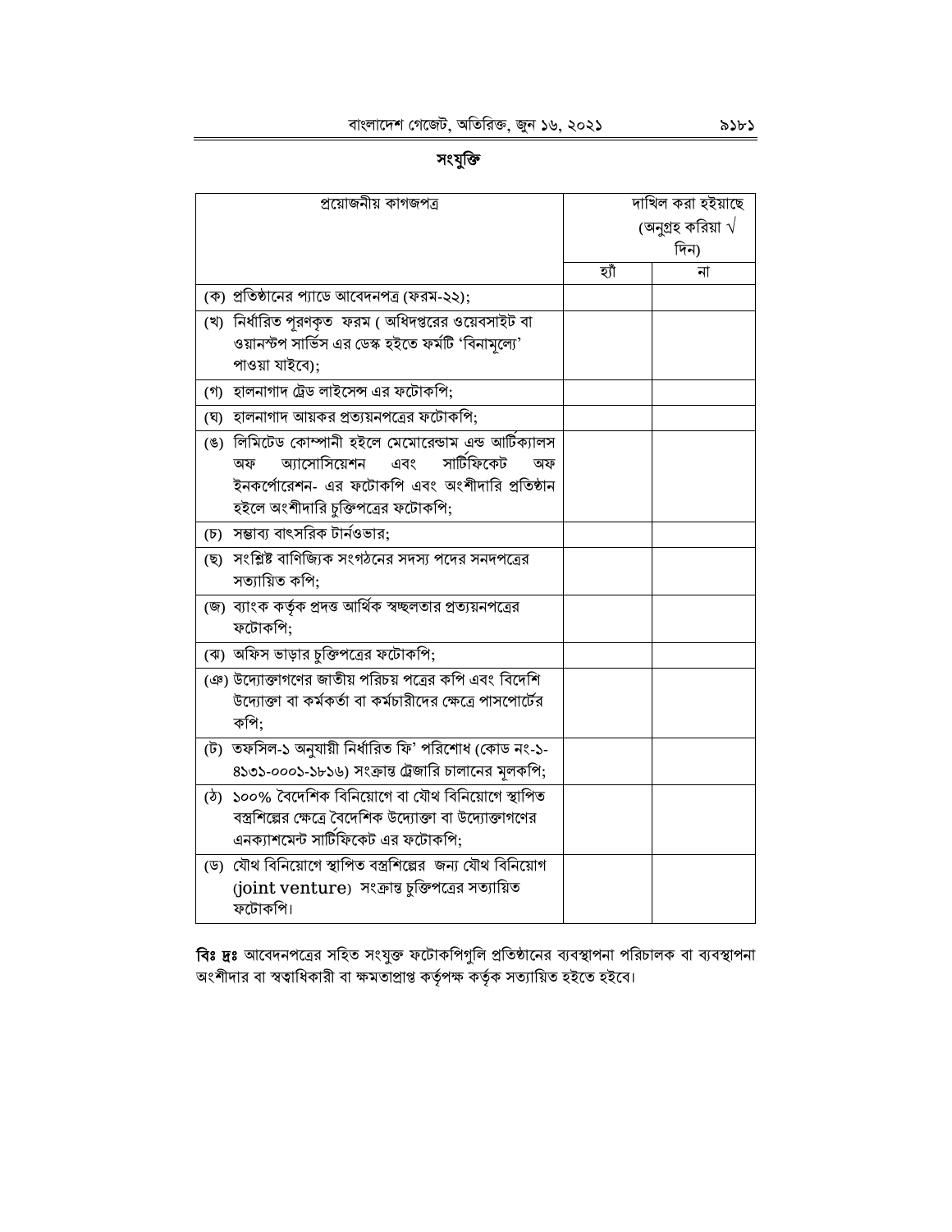## সংযুক্তি

| প্রয়োজনীয় কাগজপত্র | দাখিল করা হইয়াছে (অনুগ্রহ করিয়া √ দিন) | |
|---|---|---|
| | হ্যাঁ | না |
| (ক) প্রতিষ্ঠানের প্যাডে আবেদনপত্র (ফরম-২২); | | |
| (খ) নির্ধারিত পূরণকৃত ফরম ( অধিদপ্তরের ওয়েবসাইট বা ওয়ানস্টপ সার্ভিস এর ডেস্ক হইতে ফর্মটি 'বিনামূল্যে' পাওয়া যাইবে); | | |
| (গ) হালনাগাদ ট্রেড লাইসেন্স এর ফটোকপি; | | |
| (ঘ) হালনাগাদ আয়কর প্রত্যয়নপত্রের ফটোকপি; | | |
| (ঙ) লিমিটেড কোম্পানী হইলে মেমোরেন্ডাম এন্ড আর্টিক্যালস অফ অ্যাসোসিয়েশন এবং সার্টিফিকেট অফ ইনকর্পোরেশন- এর ফটোকপি এবং অংশীদারি প্রতিষ্ঠান হইলে অংশীদারি চুক্তিপত্রের ফটোকপি; | | |
| (চ) সম্ভাব্য বাৎসরিক টার্নওভার; | | |
| (ছ) সংশ্লিষ্ট বাণিজ্যিক সংগঠনের সদস্য পদের সনদপত্রের সত্যায়িত কপি; | | |
| (জ) ব্যাংক কর্তৃক প্রদত্ত আর্থিক স্বচ্ছলতার প্রত্যয়নপত্রের ফটোকপি; | | |
| (ঝ) অফিস ভাড়ার চুক্তিপত্রের ফটোকপি; | | |
| (ঞ) উদ্যোক্তাগণের জাতীয় পরিচয় পত্রের কপি এবং বিদেশি উদ্যোক্তা বা কর্মকর্তা বা কর্মচারীদের ক্ষেত্রে পাসপোর্টের কপি; | | |
| (ট) তফসিল-১ অনুযায়ী নির্ধারিত ফি' পরিশোধ (কোড নং-১-৪১৩১-০০০১-১৮১৬) সংক্রান্ত ট্রেজারি চালানের মূলকপি; | | |
| (ঠ) ১০০% বৈদেশিক বিনিয়োগে বা যৌথ বিনিয়োগে স্থাপিত বস্ত্রশিল্পের ক্ষেত্রে বৈদেশিক উদ্যোক্তা বা উদ্যোক্তাগণের এনক্যাশমেন্ট সার্টিফিকেট এর ফটোকপি; | | |
| (ড) যৌথ বিনিয়োগে স্থাপিত বস্ত্রশিল্পের জন্য যৌথ বিনিয়োগ (joint venture) সংক্রান্ত চুক্তিপত্রের সত্যায়িত ফটোকপি। | | |

**বিঃ দ্রঃ** আবেদনপত্রের সহিত সংযুক্ত ফটোকপিগুলি প্রতিষ্ঠানের ব্যবস্থাপনা পরিচালক বা ব্যবস্থাপনা অংশীদার বা স্বত্বাধিকারী বা ক্ষমতাপ্রাপ্ত কর্তৃপক্ষ কর্তৃক সত্যায়িত হইতে হইবে।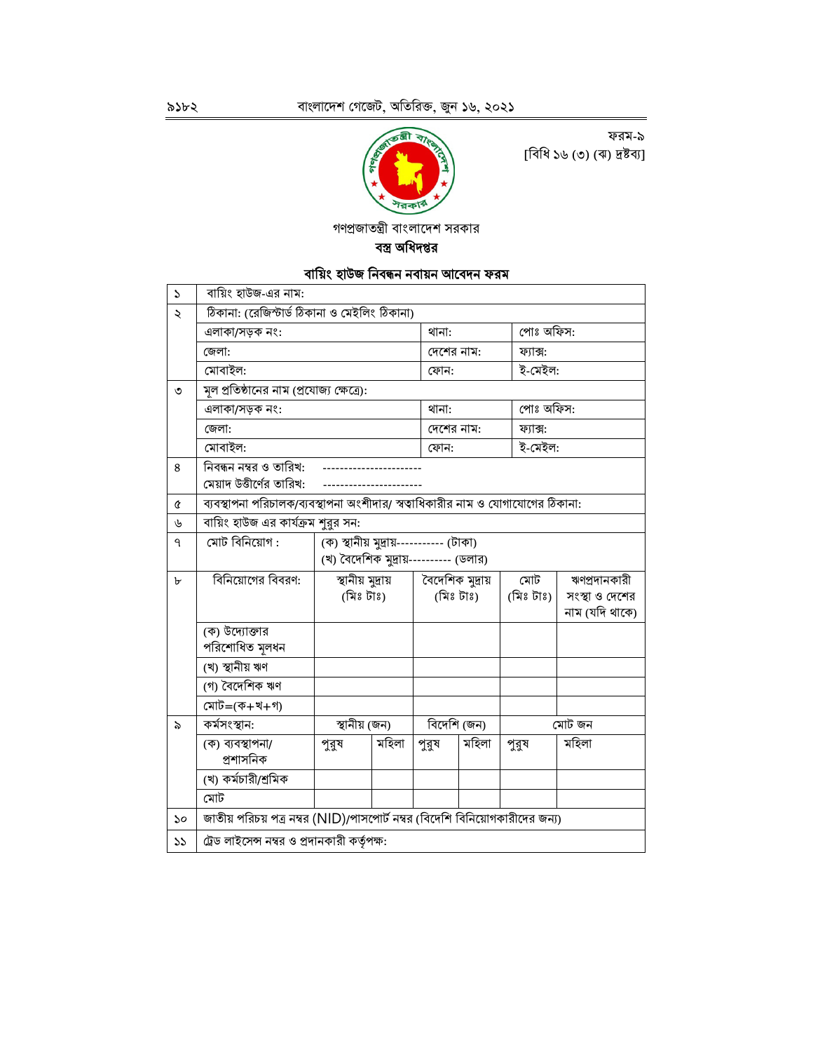ফরম-৯
[বিধি ১৬ (৩) (ঝ) দ্রষ্টব্য]

গণপ্রজাতন্ত্রী বাংলাদেশ সরকার

**বস্ত্র অধিদপ্তর**

## বায়িং হাউজ নিবন্ধন নবায়ন আবেদন ফরম

| | | | | | | | |
|---|---|---|---|---|---|---|---|
| ১ | বায়িং হাউজ-এর নাম: | | | | | | |
| ২ | ঠিকানা: (রেজিস্টার্ড ঠিকানা ও মেইলিং ঠিকানা) | | | | | | |
| | এলাকা/সড়ক নং: | | | থানা: | | পোঃ অফিস: | |
| | জেলা: | | | দেশের নাম: | | ফ্যাক্স: | |
| | মোবাইল: | | | ফোন: | | ই-মেইল: | |
| ৩ | মূল প্রতিষ্ঠানের নাম (প্রযোজ্য ক্ষেত্রে): | | | | | | |
| | এলাকা/সড়ক নং: | | | থানা: | | পোঃ অফিস: | |
| | জেলা: | | | দেশের নাম: | | ফ্যাক্স: | |
| | মোবাইল: | | | ফোন: | | ই-মেইল: | |
| ৪ | নিবন্ধন নম্বর ও তারিখ: ----------------------<br>মেয়াদ উত্তীর্ণের তারিখ: ---------------------- | | | | | | |
| ৫ | ব্যবস্থাপনা পরিচালক/ব্যবস্থাপনা অংশীদার/ স্বত্বাধিকারীর নাম ও যোগাযোগের ঠিকানা: | | | | | | |
| ৬ | বায়িং হাউজ এর কার্যক্রম শুরুর সন: | | | | | | |
| ৭ | মোট বিনিয়োগ : | (ক) স্থানীয় মুদ্রায়----------- (টাকা)<br>(খ) বৈদেশিক মুদ্রায়---------- (ডলার) | | | | | |
| ৮ | বিনিয়োগের বিবরণ: | স্থানীয় মুদ্রায় (মিঃ টাঃ) | | বৈদেশিক মুদ্রায় (মিঃ টাঃ) | | মোট (মিঃ টাঃ) | ঋণপ্রদানকারী সংস্থা ও দেশের নাম (যদি থাকে) |
| | (ক) উদ্যোক্তার পরিশোধিত মূলধন | | | | | | |
| | (খ) স্থানীয় ঋণ | | | | | | |
| | (গ) বৈদেশিক ঋণ | | | | | | |
| | মোট=(ক+খ+গ) | | | | | | |
| ৯ | কর্মসংস্থান: | স্থানীয় (জন) | | বিদেশি (জন) | | মোট জন | |
| | (ক) ব্যবস্থাপনা/ প্রশাসনিক | পুরুষ | মহিলা | পুরুষ | মহিলা | পুরুষ | মহিলা |
| | (খ) কর্মচারী/শ্রমিক | | | | | | |
| | মোট | | | | | | |
| ১০ | জাতীয় পরিচয় পত্র নম্বর (NID)/পাসপোর্ট নম্বর (বিদেশি বিনিয়োগকারীদের জন্য) | | | | | | |
| ১১ | ট্রেড লাইসেন্স নম্বর ও প্রদানকারী কর্তৃপক্ষ: | | | | | | |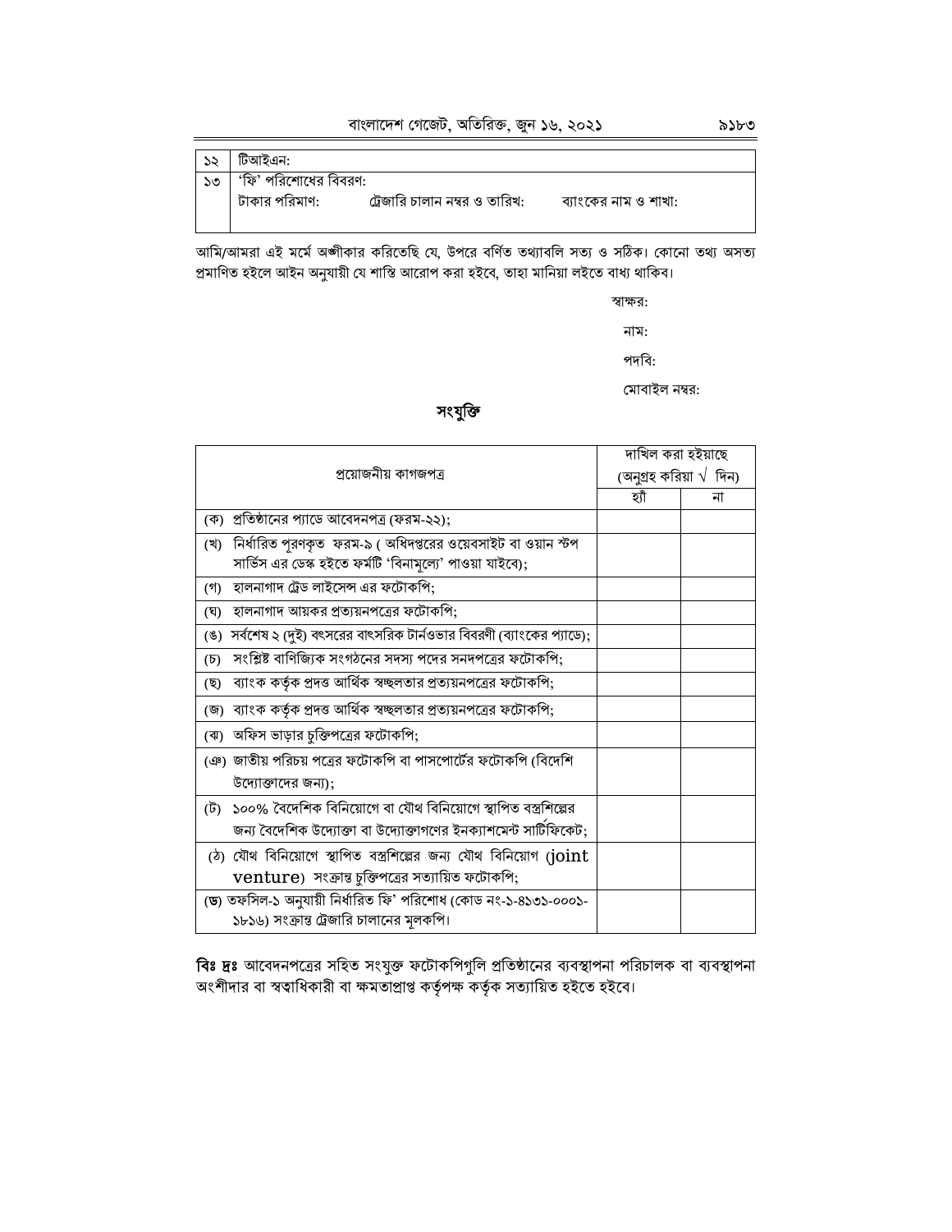| ১২ | টিআইএন: | | |
|---|---|---|---|
| ১৩ | 'ফি' পরিশোধের বিবরণ:<br>টাকার পরিমাণ: | ট্রেজারি চালান নম্বর ও তারিখ: | ব্যাংকের নাম ও শাখা: |

আমি/আমরা এই মর্মে অঙ্গীকার করিতেছি যে, উপরে বর্ণিত তথ্যাবলি সত্য ও সঠিক। কোনো তথ্য অসত্য প্রমাণিত হইলে আইন অনুযায়ী যে শাস্তি আরোপ করা হইবে, তাহা মানিয়া লইতে বাধ্য থাকিব।

স্বাক্ষর:

নাম:

পদবি:

মোবাইল নম্বর:

## সংযুক্তি

| প্রয়োজনীয় কাগজপত্র | দাখিল করা হইয়াছে (অনুগ্রহ করিয়া √ দিন) | |
|---|---|---|
| | হ্যাঁ | না |
| (ক) প্রতিষ্ঠানের প্যাডে আবেদনপত্র (ফরম-২২); | | |
| (খ) নির্ধারিত পূরণকৃত ফরম-৯ ( অধিদপ্তরের ওয়েবসাইট বা ওয়ান স্টপ সার্ভিস এর ডেস্ক হইতে ফর্মটি 'বিনামূল্যে' পাওয়া যাইবে); | | |
| (গ) হালনাগাদ ট্রেড লাইসেন্স এর ফটোকপি; | | |
| (ঘ) হালনাগাদ আয়কর প্রত্যয়নপত্রের ফটোকপি; | | |
| (ঙ) সর্বশেষ ২ (দুই) বৎসরের বাৎসরিক টার্নওভার বিবরণী (ব্যাংকের প্যাডে); | | |
| (চ) সংশ্লিষ্ট বাণিজ্যিক সংগঠনের সদস্য পদের সনদপত্রের ফটোকপি; | | |
| (ছ) ব্যাংক কর্তৃক প্রদত্ত আর্থিক স্বচ্ছলতার প্রত্যয়নপত্রের ফটোকপি; | | |
| (জ) ব্যাংক কর্তৃক প্রদত্ত আর্থিক স্বচ্ছলতার প্রত্যয়নপত্রের ফটোকপি; | | |
| (ঝ) অফিস ভাড়ার চুক্তিপত্রের ফটোকপি; | | |
| (ঞ) জাতীয় পরিচয় পত্রের ফটোকপি বা পাসপোর্টের ফটোকপি (বিদেশি উদ্যোক্তাদের জন্য); | | |
| (ট) ১০০% বৈদেশিক বিনিয়োগে বা যৌথ বিনিয়োগে স্থাপিত বস্ত্রশিল্পের জন্য বৈদেশিক উদ্যোক্তা বা উদ্যোক্তাগণের ইনক্যাশমেন্ট সার্টিফিকেট; | | |
| (ঠ) যৌথ বিনিয়োগে স্থাপিত বস্ত্রশিল্পের জন্য যৌথ বিনিয়োগ (joint venture) সংক্রান্ত চুক্তিপত্রের সত্যায়িত ফটোকপি; | | |
| (ড) তফসিল-১ অনুযায়ী নির্ধারিত ফি' পরিশোধ (কোড নং-১-৪১৩১-০০০১-১৮১৬) সংক্রান্ত ট্রেজারি চালানের মূলকপি। | | |

**বিঃ দ্রঃ** আবেদনপত্রের সহিত সংযুক্ত ফটোকপিগুলি প্রতিষ্ঠানের ব্যবস্থাপনা পরিচালক বা ব্যবস্থাপনা অংশীদার বা স্বত্বাধিকারী বা ক্ষমতাপ্রাপ্ত কর্তৃপক্ষ কর্তৃক সত্যায়িত হইতে হইবে।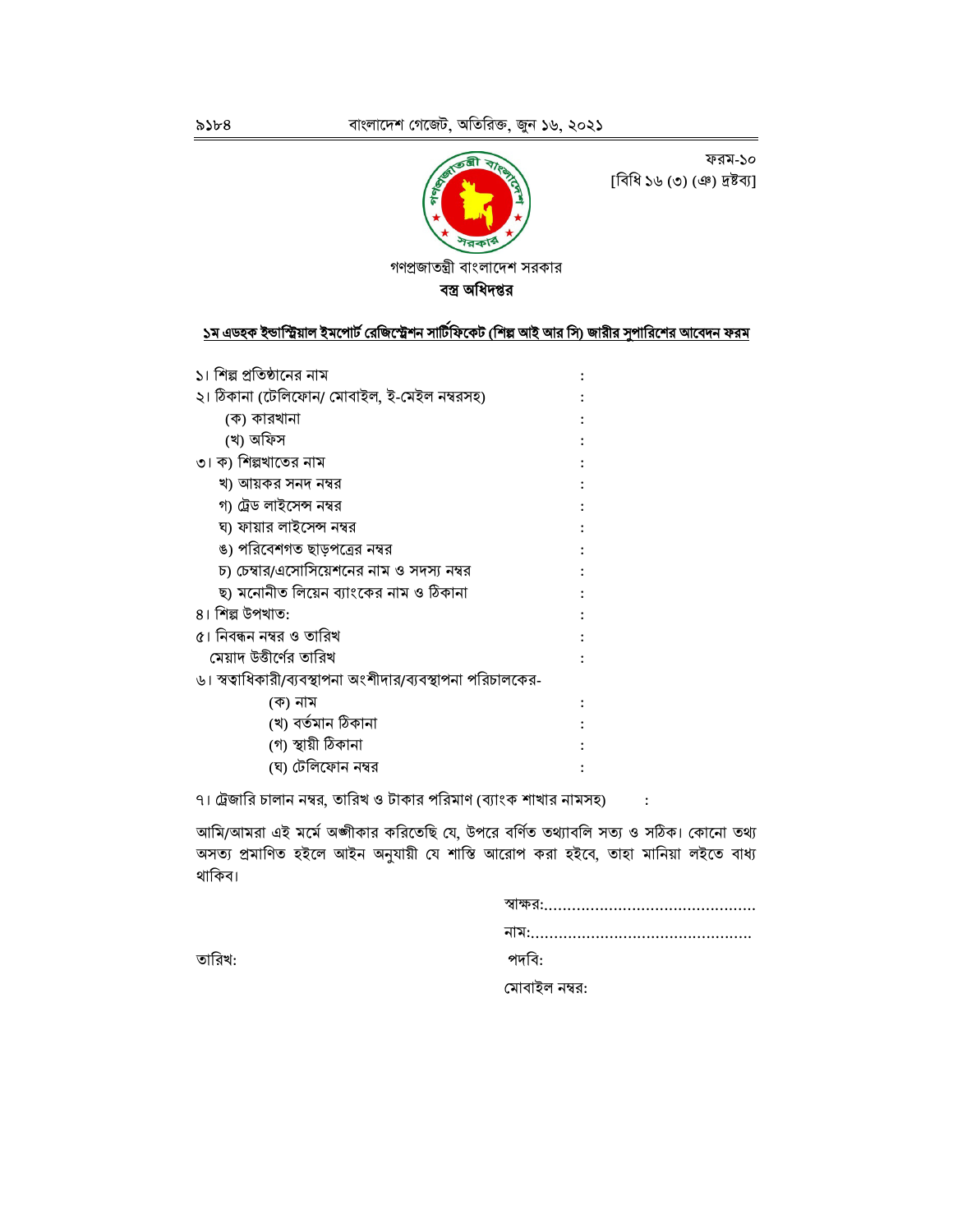ফরম-১০
[বিধি ১৬ (৩) (ঞ) দ্রষ্টব্য]

গণপ্রজাতন্ত্রী বাংলাদেশ সরকার
**বস্ত্র অধিদপ্তর**

**১ম এডহক ইন্ডাস্ট্রিয়াল ইমপোর্ট রেজিস্ট্রেশন সার্টিফিকেট (শিল্প আই আর সি) জারীর সুপারিশের আবেদন ফরম**

১। শিল্প প্রতিষ্ঠানের নাম :
২। ঠিকানা (টেলিফোন/ মোবাইল, ই-মেইল নম্বরসহ) :
   (ক) কারখানা :
   (খ) অফিস :
৩। ক) শিল্পখাতের নাম :
   খ) আয়কর সনদ নম্বর :
   গ) ট্রেড লাইসেন্স নম্বর :
   ঘ) ফায়ার লাইসেন্স নম্বর :
   ঙ) পরিবেশগত ছাড়পত্রের নম্বর :
   চ) চেম্বার/এসোসিয়েশনের নাম ও সদস্য নম্বর :
   ছ) মনোনীত লিয়েন ব্যাংকের নাম ও ঠিকানা :
৪। শিল্প উপখাত: :
৫। নিবন্ধন নম্বর ও তারিখ :
   মেয়াদ উত্তীর্ণের তারিখ :
৬। স্বত্বাধিকারী/ব্যবস্থাপনা অংশীদার/ব্যবস্থাপনা পরিচালকের-
   (ক) নাম :
   (খ) বর্তমান ঠিকানা :
   (গ) স্থায়ী ঠিকানা :
   (ঘ) টেলিফোন নম্বর :

৭। ট্রেজারি চালান নম্বর, তারিখ ও টাকার পরিমাণ (ব্যাংক শাখার নামসহ) :

আমি/আমরা এই মর্মে অঙ্গীকার করিতেছি যে, উপরে বর্ণিত তথ্যাবলি সত্য ও সঠিক। কোনো তথ্য অসত্য প্রমাণিত হইলে আইন অনুযায়ী যে শাস্তি আরোপ করা হইবে, তাহা মানিয়া লইতে বাধ্য থাকিব।

স্বাক্ষর:.............................................
নাম:................................................
তারিখ: পদবি:
মোবাইল নম্বর: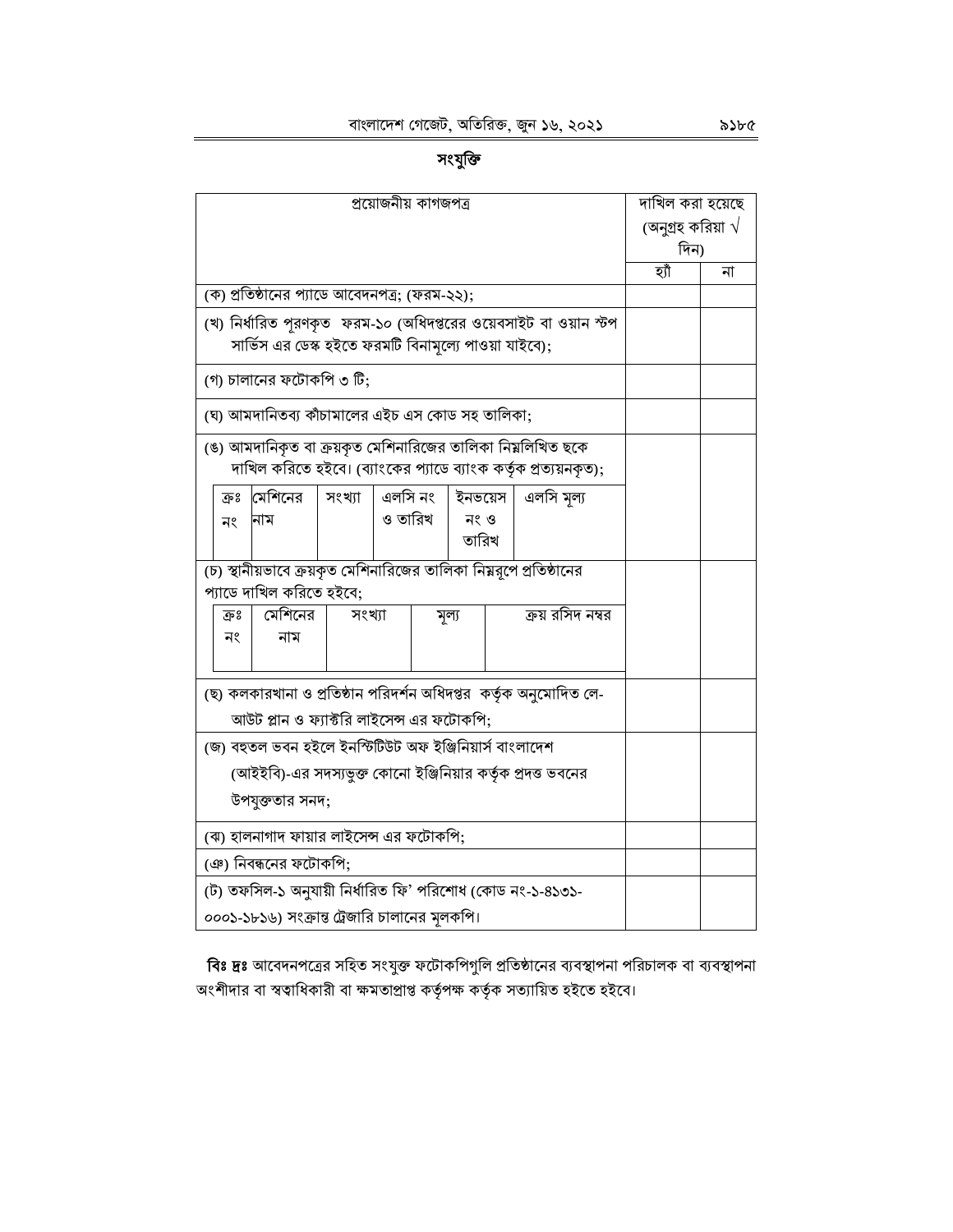## সংযুক্তি

| প্রয়োজনীয় কাগজপত্র | দাখিল করা হয়েছে (অনুগ্রহ করিয়া √ দিন) | |
|---|---|---|
| | হ্যাঁ | না |
| (ক) প্রতিষ্ঠানের প্যাডে আবেদনপত্র; (ফরম-২২); | | |
| (খ) নির্ধারিত পূরণকৃত ফরম-১০ (অধিদপ্তরের ওয়েবসাইট বা ওয়ান স্টপ সার্ভিস এর ডেস্ক হইতে ফরমটি বিনামূল্যে পাওয়া যাইবে); | | |
| (গ) চালানের ফটোকপি ৩ টি; | | |
| (ঘ) আমদানিতব্য কাঁচামালের এইচ এস কোড সহ তালিকা; | | |
| (ঙ) আমদানিকৃত বা ক্রয়কৃত মেশিনারিজের তালিকা নিম্নলিখিত ছকে দাখিল করিতে হইবে। (ব্যাংকের প্যাডে ব্যাংক কর্তৃক প্রত্যয়নকৃত); <br> ক্রঃ নং \| মেশিনের নাম \| সংখ্যা \| এলসি নং ও তারিখ \| ইনভয়েস নং ও তারিখ \| এলসি মূল্য | | |
| (চ) স্থানীয়ভাবে ক্রয়কৃত মেশিনারিজের তালিকা নিম্নরূপে প্রতিষ্ঠানের প্যাডে দাখিল করিতে হইবে; <br> ক্রঃ নং \| মেশিনের নাম \| সংখ্যা \| মূল্য \| ক্রয় রসিদ নম্বর | | |
| (ছ) কলকারখানা ও প্রতিষ্ঠান পরিদর্শন অধিদপ্তর কর্তৃক অনুমোদিত লে-আউট প্লান ও ফ্যাক্টরি লাইসেন্স এর ফটোকপি; | | |
| (জ) বহুতল ভবন হইলে ইনস্টিটিউট অফ ইঞ্জিনিয়ার্স বাংলাদেশ (আইইবি)-এর সদস্যভুক্ত কোনো ইঞ্জিনিয়ার কর্তৃক প্রদত্ত ভবনের উপযুক্ততার সনদ; | | |
| (ঝ) হালনাগাদ ফায়ার লাইসেন্স এর ফটোকপি; | | |
| (ঞ) নিবন্ধনের ফটোকপি; | | |
| (ট) তফসিল-১ অনুযায়ী নির্ধারিত ফি' পরিশোধ (কোড নং-১-৪১৩১-০০০১-১৮১৬) সংক্রান্ত ট্রেজারি চালানের মূলকপি। | | |

**বিঃ দ্রঃ** আবেদনপত্রের সহিত সংযুক্ত ফটোকপিগুলি প্রতিষ্ঠানের ব্যবস্থাপনা পরিচালক বা ব্যবস্থাপনা অংশীদার বা স্বত্বাধিকারী বা ক্ষমতাপ্রাপ্ত কর্তৃপক্ষ কর্তৃক সত্যায়িত হইতে হইবে।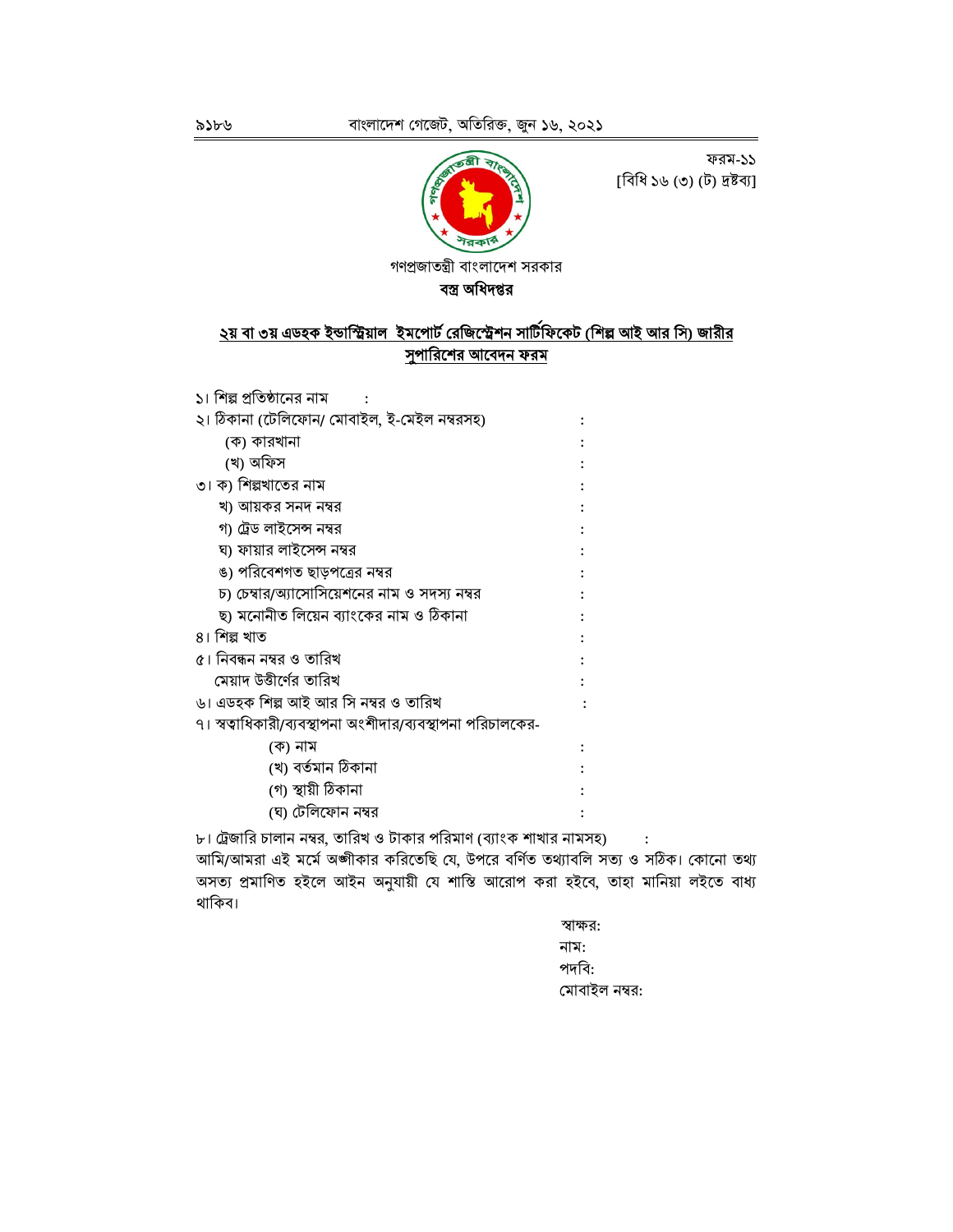ফরম-১১
[বিধি ১৬ (৩) (ট) দ্রষ্টব্য]

গণপ্রজাতন্ত্রী বাংলাদেশ সরকার

**বস্ত্র অধিদপ্তর**

**২য় বা ৩য় এডহক ইন্ডাস্ট্রিয়াল ইমপোর্ট রেজিস্ট্রেশন সার্টিফিকেট (শিল্প আই আর সি) জারীর সুপারিশের আবেদন ফরম**

১। শিল্প প্রতিষ্ঠানের নাম :

২। ঠিকানা (টেলিফোন/ মোবাইল, ই-মেইল নম্বরসহ) :

(ক) কারখানা :

(খ) অফিস :

৩। ক) শিল্পখাতের নাম :

খ) আয়কর সনদ নম্বর :

গ) ট্রেড লাইসেন্স নম্বর :

ঘ) ফায়ার লাইসেন্স নম্বর :

ঙ) পরিবেশগত ছাড়পত্রের নম্বর :

চ) চেম্বার/অ্যাসোসিয়েশনের নাম ও সদস্য নম্বর :

ছ) মনোনীত লিয়েন ব্যাংকের নাম ও ঠিকানা :

৪। শিল্প খাত :

৫। নিবন্ধন নম্বর ও তারিখ :

মেয়াদ উত্তীর্ণের তারিখ :

৬। এডহক শিল্প আই আর সি নম্বর ও তারিখ :

৭। স্বত্বাধিকারী/ব্যবস্থাপনা অংশীদার/ব্যবস্থাপনা পরিচালকের-

(ক) নাম :

(খ) বর্তমান ঠিকানা :

(গ) স্থায়ী ঠিকানা :

(ঘ) টেলিফোন নম্বর :

৮। ট্রেজারি চালান নম্বর, তারিখ ও টাকার পরিমাণ (ব্যাংক শাখার নামসহ) :

আমি/আমরা এই মর্মে অঙ্গীকার করিতেছি যে, উপরে বর্ণিত তথ্যাবলি সত্য ও সঠিক। কোনো তথ্য অসত্য প্রমাণিত হইলে আইন অনুযায়ী যে শাস্তি আরোপ করা হইবে, তাহা মানিয়া লইতে বাধ্য থাকিব।

স্বাক্ষর:

নাম:

পদবি:

মোবাইল নম্বর: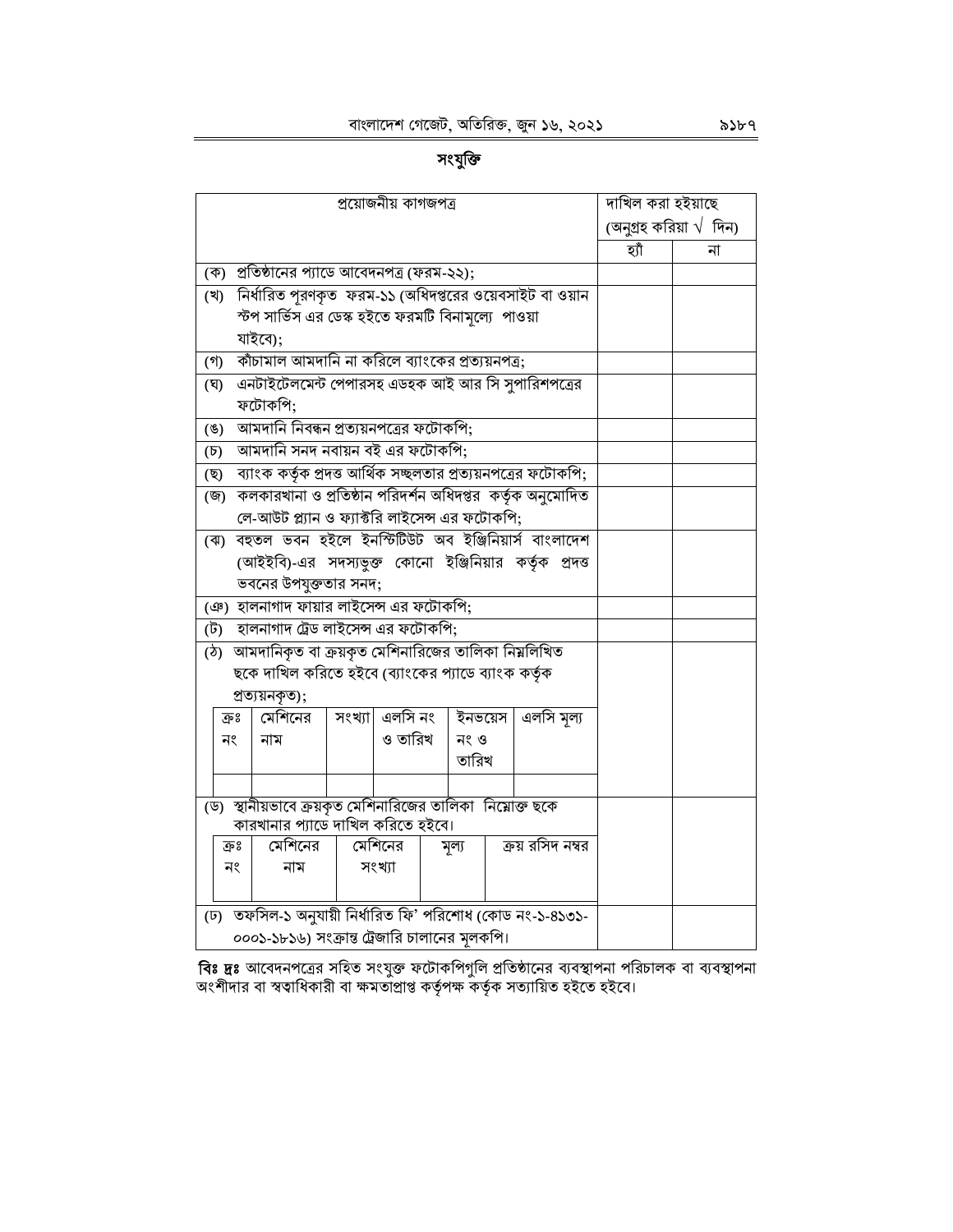## সংযুক্তি

| প্রয়োজনীয় কাগজপত্র | দাখিল করা হইয়াছে (অনুগ্রহ করিয়া √ দিন) | |
|---|---|---|
| | হ্যাঁ | না |
| (ক) প্রতিষ্ঠানের প্যাডে আবেদনপত্র (ফরম-২২); | | |
| (খ) নির্ধারিত পূরণকৃত ফরম-১১ (অধিদপ্তরের ওয়েবসাইট বা ওয়ান স্টপ সার্ভিস এর ডেস্ক হইতে ফরমটি বিনামূল্যে পাওয়া যাইবে); | | |
| (গ) কাঁচামাল আমদানি না করিলে ব্যাংকের প্রত্যয়নপত্র; | | |
| (ঘ) এনটাইটেলমেন্ট পেপারসহ এডহক আই আর সি সুপারিশপত্রের ফটোকপি; | | |
| (ঙ) আমদানি নিবন্ধন প্রত্যয়নপত্রের ফটোকপি; | | |
| (চ) আমদানি সনদ নবায়ন বই এর ফটোকপি; | | |
| (ছ) ব্যাংক কর্তৃক প্রদত্ত আর্থিক সচ্ছলতার প্রত্যয়নপত্রের ফটোকপি; | | |
| (জ) কলকারখানা ও প্রতিষ্ঠান পরিদর্শন অধিদপ্তর কর্তৃক অনুমোদিত লে-আউট প্ল্যান ও ফ্যাক্টরি লাইসেন্স এর ফটোকপি; | | |
| (ঝ) বহুতল ভবন হইলে ইনস্টিটিউট অব ইঞ্জিনিয়ার্স বাংলাদেশ (আইইবি)-এর সদস্যভুক্ত কোনো ইঞ্জিনিয়ার কর্তৃক প্রদত্ত ভবনের উপযুক্ততার সনদ; | | |
| (ঞ) হালনাগাদ ফায়ার লাইসেন্স এর ফটোকপি; | | |
| (ট) হালনাগাদ ট্রেড লাইসেন্স এর ফটোকপি; | | |
| (ঠ) আমদানিকৃত বা ক্রয়কৃত মেশিনারিজের তালিকা নিম্নলিখিত ছকে দাখিল করিতে হইবে (ব্যাংকের প্যাডে ব্যাংক কর্তৃক প্রত্যয়নকৃত); | | |
| (ড) স্থানীয়ভাবে ক্রয়কৃত মেশিনারিজের তালিকা নিম্নোক্ত ছকে কারখানার প্যাডে দাখিল করিতে হইবে। | | |
| (ঢ) তফসিল-১ অনুযায়ী নির্ধারিত ফি' পরিশোধ (কোড নং-১-৪১৩১-০০০১-১৮১৬) সংক্রান্ত ট্রেজারি চালানের মূলকপি। | | |

(ঠ) এর ছক:

| ক্রঃ নং | মেশিনের নাম | সংখ্যা | এলসি নং ও তারিখ | ইনভয়েস নং ও তারিখ | এলসি মূল্য |
|---|---|---|---|---|---|
| | | | | | |

(ড) এর ছক:

| ক্রঃ নং | মেশিনের নাম | মেশিনের সংখ্যা | মূল্য | ক্রয় রসিদ নম্বর |
|---|---|---|---|---|
| | | | | |

**বিঃ দ্রঃ** আবেদনপত্রের সহিত সংযুক্ত ফটোকপিগুলি প্রতিষ্ঠানের ব্যবস্থাপনা পরিচালক বা ব্যবস্থাপনা অংশীদার বা স্বত্বাধিকারী বা ক্ষমতাপ্রাপ্ত কর্তৃপক্ষ কর্তৃক সত্যায়িত হইতে হইবে।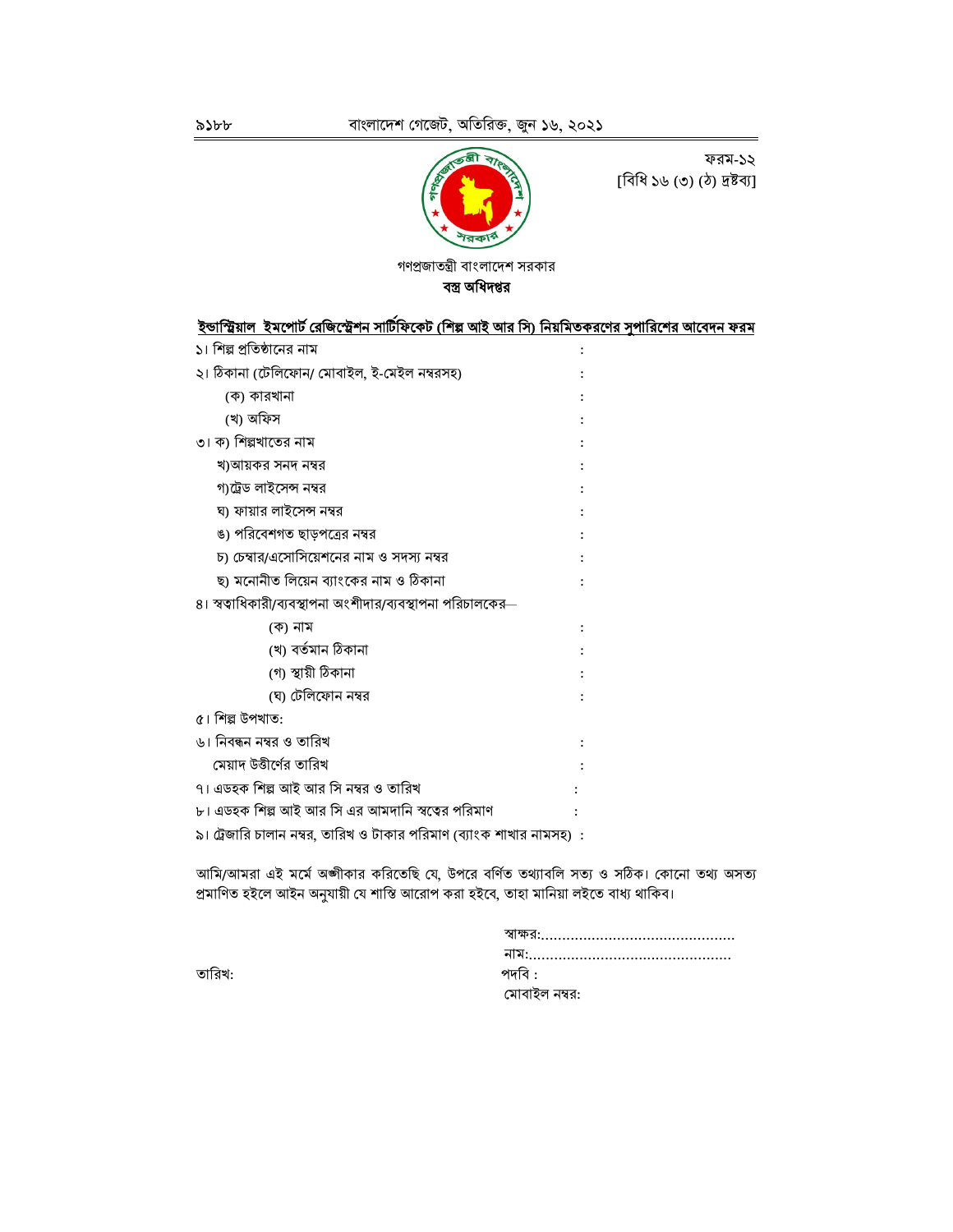ফরম-১২
[বিধি ১৬ (৩) (ঠ) দ্রষ্টব্য]

গণপ্রজাতন্ত্রী বাংলাদেশ সরকার
**বস্ত্র অধিদপ্তর**

**ইন্ডাস্ট্রিয়াল ইমপোর্ট রেজিস্ট্রেশন সার্টিফিকেট (শিল্প আই আর সি) নিয়মিতকরণের সুপারিশের আবেদন ফরম**

১। শিল্প প্রতিষ্ঠানের নাম :

২। ঠিকানা (টেলিফোন/ মোবাইল, ই-মেইল নম্বরসহ) :

(ক) কারখানা :

(খ) অফিস :

৩। ক) শিল্পখাতের নাম :

খ)আয়কর সনদ নম্বর :

গ)ট্রেড লাইসেন্স নম্বর :

ঘ) ফায়ার লাইসেন্স নম্বর :

ঙ) পরিবেশগত ছাড়পত্রের নম্বর :

চ) চেম্বার/এসোসিয়েশনের নাম ও সদস্য নম্বর :

ছ) মনোনীত লিয়েন ব্যাংকের নাম ও ঠিকানা :

৪। স্বত্বাধিকারী/ব্যবস্থাপনা অংশীদার/ব্যবস্থাপনা পরিচালকের—

(ক) নাম :

(খ) বর্তমান ঠিকানা :

(গ) স্থায়ী ঠিকানা :

(ঘ) টেলিফোন নম্বর :

৫। শিল্প উপখাত:

৬। নিবন্ধন নম্বর ও তারিখ :

মেয়াদ উত্তীর্ণের তারিখ :

৭। এডহক শিল্প আই আর সি নম্বর ও তারিখ :

৮। এডহক শিল্প আই আর সি এর আমদানি স্বত্বের পরিমাণ :

৯। ট্রেজারি চালান নম্বর, তারিখ ও টাকার পরিমাণ (ব্যাংক শাখার নামসহ) :

আমি/আমরা এই মর্মে অঙ্গীকার করিতেছি যে, উপরে বর্ণিত তথ্যাবলি সত্য ও সঠিক। কোনো তথ্য অসত্য প্রমাণিত হইলে আইন অনুযায়ী যে শাস্তি আরোপ করা হইবে, তাহা মানিয়া লইতে বাধ্য থাকিব।

স্বাক্ষর:.............................................
নাম:................................................
পদবি :
মোবাইল নম্বর:

তারিখ: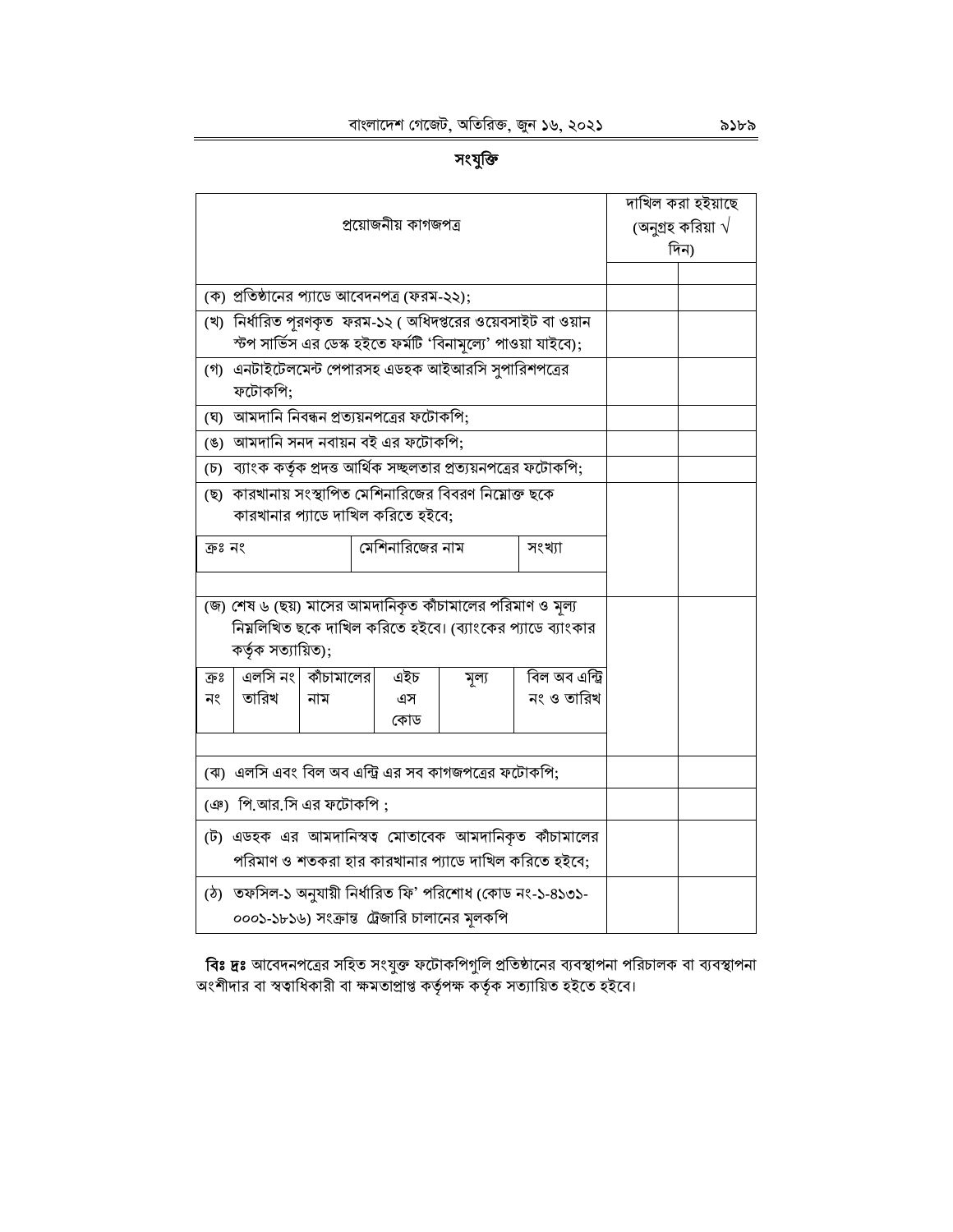## সংযুক্তি

| প্রয়োজনীয় কাগজপত্র | দাখিল করা হইয়াছে (অনুগ্রহ করিয়া √ দিন) | |
|---|---|---|
| (ক) প্রতিষ্ঠানের প্যাডে আবেদনপত্র (ফরম-২২); | | |
| (খ) নির্ধারিত পূরণকৃত ফরম-১২ ( অধিদপ্তরের ওয়েবসাইট বা ওয়ান স্টপ সার্ভিস এর ডেস্ক হইতে ফর্মটি 'বিনামূল্যে' পাওয়া যাইবে); | | |
| (গ) এনটাইটেলমেন্ট পেপারসহ এডহক আইআরসি সুপারিশপত্রের ফটোকপি; | | |
| (ঘ) আমদানি নিবন্ধন প্রত্যয়নপত্রের ফটোকপি; | | |
| (ঙ) আমদানি সনদ নবায়ন বই এর ফটোকপি; | | |
| (চ) ব্যাংক কর্তৃক প্রদত্ত আর্থিক সচ্ছলতার প্রত্যয়নপত্রের ফটোকপি; | | |
| (ছ) কারখানায় সংস্থাপিত মেশিনারিজের বিবরণ নিম্নোক্ত ছকে কারখানার প্যাডে দাখিল করিতে হইবে; | | |
| (জ) শেষ ৬ (ছয়) মাসের আমদানিকৃত কাঁচামালের পরিমাণ ও মূল্য নিম্নলিখিত ছকে দাখিল করিতে হইবে। (ব্যাংকের প্যাডে ব্যাংকার কর্তৃক সত্যায়িত); | | |
| (ঝ) এলসি এবং বিল অব এন্ট্রি এর সব কাগজপত্রের ফটোকপি; | | |
| (ঞ) পি.আর.সি এর ফটোকপি ; | | |
| (ট) এডহক এর আমদানিস্বত্ব মোতাবেক আমদানিকৃত কাঁচামালের পরিমাণ ও শতকরা হার কারখানার প্যাডে দাখিল করিতে হইবে; | | |
| (ঠ) তফসিল-১ অনুযায়ী নির্ধারিত ফি' পরিশোধ (কোড নং-১-৪১৩১-০০০১-১৮১৬) সংক্রান্ত ট্রেজারি চালানের মূলকপি | | |

(ছ) এর ছক:

| ক্রঃ নং | মেশিনারিজের নাম | সংখ্যা |
|---|---|---|
| | | |

(জ) এর ছক:

| ক্রঃ নং | এলসি নং তারিখ | কাঁচামালের নাম | এইচ এস কোড | মূল্য | বিল অব এন্ট্রি নং ও তারিখ |
|---|---|---|---|---|---|
| | | | | | |

**বিঃ দ্রঃ** আবেদনপত্রের সহিত সংযুক্ত ফটোকপিগুলি প্রতিষ্ঠানের ব্যবস্থাপনা পরিচালক বা ব্যবস্থাপনা অংশীদার বা স্বত্বাধিকারী বা ক্ষমতাপ্রাপ্ত কর্তৃপক্ষ কর্তৃক সত্যায়িত হইতে হইবে।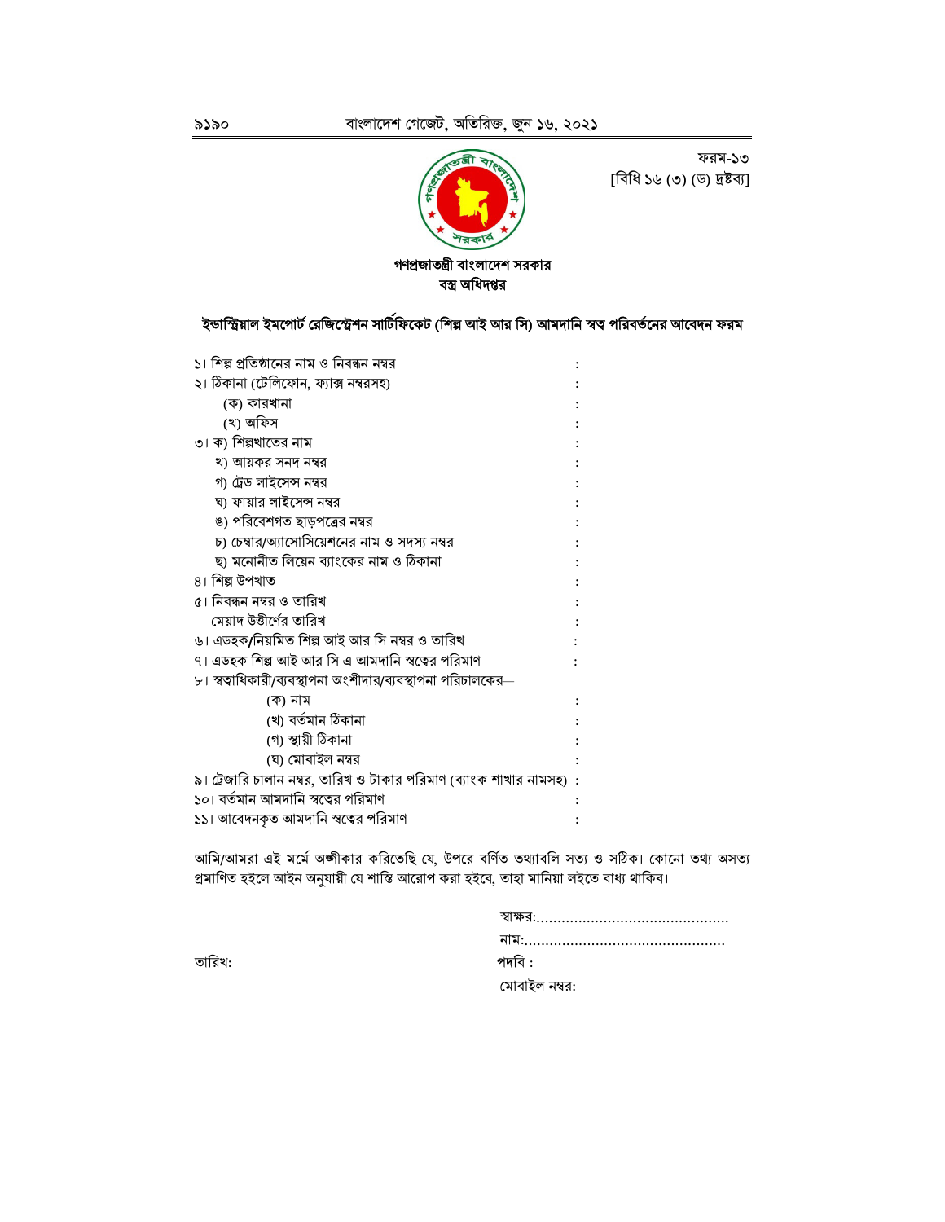ফরম-১৩
[বিধি ১৬ (৩) (ড) দ্রষ্টব্য]

**গণপ্রজাতন্ত্রী বাংলাদেশ সরকার**
**বস্ত্র অধিদপ্তর**

## ইন্ডাস্ট্রিয়াল ইমপোর্ট রেজিস্ট্রেশন সার্টিফিকেট (শিল্প আই আর সি) আমদানি স্বত্ব পরিবর্তনের আবেদন ফরম

১। শিল্প প্রতিষ্ঠানের নাম ও নিবন্ধন নম্বর :
২। ঠিকানা (টেলিফোন, ফ্যাক্স নম্বরসহ) :
   (ক) কারখানা :
   (খ) অফিস :
৩। ক) শিল্পখাতের নাম :
   খ) আয়কর সনদ নম্বর :
   গ) ট্রেড লাইসেন্স নম্বর :
   ঘ) ফায়ার লাইসেন্স নম্বর :
   ঙ) পরিবেশগত ছাড়পত্রের নম্বর :
   চ) চেম্বার/অ্যাসোসিয়েশনের নাম ও সদস্য নম্বর :
   ছ) মনোনীত লিয়েন ব্যাংকের নাম ও ঠিকানা :
৪। শিল্প উপখাত :
৫। নিবন্ধন নম্বর ও তারিখ :
   মেয়াদ উত্তীর্ণের তারিখ :
৬। এডহক/নিয়মিত শিল্প আই আর সি নম্বর ও তারিখ :
৭। এডহক শিল্প আই আর সি এ আমদানি স্বত্বের পরিমাণ :
৮। স্বত্বাধিকারী/ব্যবস্থাপনা অংশীদার/ব্যবস্থাপনা পরিচালকের—
   (ক) নাম :
   (খ) বর্তমান ঠিকানা :
   (গ) স্থায়ী ঠিকানা :
   (ঘ) মোবাইল নম্বর :
৯। ট্রেজারি চালান নম্বর, তারিখ ও টাকার পরিমাণ (ব্যাংক শাখার নামসহ) :
১০। বর্তমান আমদানি স্বত্বের পরিমাণ :
১১। আবেদনকৃত আমদানি স্বত্বের পরিমাণ :

আমি/আমরা এই মর্মে অঙ্গীকার করিতেছি যে, উপরে বর্ণিত তথ্যাবলি সত্য ও সঠিক। কোনো তথ্য অসত্য প্রমাণিত হইলে আইন অনুযায়ী যে শাস্তি আরোপ করা হইবে, তাহা মানিয়া লইতে বাধ্য থাকিব।

স্বাক্ষর:.............................................
নাম:................................................
পদবি :
মোবাইল নম্বর:

তারিখ: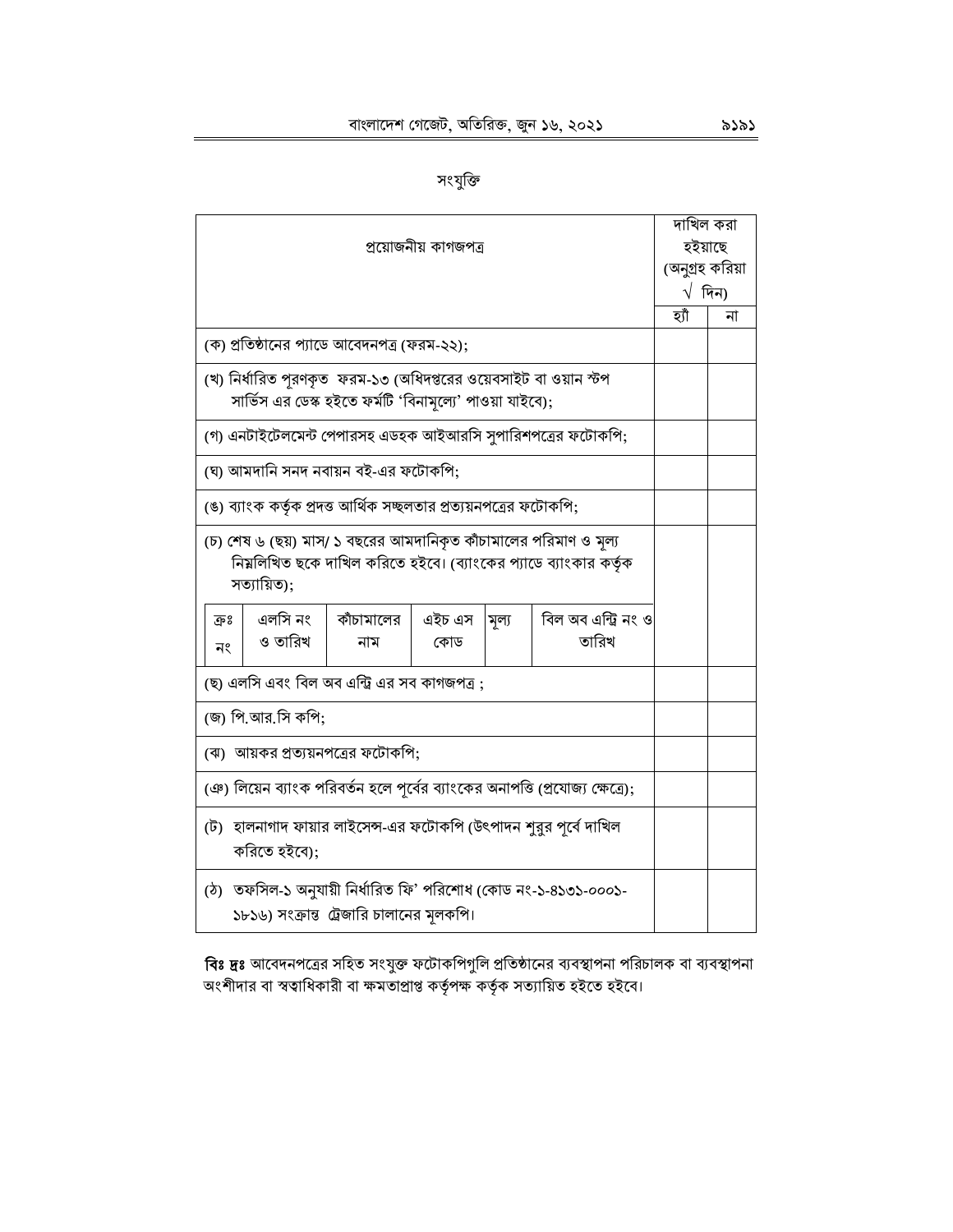## সংযুক্তি

| প্রয়োজনীয় কাগজপত্র | দাখিল করা হইয়াছে (অনুগ্রহ করিয়া √ দিন) | |
|---|---|---|
| | হ্যাঁ | না |
| (ক) প্রতিষ্ঠানের প্যাডে আবেদনপত্র (ফরম-২২); | | |
| (খ) নির্ধারিত পূরণকৃত ফরম-১৩ (অধিদপ্তরের ওয়েবসাইট বা ওয়ান স্টপ সার্ভিস এর ডেস্ক হইতে ফর্মটি 'বিনামূল্যে' পাওয়া যাইবে); | | |
| (গ) এনটাইটেলমেন্ট পেপারসহ এডহক আইআরসি সুপারিশপত্রের ফটোকপি; | | |
| (ঘ) আমদানি সনদ নবায়ন বই-এর ফটোকপি; | | |
| (ঙ) ব্যাংক কর্তৃক প্রদত্ত আর্থিক সচ্ছলতার প্রত্যয়নপত্রের ফটোকপি; | | |
| (চ) শেষ ৬ (ছয়) মাস/ ১ বছরের আমদানিকৃত কাঁচামালের পরিমাণ ও মূল্য নিম্নলিখিত ছকে দাখিল করিতে হইবে। (ব্যাংকের প্যাডে ব্যাংকার কর্তৃক সত্যায়িত); <br> ক্রঃ নং \| এলসি নং ও তারিখ \| কাঁচামালের নাম \| এইচ এস কোড \| মূল্য \| বিল অব এন্ট্রি নং ও তারিখ | | |
| (ছ) এলসি এবং বিল অব এন্ট্রি এর সব কাগজপত্র ; | | |
| (জ) পি.আর.সি কপি; | | |
| (ঝ) আয়কর প্রত্যয়নপত্রের ফটোকপি; | | |
| (ঞ) লিয়েন ব্যাংক পরিবর্তন হলে পূর্বের ব্যাংকের অনাপত্তি (প্রযোজ্য ক্ষেত্রে); | | |
| (ট) হালনাগাদ ফায়ার লাইসেন্স-এর ফটোকপি (উৎপাদন শুরুর পূর্বে দাখিল করিতে হইবে); | | |
| (ঠ) তফসিল-১ অনুযায়ী নির্ধারিত ফি' পরিশোধ (কোড নং-১-৪১৩১-০০০১-১৮১৬) সংক্রান্ত ট্রেজারি চালানের মূলকপি। | | |

**বিঃ দ্রঃ** আবেদনপত্রের সহিত সংযুক্ত ফটোকপিগুলি প্রতিষ্ঠানের ব্যবস্থাপনা পরিচালক বা ব্যবস্থাপনা অংশীদার বা স্বত্বাধিকারী বা ক্ষমতাপ্রাপ্ত কর্তৃপক্ষ কর্তৃক সত্যায়িত হইতে হইবে।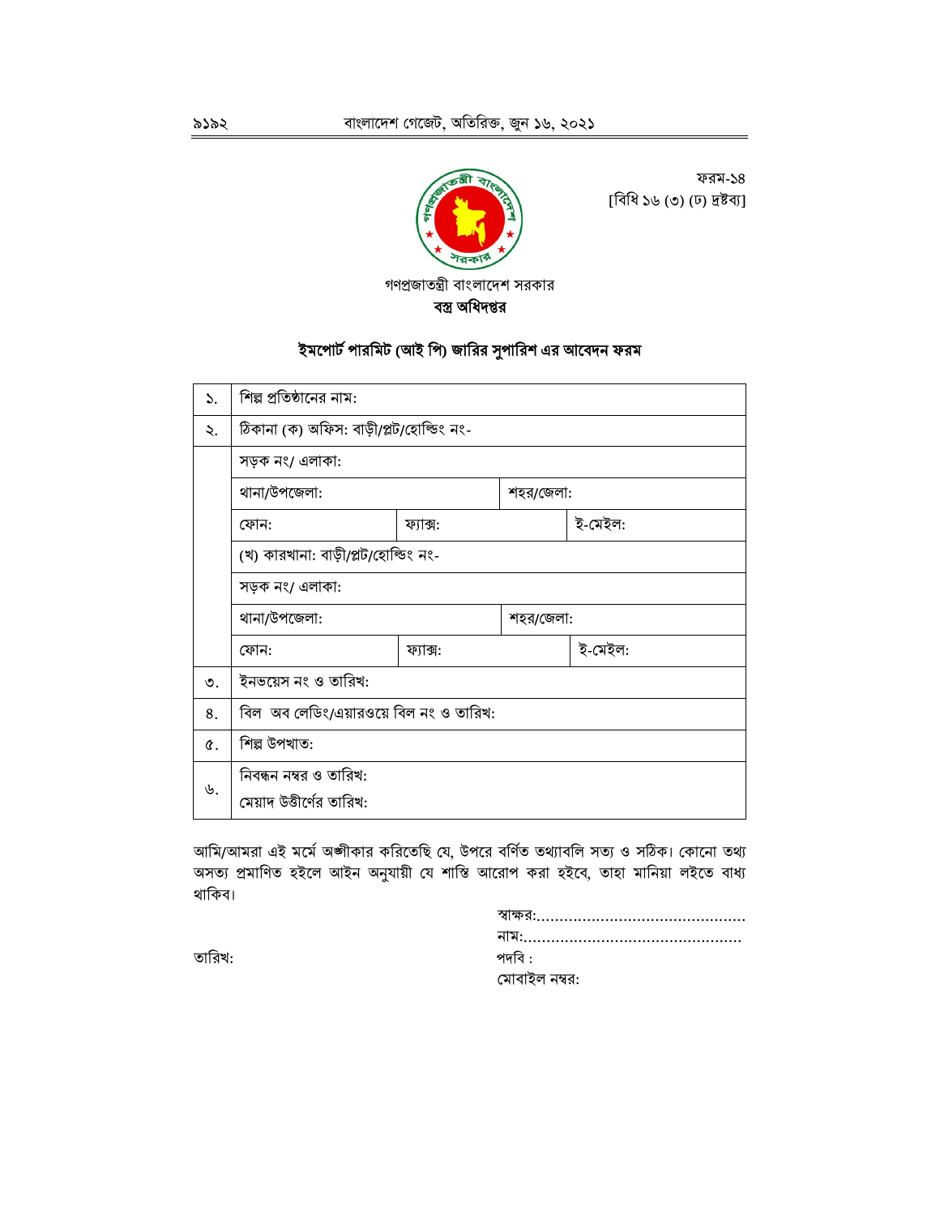ফরম-১৪
[বিধি ১৬ (৩) (ঢ) দ্রষ্টব্য]

গণপ্রজাতন্ত্রী বাংলাদেশ সরকার
**বস্ত্র অধিদপ্তর**

## ইমপোর্ট পারমিট (আই পি) জারির সুপারিশ এর আবেদন ফরম

| | | | | |
|---|---|---|---|---|
| ১. | শিল্প প্রতিষ্ঠানের নাম: | | | |
| ২. | ঠিকানা (ক) অফিস: বাড়ী/প্লট/হোল্ডিং নং- | | | |
| | সড়ক নং/ এলাকা: | | | |
| | থানা/উপজেলা: | | শহর/জেলা: | |
| | ফোন: | ফ্যাক্স: | | ই-মেইল: |
| | (খ) কারখানা: বাড়ী/প্লট/হোল্ডিং নং- | | | |
| | সড়ক নং/ এলাকা: | | | |
| | থানা/উপজেলা: | | শহর/জেলা: | |
| | ফোন: | ফ্যাক্স: | | ই-মেইল: |
| ৩. | ইনভয়েস নং ও তারিখ: | | | |
| ৪. | বিল অব লেডিং/এয়ারওয়ে বিল নং ও তারিখ: | | | |
| ৫. | শিল্প উপখাত: | | | |
| ৬. | নিবন্ধন নম্বর ও তারিখ:<br>মেয়াদ উত্তীর্ণের তারিখ: | | | |

আমি/আমরা এই মর্মে অঙ্গীকার করিতেছি যে, উপরে বর্ণিত তথ্যাবলি সত্য ও সঠিক। কোনো তথ্য অসত্য প্রমাণিত হইলে আইন অনুযায়ী যে শাস্তি আরোপ করা হইবে, তাহা মানিয়া লইতে বাধ্য থাকিব।

স্বাক্ষর:.............................................
নাম:...............................................
পদবি :
মোবাইল নম্বর:

তারিখ: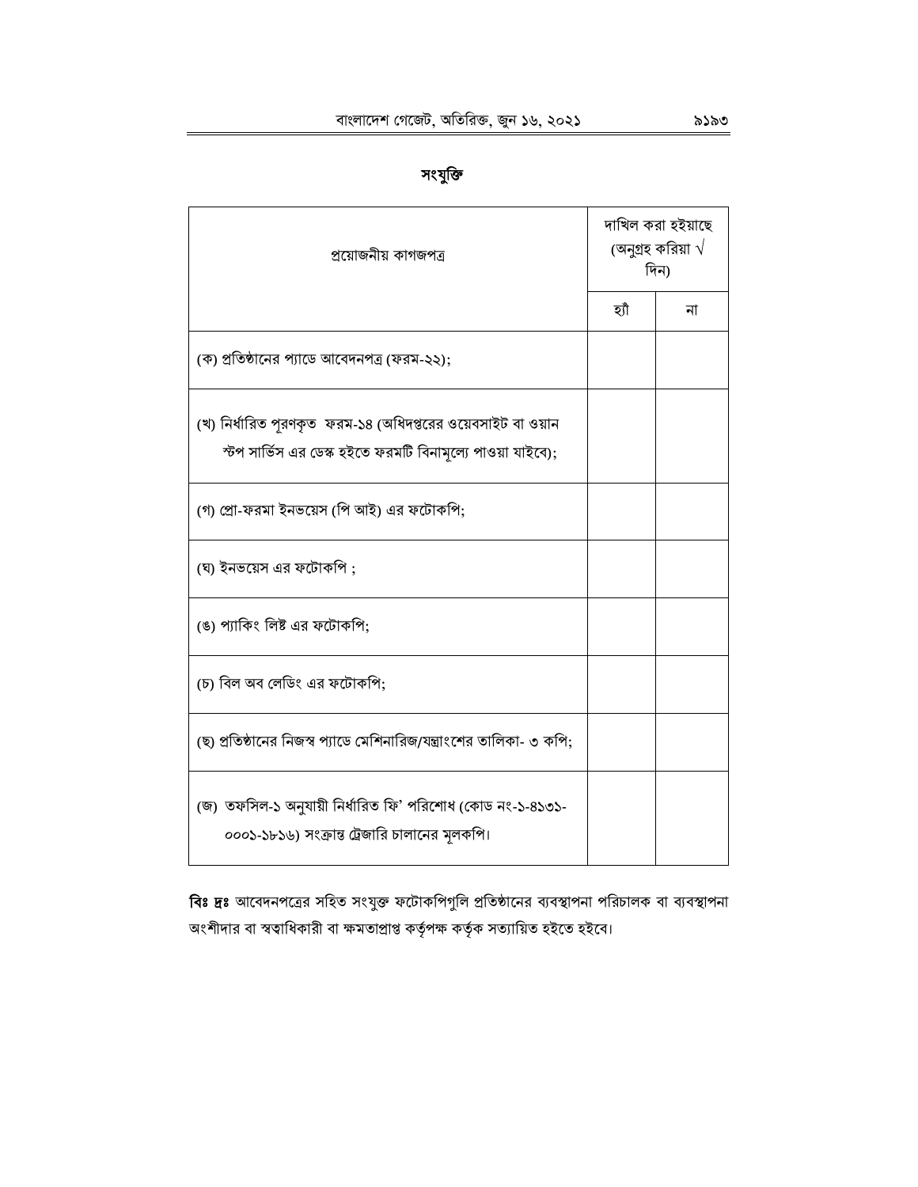## সংযুক্তি

| প্রয়োজনীয় কাগজপত্র | দাখিল করা হইয়াছে (অনুগ্রহ করিয়া √ দিন) | |
|---|---|---|
| | হ্যাঁ | না |
| (ক) প্রতিষ্ঠানের প্যাডে আবেদনপত্র (ফরম-২২); | | |
| (খ) নির্ধারিত পূরণকৃত ফরম-১৪ (অধিদপ্তরের ওয়েবসাইট বা ওয়ান স্টপ সার্ভিস এর ডেস্ক হইতে ফরমটি বিনামূল্যে পাওয়া যাইবে); | | |
| (গ) প্রো-ফরমা ইনভয়েস (পি আই) এর ফটোকপি; | | |
| (ঘ) ইনভয়েস এর ফটোকপি ; | | |
| (ঙ) প্যাকিং লিষ্ট এর ফটোকপি; | | |
| (চ) বিল অব লেডিং এর ফটোকপি; | | |
| (ছ) প্রতিষ্ঠানের নিজস্ব প্যাডে মেশিনারিজ/যন্ত্রাংশের তালিকা- ৩ কপি; | | |
| (জ) তফসিল-১ অনুযায়ী নির্ধারিত ফি' পরিশোধ (কোড নং-১-৪১৩১-০০০১-১৮১৬) সংক্রান্ত ট্রেজারি চালানের মূলকপি। | | |

**বিঃ দ্রঃ** আবেদনপত্রের সহিত সংযুক্ত ফটোকপিগুলি প্রতিষ্ঠানের ব্যবস্থাপনা পরিচালক বা ব্যবস্থাপনা অংশীদার বা স্বত্বাধিকারী বা ক্ষমতাপ্রাপ্ত কর্তৃপক্ষ কর্তৃক সত্যায়িত হইতে হইবে।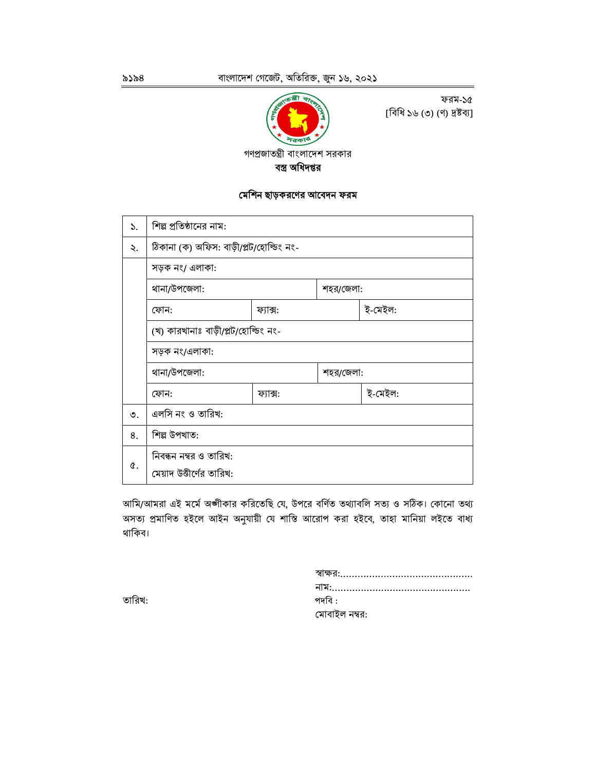ফরম-১৫
[বিধি ১৬ (৩) (গ) দ্রষ্টব্য]

গণপ্রজাতন্ত্রী বাংলাদেশ সরকার
**বস্ত্র অধিদপ্তর**

**মেশিন ছাড়করণের আবেদন ফরম**

| | | | | |
|---|---|---|---|---|
| ১. | শিল্প প্রতিষ্ঠানের নাম: | | | |
| ২. | ঠিকানা (ক) অফিস: বাড়ী/প্লট/হোল্ডিং নং- | | | |
| | সড়ক নং/ এলাকা: | | | |
| | থানা/উপজেলা: | | শহর/জেলা: | |
| | ফোন: | ফ্যাক্স: | | ই-মেইল: |
| | (খ) কারখানাঃ বাড়ী/প্লট/হোল্ডিং নং- | | | |
| | সড়ক নং/এলাকা: | | | |
| | থানা/উপজেলা: | | শহর/জেলা: | |
| | ফোন: | ফ্যাক্স: | | ই-মেইল: |
| ৩. | এলসি নং ও তারিখ: | | | |
| ৪. | শিল্প উপখাত: | | | |
| ৫. | নিবন্ধন নম্বর ও তারিখ:<br>মেয়াদ উত্তীর্ণের তারিখ: | | | |

আমি/আমরা এই মর্মে অঙ্গীকার করিতেছি যে, উপরে বর্ণিত তথ্যাবলি সত্য ও সঠিক। কোনো তথ্য অসত্য প্রমাণিত হইলে আইন অনুযায়ী যে শাস্তি আরোপ করা হইবে, তাহা মানিয়া লইতে বাধ্য থাকিব।

স্বাক্ষর:...............................................
নাম:.................................................
পদবি :
মোবাইল নম্বর:

তারিখ: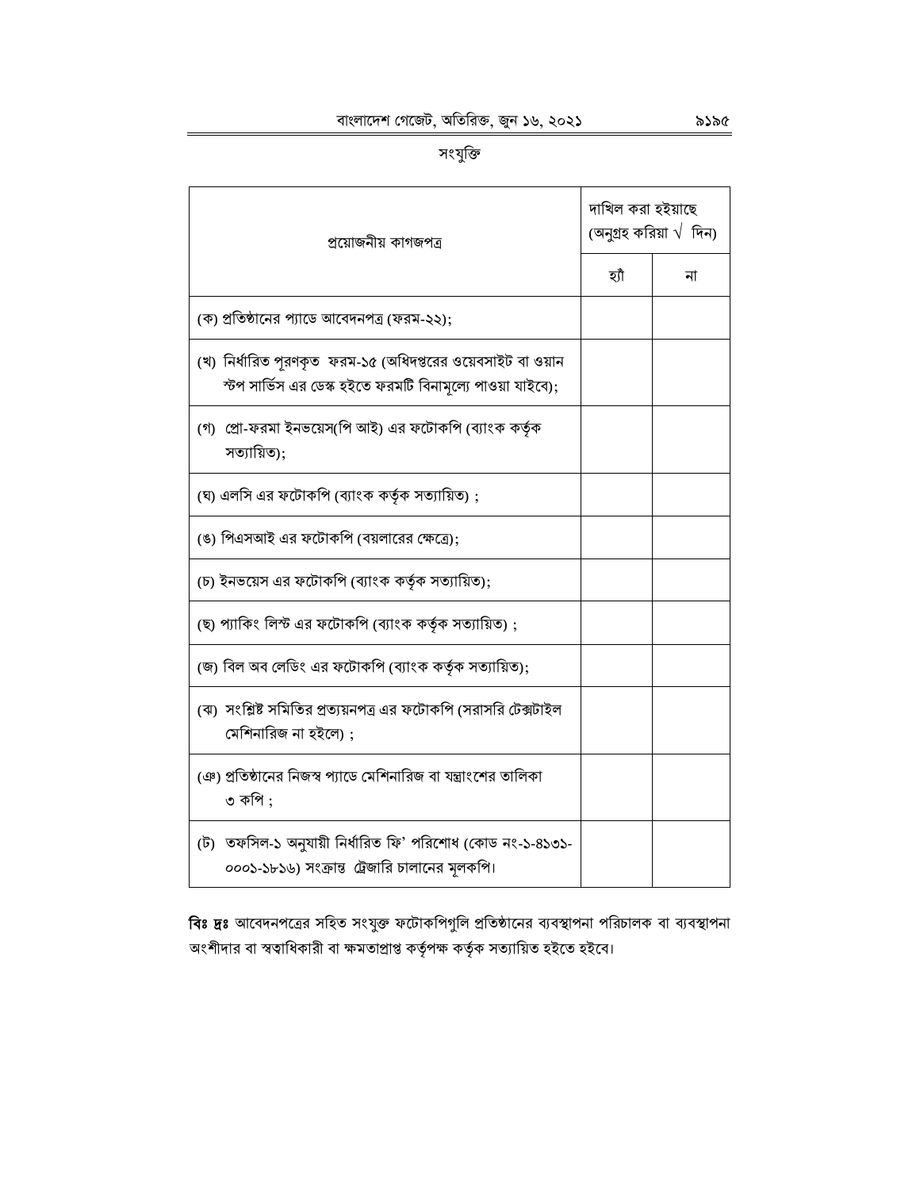সংযুক্তি

| প্রয়োজনীয় কাগজপত্র | দাখিল করা হইয়াছে (অনুগ্রহ করিয়া √ দিন) | |
|---|---|---|
| | হ্যাঁ | না |
| (ক) প্রতিষ্ঠানের প্যাডে আবেদনপত্র (ফরম-২২); | | |
| (খ) নির্ধারিত পূরণকৃত ফরম-১৫ (অধিদপ্তরের ওয়েবসাইট বা ওয়ান স্টপ সার্ভিস এর ডেস্ক হইতে ফরমটি বিনামূল্যে পাওয়া যাইবে); | | |
| (গ) প্রো-ফরমা ইনভয়েস(পি আই) এর ফটোকপি (ব্যাংক কর্তৃক সত্যায়িত); | | |
| (ঘ) এলসি এর ফটোকপি (ব্যাংক কর্তৃক সত্যায়িত) ; | | |
| (ঙ) পিএসআই এর ফটোকপি (বয়লারের ক্ষেত্রে); | | |
| (চ) ইনভয়েস এর ফটোকপি (ব্যাংক কর্তৃক সত্যায়িত); | | |
| (ছ) প্যাকিং লিস্ট এর ফটোকপি (ব্যাংক কর্তৃক সত্যায়িত) ; | | |
| (জ) বিল অব লেডিং এর ফটোকপি (ব্যাংক কর্তৃক সত্যায়িত); | | |
| (ঝ) সংশ্লিষ্ট সমিতির প্রত্যয়নপত্র এর ফটোকপি (সরাসরি টেক্সটাইল মেশিনারিজ না হইলে) ; | | |
| (ঞ) প্রতিষ্ঠানের নিজস্ব প্যাডে মেশিনারিজ বা যন্ত্রাংশের তালিকা ৩ কপি ; | | |
| (ট) তফসিল-১ অনুযায়ী নির্ধারিত ফি' পরিশোধ (কোড নং-১-৪১৩১-০০০১-১৮১৬) সংক্রান্ত ট্রেজারি চালানের মূলকপি। | | |

**বিঃ দ্রঃ** আবেদনপত্রের সহিত সংযুক্ত ফটোকপিগুলি প্রতিষ্ঠানের ব্যবস্থাপনা পরিচালক বা ব্যবস্থাপনা অংশীদার বা স্বত্বাধিকারী বা ক্ষমতাপ্রাপ্ত কর্তৃপক্ষ কর্তৃক সত্যায়িত হইতে হইবে।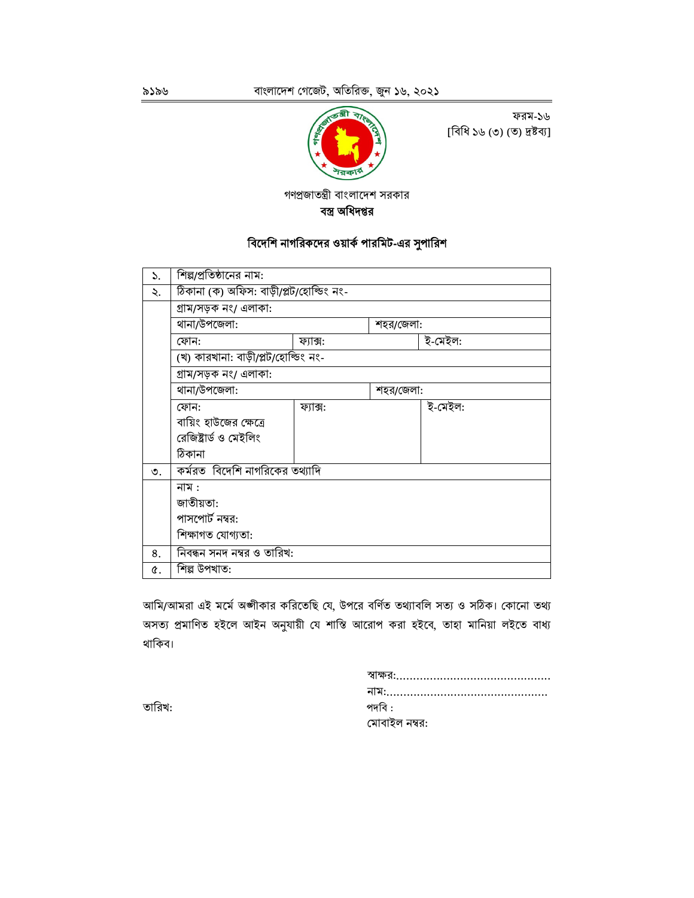ফরম-১৬
[বিধি ১৬ (৩) (ত) দ্রষ্টব্য]

গণপ্রজাতন্ত্রী বাংলাদেশ সরকার
**বস্ত্র অধিদপ্তর**

## বিদেশি নাগরিকদের ওয়ার্ক পারমিট-এর সুপারিশ

| | | | | |
|---|---|---|---|---|
| ১. | শিল্প/প্রতিষ্ঠানের নাম: | | | |
| ২. | ঠিকানা (ক) অফিস: বাড়ী/প্লট/হোল্ডিং নং- | | | |
| | গ্রাম/সড়ক নং/ এলাকা: | | | |
| | থানা/উপজেলা: | | শহর/জেলা: | |
| | ফোন: | ফ্যাক্স: | | ই-মেইল: |
| | (খ) কারখানা: বাড়ী/প্লট/হোল্ডিং নং- | | | |
| | গ্রাম/সড়ক নং/ এলাকা: | | | |
| | থানা/উপজেলা: | | শহর/জেলা: | |
| | ফোন:<br>বায়িং হাউজের ক্ষেত্রে রেজিষ্ট্রার্ড ও মেইলিং ঠিকানা | ফ্যাক্স: | | ই-মেইল: |
| ৩. | কর্মরত বিদেশি নাগরিকের তথ্যাদি | | | |
| | নাম :<br>জাতীয়তা:<br>পাসপোর্ট নম্বর:<br>শিক্ষাগত যোগ্যতা: | | | |
| ৪. | নিবন্ধন সনদ নম্বর ও তারিখ: | | | |
| ৫. | শিল্প উপখাত: | | | |

আমি/আমরা এই মর্মে অঙ্গীকার করিতেছি যে, উপরে বর্ণিত তথ্যাবলি সত্য ও সঠিক। কোনো তথ্য অসত্য প্রমাণিত হইলে আইন অনুযায়ী যে শাস্তি আরোপ করা হইবে, তাহা মানিয়া লইতে বাধ্য থাকিব।

স্বাক্ষর:..............................................
নাম:................................................
পদবি :
মোবাইল নম্বর:

তারিখ: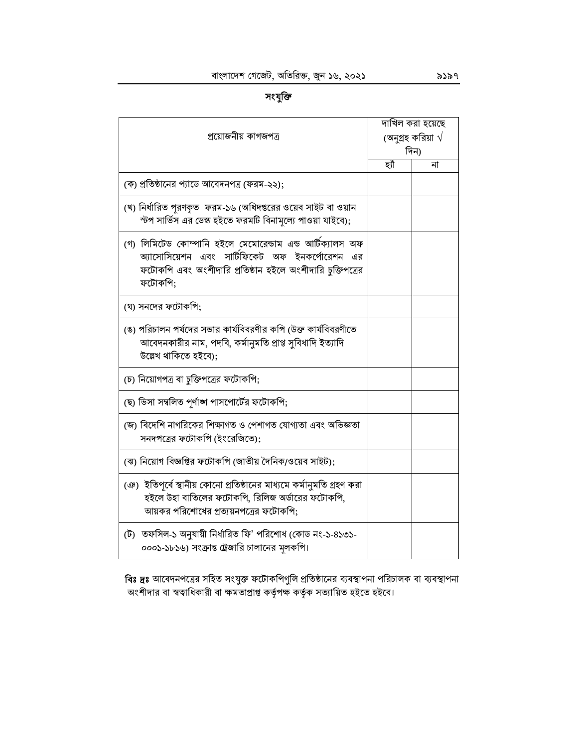## সংযুক্তি

| প্রয়োজনীয় কাগজপত্র | দাখিল করা হয়েছে (অনুগ্রহ করিয়া √ দিন) | |
|---|---|---|
| | হ্যাঁ | না |
| (ক) প্রতিষ্ঠানের প্যাডে আবেদনপত্র (ফরম-২২); | | |
| (খ) নির্ধারিত পূরণকৃত ফরম-১৬ (অধিদপ্তরের ওয়েব সাইট বা ওয়ান স্টপ সার্ভিস এর ডেস্ক হইতে ফরমটি বিনামূল্যে পাওয়া যাইবে); | | |
| (গ) লিমিটেড কোম্পানি হইলে মেমোরেন্ডাম এন্ড আর্টিক্যালস অফ অ্যাসোসিয়েশন এবং সার্টিফিকেট অফ ইনকর্পোরেশন এর ফটোকপি এবং অংশীদারি প্রতিষ্ঠান হইলে অংশীদারি চুক্তিপত্রের ফটোকপি; | | |
| (ঘ) সনদের ফটোকপি; | | |
| (ঙ) পরিচালন পর্ষদের সভার কার্যবিবরণীর কপি (উক্ত কার্যবিবরণীতে আবেদনকারীর নাম, পদবি, কর্মানুমতি প্রাপ্ত সুবিধাদি ইত্যাদি উল্লেখ থাকিতে হইবে); | | |
| (চ) নিয়োগপত্র বা চুক্তিপত্রের ফটোকপি; | | |
| (ছ) ভিসা সম্বলিত পূর্ণাঙ্গ পাসপোর্টের ফটোকপি; | | |
| (জ) বিদেশি নাগরিকের শিক্ষাগত ও পেশাগত যোগ্যতা এবং অভিজ্ঞতা সনদপত্রের ফটোকপি (ইংরেজিতে); | | |
| (ঝ) নিয়োগ বিজ্ঞপ্তির ফটোকপি (জাতীয় দৈনিক/ওয়েব সাইট); | | |
| (ঞ) ইতিপূর্বে স্থানীয় কোনো প্রতিষ্ঠানের মাধ্যমে কর্মানুমতি গ্রহণ করা হইলে উহা বাতিলের ফটোকপি, রিলিজ অর্ডারের ফটোকপি, আয়কর পরিশোধের প্রত্যয়নপত্রের ফটোকপি; | | |
| (ট) তফসিল-১ অনুযায়ী নির্ধারিত ফি' পরিশোধ (কোড নং-১-৪১৩১-০০০১-১৮১৬) সংক্রান্ত ট্রেজারি চালানের মূলকপি। | | |

**বিঃ দ্রঃ** আবেদনপত্রের সহিত সংযুক্ত ফটোকপিগুলি প্রতিষ্ঠানের ব্যবস্থাপনা পরিচালক বা ব্যবস্থাপনা অংশীদার বা স্বত্বাধিকারী বা ক্ষমতাপ্রাপ্ত কর্তৃপক্ষ কর্তৃক সত্যায়িত হইতে হইবে।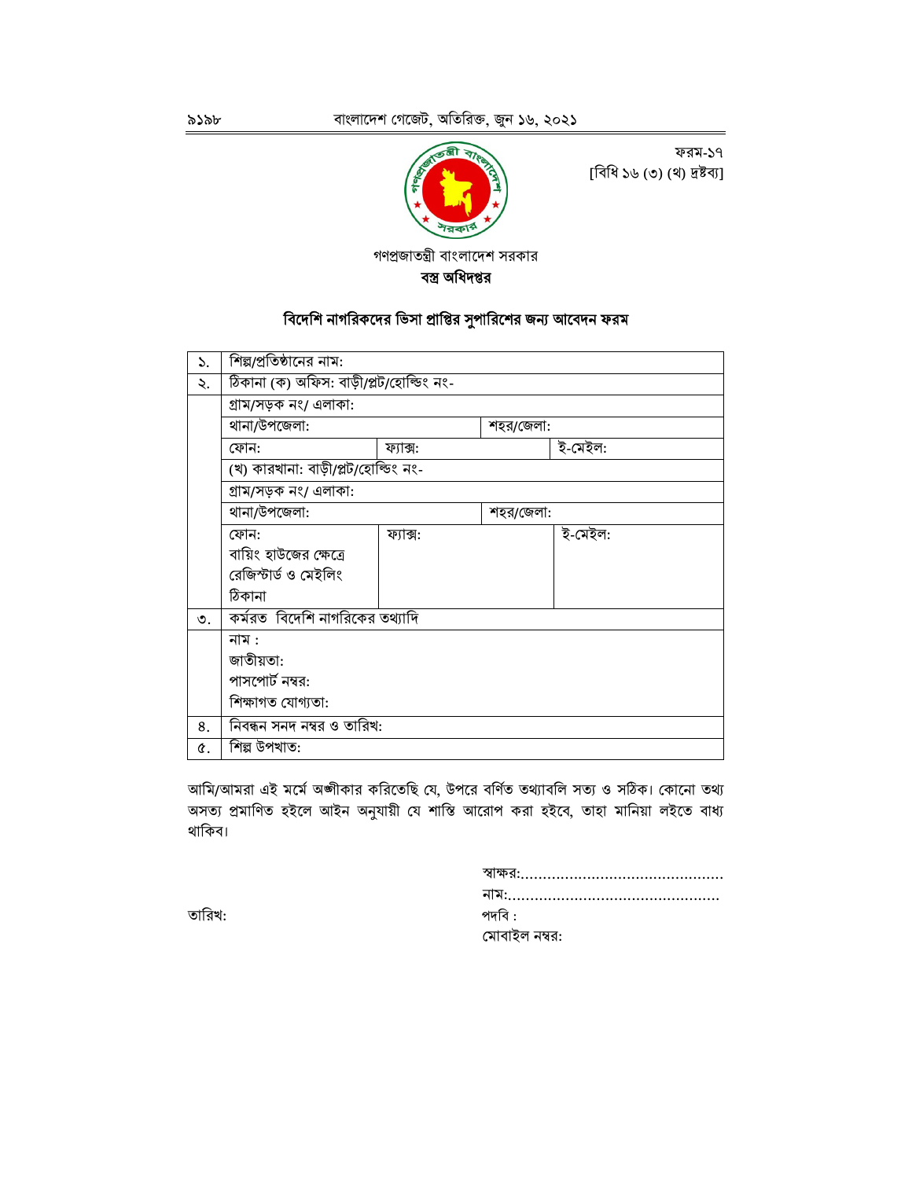ফরম-১৭
[বিধি ১৬ (৩) (থ) দ্রষ্টব্য]

গণপ্রজাতন্ত্রী বাংলাদেশ সরকার

**বস্ত্র অধিদপ্তর**

## বিদেশি নাগরিকদের ভিসা প্রাপ্তির সুপারিশের জন্য আবেদন ফরম

| ১. | শিল্প/প্রতিষ্ঠানের নাম: | | | |
|---|---|---|---|---|
| ২. | ঠিকানা (ক) অফিস: বাড়ী/প্লট/হোল্ডিং নং- | | | |
| | গ্রাম/সড়ক নং/ এলাকা: | | | |
| | থানা/উপজেলা: | | শহর/জেলা: | |
| | ফোন: | ফ্যাক্স: | | ই-মেইল: |
| | (খ) কারখানা: বাড়ী/প্লট/হোল্ডিং নং- | | | |
| | গ্রাম/সড়ক নং/ এলাকা: | | | |
| | থানা/উপজেলা: | | শহর/জেলা: | |
| | ফোন:<br>বায়িং হাউজের ক্ষেত্রে রেজিস্টার্ড ও মেইলিং ঠিকানা | ফ্যাক্স: | | ই-মেইল: |
| ৩. | কর্মরত বিদেশি নাগরিকের তথ্যাদি | | | |
| | নাম :<br>জাতীয়তা:<br>পাসপোর্ট নম্বর:<br>শিক্ষাগত যোগ্যতা: | | | |
| ৪. | নিবন্ধন সনদ নম্বর ও তারিখ: | | | |
| ৫. | শিল্প উপখাত: | | | |

আমি/আমরা এই মর্মে অঙ্গীকার করিতেছি যে, উপরে বর্ণিত তথ্যাবলি সত্য ও সঠিক। কোনো তথ্য অসত্য প্রমাণিত হইলে আইন অনুযায়ী যে শাস্তি আরোপ করা হইবে, তাহা মানিয়া লইতে বাধ্য থাকিব।

স্বাক্ষর:.............................................
নাম:...............................................
পদবি :
মোবাইল নম্বর:

তারিখ: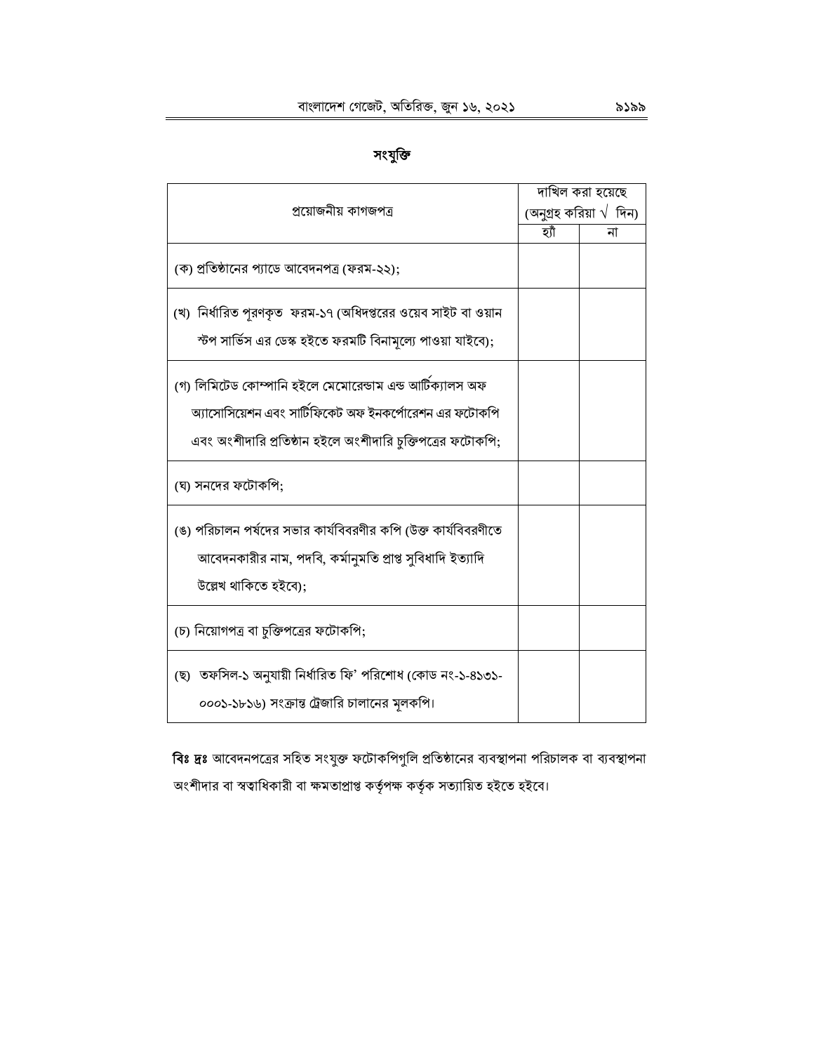## সংযুক্তি

| প্রয়োজনীয় কাগজপত্র | দাখিল করা হয়েছে (অনুগ্রহ করিয়া √ দিন) | |
|---|---|---|
| | হ্যাঁ | না |
| (ক) প্রতিষ্ঠানের প্যাডে আবেদনপত্র (ফরম-২২); | | |
| (খ) নির্ধারিত পূরণকৃত ফরম-১৭ (অধিদপ্তরের ওয়েব সাইট বা ওয়ান স্টপ সার্ভিস এর ডেস্ক হইতে ফরমটি বিনামূল্যে পাওয়া যাইবে); | | |
| (গ) লিমিটেড কোম্পানি হইলে মেমোরেন্ডাম এন্ড আর্টিক্যালস অফ অ্যাসোসিয়েশন এবং সার্টিফিকেট অফ ইনকর্পোরেশন এর ফটোকপি এবং অংশীদারি প্রতিষ্ঠান হইলে অংশীদারি চুক্তিপত্রের ফটোকপি; | | |
| (ঘ) সনদের ফটোকপি; | | |
| (ঙ) পরিচালন পর্ষদের সভার কার্যবিবরণীর কপি (উক্ত কার্যবিবরণীতে আবেদনকারীর নাম, পদবি, কর্মানুমতি প্রাপ্ত সুবিধাদি ইত্যাদি উল্লেখ থাকিতে হইবে); | | |
| (চ) নিয়োগপত্র বা চুক্তিপত্রের ফটোকপি; | | |
| (ছ) তফসিল-১ অনুযায়ী নির্ধারিত ফি' পরিশোধ (কোড নং-১-৪১৩১-০০০১-১৮১৬) সংক্রান্ত ট্রেজারি চালানের মূলকপি। | | |

**বিঃ দ্রঃ** আবেদনপত্রের সহিত সংযুক্ত ফটোকপিগুলি প্রতিষ্ঠানের ব্যবস্থাপনা পরিচালক বা ব্যবস্থাপনা অংশীদার বা স্বত্বাধিকারী বা ক্ষমতাপ্রাপ্ত কর্তৃপক্ষ কর্তৃক সত্যায়িত হইতে হইবে।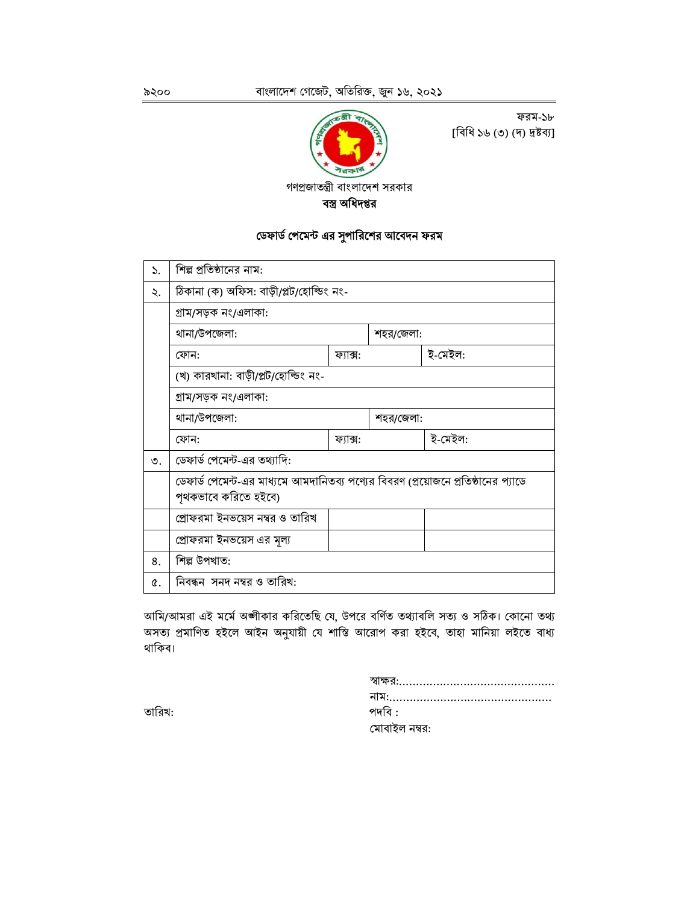ফরম-১৮
[বিধি ১৬ (৩) (দ) দ্রষ্টব্য]

গণপ্রজাতন্ত্রী বাংলাদেশ সরকার
**বস্ত্র অধিদপ্তর**

## ডেফার্ড পেমেন্ট এর সুপারিশের আবেদন ফরম

| | | | | |
|---|---|---|---|---|
| ১. | শিল্প প্রতিষ্ঠানের নাম: | | | |
| ২. | ঠিকানা (ক) অফিস: বাড়ী/প্লট/হোল্ডিং নং- | | | |
| | গ্রাম/সড়ক নং/এলাকা: | | | |
| | থানা/উপজেলা: | | শহর/জেলা: | |
| | ফোন: | ফ্যাক্স: | | ই-মেইল: |
| | (খ) কারখানা: বাড়ী/প্লট/হোল্ডিং নং- | | | |
| | গ্রাম/সড়ক নং/এলাকা: | | | |
| | থানা/উপজেলা: | | শহর/জেলা: | |
| | ফোন: | ফ্যাক্স: | | ই-মেইল: |
| ৩. | ডেফার্ড পেমেন্ট-এর তথ্যাদি: | | | |
| | ডেফার্ড পেমেন্ট-এর মাধ্যমে আমদানিতব্য পণ্যের বিবরণ (প্রয়োজনে প্রতিষ্ঠানের প্যাডে পৃথকভাবে করিতে হইবে) | | | |
| | প্রোফরমা ইনভয়েস নম্বর ও তারিখ | | | |
| | প্রোফরমা ইনভয়েস এর মূল্য | | | |
| ৪. | শিল্প উপখাত: | | | |
| ৫. | নিবন্ধন সনদ নম্বর ও তারিখ: | | | |

আমি/আমরা এই মর্মে অঙ্গীকার করিতেছি যে, উপরে বর্ণিত তথ্যাবলি সত্য ও সঠিক। কোনো তথ্য অসত্য প্রমাণিত হইলে আইন অনুযায়ী যে শাস্তি আরোপ করা হইবে, তাহা মানিয়া লইতে বাধ্য থাকিব।

স্বাক্ষর:.............................................
নাম:................................................
পদবি :
মোবাইল নম্বর:

তারিখ: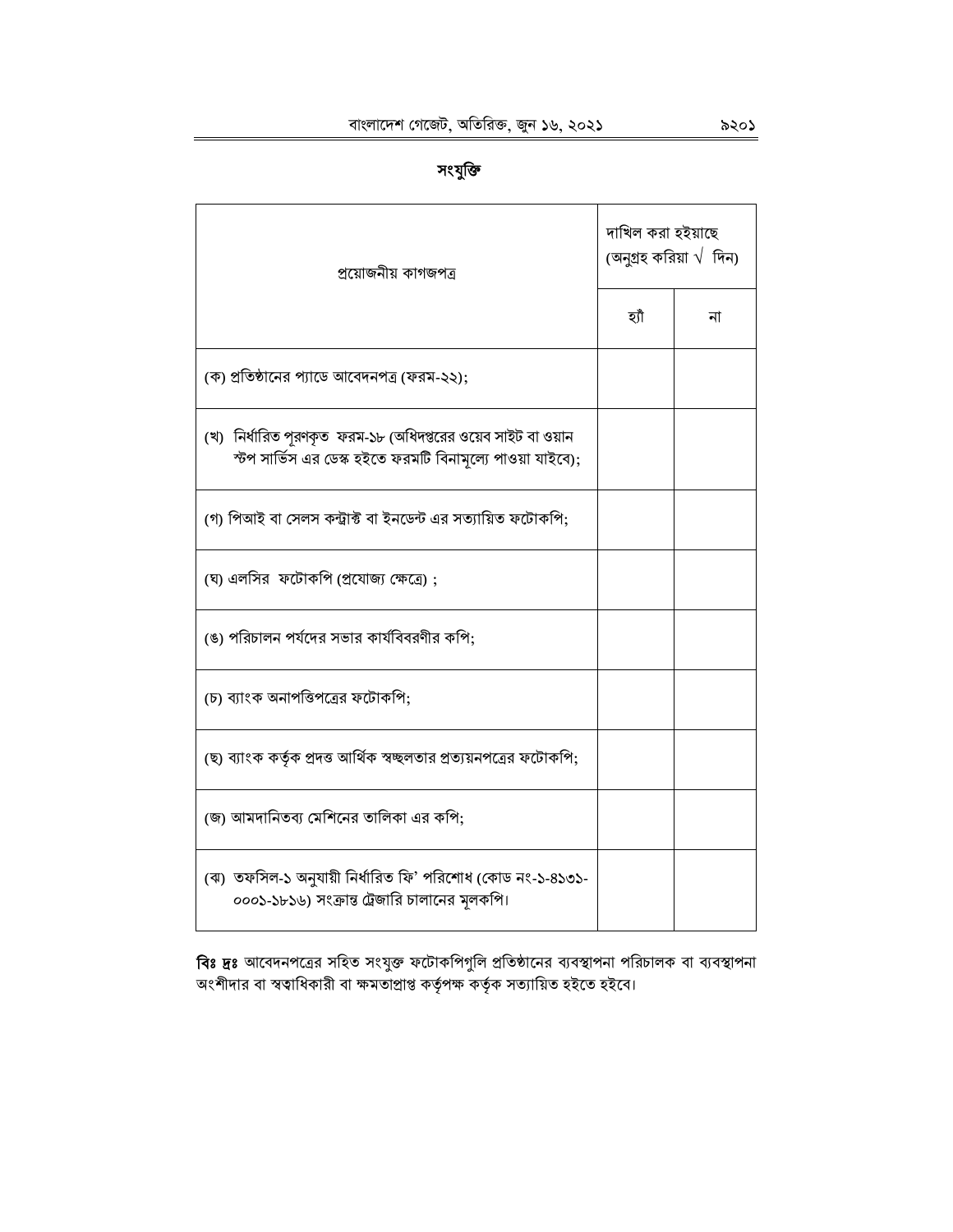## সংযুক্তি

| প্রয়োজনীয় কাগজপত্র | দাখিল করা হইয়াছে (অনুগ্রহ করিয়া √ দিন) | |
|---|---|---|
| | হ্যাঁ | না |
| (ক) প্রতিষ্ঠানের প্যাডে আবেদনপত্র (ফরম-২২); | | |
| (খ) নির্ধারিত পূরণকৃত ফরম-১৮ (অধিদপ্তরের ওয়েব সাইট বা ওয়ান স্টপ সার্ভিস এর ডেস্ক হইতে ফরমটি বিনামূল্যে পাওয়া যাইবে); | | |
| (গ) পিআই বা সেলস কন্ট্রাক্ট বা ইনডেন্ট এর সত্যায়িত ফটোকপি; | | |
| (ঘ) এলসির ফটোকপি (প্রযোজ্য ক্ষেত্রে) ; | | |
| (ঙ) পরিচালন পর্যদের সভার কার্যবিবরণীর কপি; | | |
| (চ) ব্যাংক অনাপত্তিপত্রের ফটোকপি; | | |
| (ছ) ব্যাংক কর্তৃক প্রদত্ত আর্থিক স্বচ্ছলতার প্রত্যয়নপত্রের ফটোকপি; | | |
| (জ) আমদানিতব্য মেশিনের তালিকা এর কপি; | | |
| (ঝ) তফসিল-১ অনুযায়ী নির্ধারিত ফি' পরিশোধ (কোড নং-১-৪১৩১-০০০১-১৮১৬) সংক্রান্ত ট্রেজারি চালানের মূলকপি। | | |

**বিঃ দ্রঃ** আবেদনপত্রের সহিত সংযুক্ত ফটোকপিগুলি প্রতিষ্ঠানের ব্যবস্থাপনা পরিচালক বা ব্যবস্থাপনা অংশীদার বা স্বত্বাধিকারী বা ক্ষমতাপ্রাপ্ত কর্তৃপক্ষ কর্তৃক সত্যায়িত হইতে হইবে।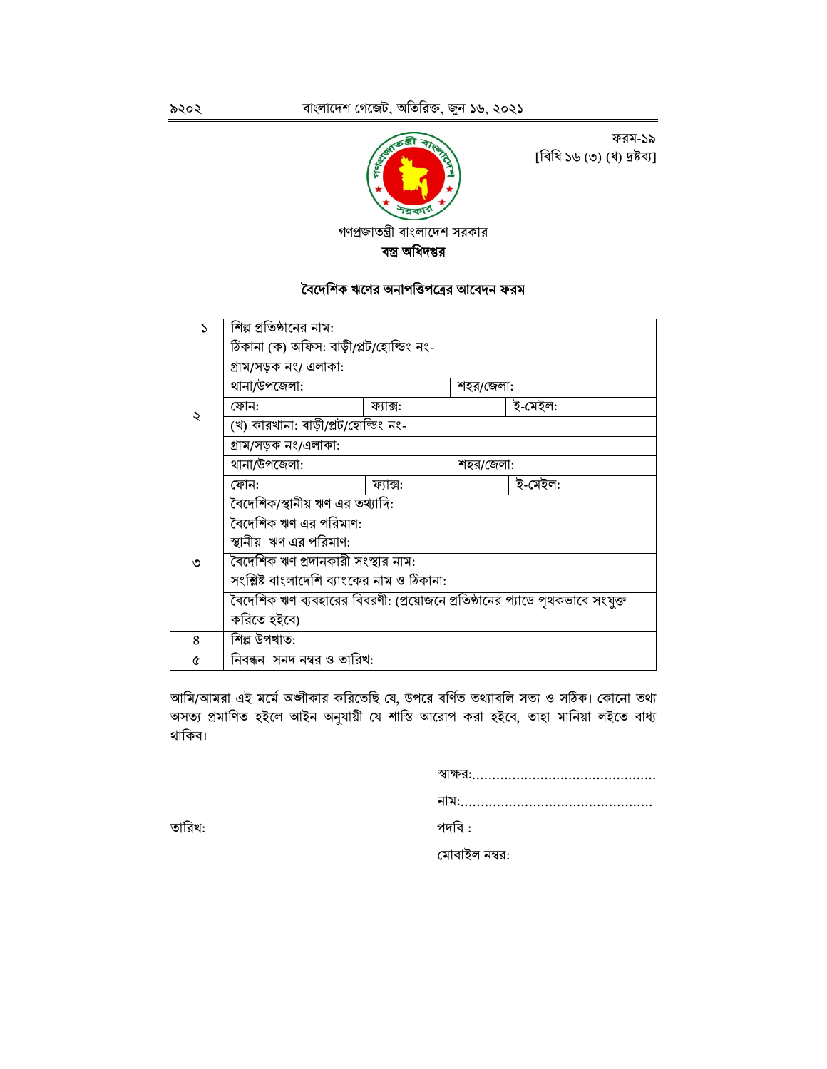ফরম-১৯
[বিধি ১৬ (৩) (ধ) দ্রষ্টব্য]

গণপ্রজাতন্ত্রী বাংলাদেশ সরকার
**বস্ত্র অধিদপ্তর**

## বৈদেশিক ঋণের অনাপত্তিপত্রের আবেদন ফরম

| | | | |
|---|---|---|---|
| ১ | শিল্প প্রতিষ্ঠানের নাম: | | |
| ২ | ঠিকানা (ক) অফিস: বাড়ী/প্লট/হোল্ডিং নং- | | |
| | গ্রাম/সড়ক নং/ এলাকা: | | |
| | থানা/উপজেলা: | শহর/জেলা: | |
| | ফোন: | ফ্যাক্স: | ই-মেইল: |
| | (খ) কারখানা: বাড়ী/প্লট/হোল্ডিং নং- | | |
| | গ্রাম/সড়ক নং/এলাকা: | | |
| | থানা/উপজেলা: | শহর/জেলা: | |
| | ফোন: | ফ্যাক্স: | ই-মেইল: |
| ৩ | বৈদেশিক/স্থানীয় ঋণ এর তথ্যাদি: | | |
| | বৈদেশিক ঋণ এর পরিমাণ:<br>স্থানীয় ঋণ এর পরিমাণ: | | |
| | বৈদেশিক ঋণ প্রদানকারী সংস্থার নাম:<br>সংশ্লিষ্ট বাংলাদেশি ব্যাংকের নাম ও ঠিকানা: | | |
| | বৈদেশিক ঋণ ব্যবহারের বিবরণী: (প্রয়োজনে প্রতিষ্ঠানের প্যাডে পৃথকভাবে সংযুক্ত করিতে হইবে) | | |
| ৪ | শিল্প উপখাত: | | |
| ৫ | নিবন্ধন সনদ নম্বর ও তারিখ: | | |

আমি/আমরা এই মর্মে অঙ্গীকার করিতেছি যে, উপরে বর্ণিত তথ্যাবলি সত্য ও সঠিক। কোনো তথ্য অসত্য প্রমাণিত হইলে আইন অনুযায়ী যে শাস্তি আরোপ করা হইবে, তাহা মানিয়া লইতে বাধ্য থাকিব।

স্বাক্ষর:............................................

নাম:...............................................

তারিখ:

পদবি :

মোবাইল নম্বর: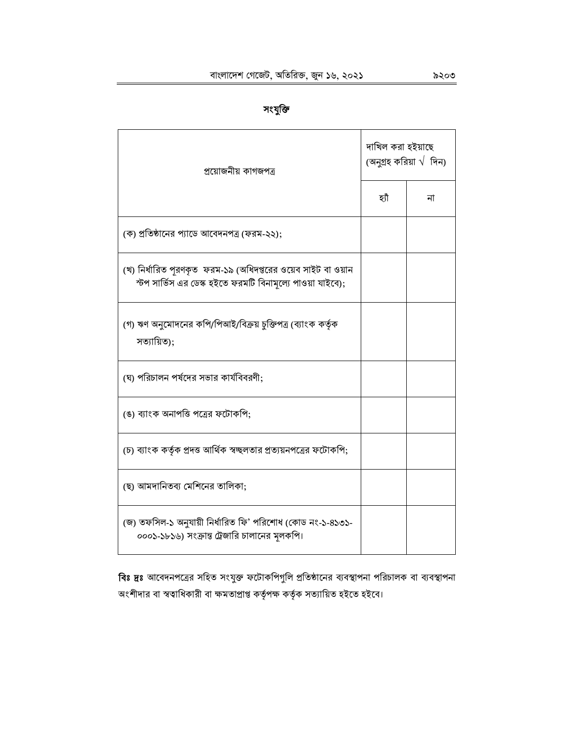## সংযুক্তি

| প্রয়োজনীয় কাগজপত্র | দাখিল করা হইয়াছে (অনুগ্রহ করিয়া √ দিন) | |
|---|---|---|
| | হ্যাঁ | না |
| (ক) প্রতিষ্ঠানের প্যাডে আবেদনপত্র (ফরম-২২); | | |
| (খ) নির্ধারিত পূরণকৃত ফরম-১৯ (অধিদপ্তরের ওয়েব সাইট বা ওয়ান স্টপ সার্ভিস এর ডেস্ক হইতে ফরমটি বিনামূল্যে পাওয়া যাইবে); | | |
| (গ) ঋণ অনুমোদনের কপি/পিআই/বিক্রয় চুক্তিপত্র (ব্যাংক কর্তৃক সত্যায়িত); | | |
| (ঘ) পরিচালন পর্ষদের সভার কার্যবিবরণী; | | |
| (ঙ) ব্যাংক অনাপত্তি পত্রের ফটোকপি; | | |
| (চ) ব্যাংক কর্তৃক প্রদত্ত আর্থিক স্বচ্ছলতার প্রত্যয়নপত্রের ফটোকপি; | | |
| (ছ) আমদানিতব্য মেশিনের তালিকা; | | |
| (জ) তফসিল-১ অনুযায়ী নির্ধারিত ফি' পরিশোধ (কোড নং-১-৪১৩১-০০০১-১৮১৬) সংক্রান্ত ট্রেজারি চালানের মূলকপি। | | |

**বিঃ দ্রঃ** আবেদনপত্রের সহিত সংযুক্ত ফটোকপিগুলি প্রতিষ্ঠানের ব্যবস্থাপনা পরিচালক বা ব্যবস্থাপনা অংশীদার বা স্বত্বাধিকারী বা ক্ষমতাপ্রাপ্ত কর্তৃপক্ষ কর্তৃক সত্যায়িত হইতে হইবে।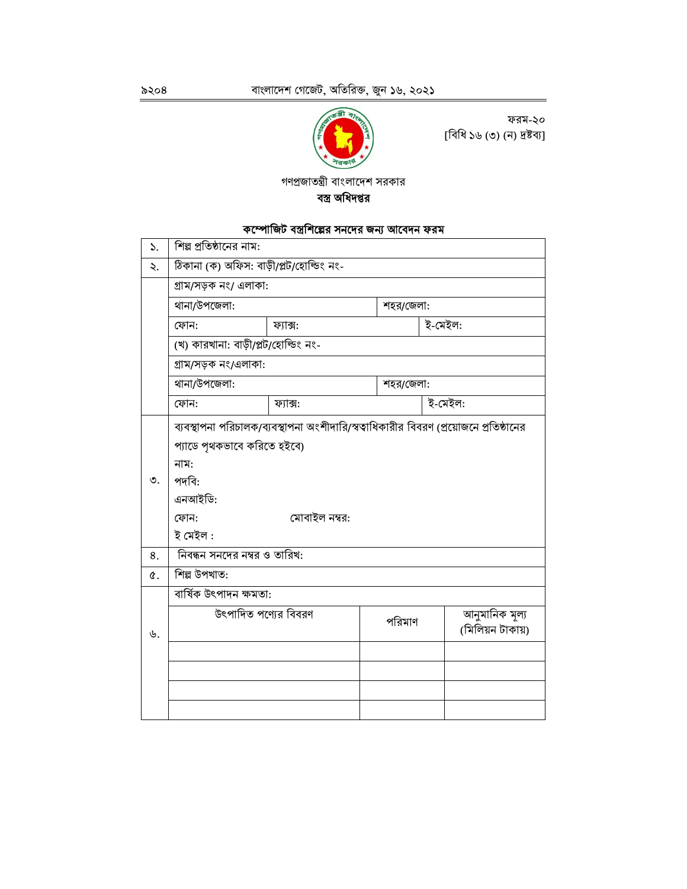ফরম-২০
[বিধি ১৬ (৩) (ন) দ্রষ্টব্য]

গণপ্রজাতন্ত্রী বাংলাদেশ সরকার
**বস্ত্র অধিদপ্তর**

## কম্পোজিট বস্ত্রশিল্পের সনদের জন্য আবেদন ফরম

| | | | | | |
|---|---|---|---|---|---|
| ১. | শিল্প প্রতিষ্ঠানের নাম: | | | | |
| ২. | ঠিকানা (ক) অফিস: বাড়ী/প্লট/হোল্ডিং নং- | | | | |
| | গ্রাম/সড়ক নং/ এলাকা: | | | | |
| | থানা/উপজেলা: | | শহর/জেলা: | | |
| | ফোন: | ফ্যাক্স: | | ই-মেইল: | |
| | (খ) কারখানা: বাড়ী/প্লট/হোল্ডিং নং- | | | | |
| | গ্রাম/সড়ক নং/এলাকা: | | | | |
| | থানা/উপজেলা: | | শহর/জেলা: | | |
| | ফোন: | ফ্যাক্স: | | ই-মেইল: | |
| ৩. | ব্যবস্থাপনা পরিচালক/ব্যবস্থাপনা অংশীদারি/স্বত্বাধিকারীর বিবরণ (প্রয়োজনে প্রতিষ্ঠানের প্যাডে পৃথকভাবে করিতে হইবে)<br>নাম:<br>পদবি:<br>এনআইডি:<br>ফোন: মোবাইল নম্বর:<br>ই মেইল : | | | | |
| ৪. | নিবন্ধন সনদের নম্বর ও তারিখ: | | | | |
| ৫. | শিল্প উপখাত: | | | | |
| ৬. | বার্ষিক উৎপাদন ক্ষমতা: | | | | |
| | উৎপাদিত পণ্যের বিবরণ | | পরিমাণ | আনুমানিক মূল্য (মিলিয়ন টাকায়) | |
| | | | | | |
| | | | | | |
| | | | | | |
| | | | | | |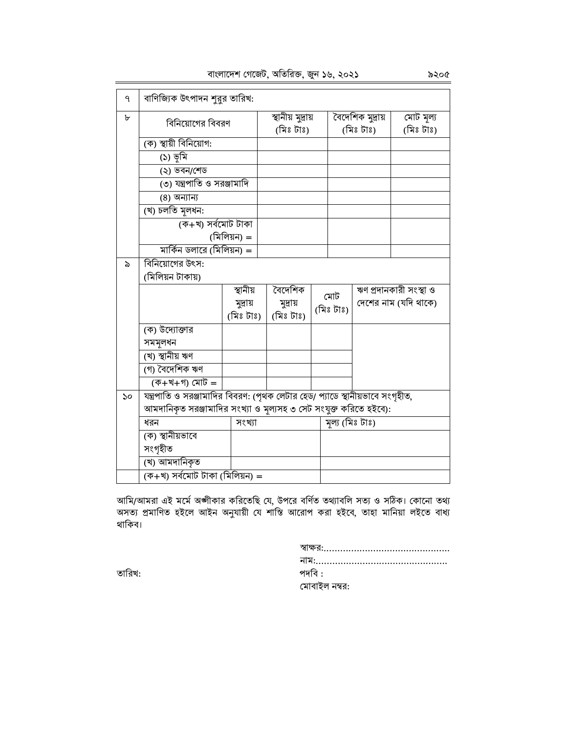| ৭ | বাণিজ্যিক উৎপাদন শুরুর তারিখ: | | | |
|---|---|---|---|---|
| ৮ | বিনিয়োগের বিবরণ | স্থানীয় মুদ্রায় (মিঃ টাঃ) | বৈদেশিক মুদ্রায় (মিঃ টাঃ) | মোট মূল্য (মিঃ টাঃ) |
| | (ক) স্থায়ী বিনিয়োগ: | | | |
| | (১) ভূমি | | | |
| | (২) ভবন/শেড | | | |
| | (৩) যন্ত্রপাতি ও সরঞ্জামাদি | | | |
| | (৪) অন্যান্য | | | |
| | (খ) চলতি মূলধন: | | | |
| | (ক+খ) সর্বমোট টাকা (মিলিয়ন) = | | | |
| | মার্কিন ডলারে (মিলিয়ন) = | | | |

| ৯ | বিনিয়োগের উৎস: (মিলিয়ন টাকায়) | | | | |
|---|---|---|---|---|---|
| | | স্থানীয় মুদ্রায় (মিঃ টাঃ) | বৈদেশিক মুদ্রায় (মিঃ টাঃ) | মোট (মিঃ টাঃ) | ঋণ প্রদানকারী সংস্থা ও দেশের নাম (যদি থাকে) |
| | (ক) উদ্যোক্তার সমমূলধন | | | | |
| | (খ) স্থানীয় ঋণ | | | | |
| | (গ) বৈদেশিক ঋণ | | | | |
| | (ক+খ+গ) মোট = | | | | |

| ১০ | যন্ত্রপাতি ও সরঞ্জামাদির বিবরণ: (পৃথক লেটার হেড/ প্যাডে স্থানীয়ভাবে সংগৃহীত, আমদানিকৃত সরঞ্জামাদির সংখ্যা ও মূল্যসহ ৩ সেট সংযুক্ত করিতে হইবে): | | |
|---|---|---|---|
| | ধরন | সংখ্যা | মূল্য (মিঃ টাঃ) |
| | (ক) স্থানীয়ভাবে সংগৃহীত | | |
| | (খ) আমদানিকৃত | | |
| | (ক+খ) সর্বমোট টাকা (মিলিয়ন) = | | |

আমি/আমরা এই মর্মে অঙ্গীকার করিতেছি যে, উপরে বর্ণিত তথ্যাবলি সত্য ও সঠিক। কোনো তথ্য অসত্য প্রমাণিত হইলে আইন অনুযায়ী যে শাস্তি আরোপ করা হইবে, তাহা মানিয়া লইতে বাধ্য থাকিব।

স্বাক্ষর:.............................................
নাম:...............................................
পদবি :
মোবাইল নম্বর:

তারিখ: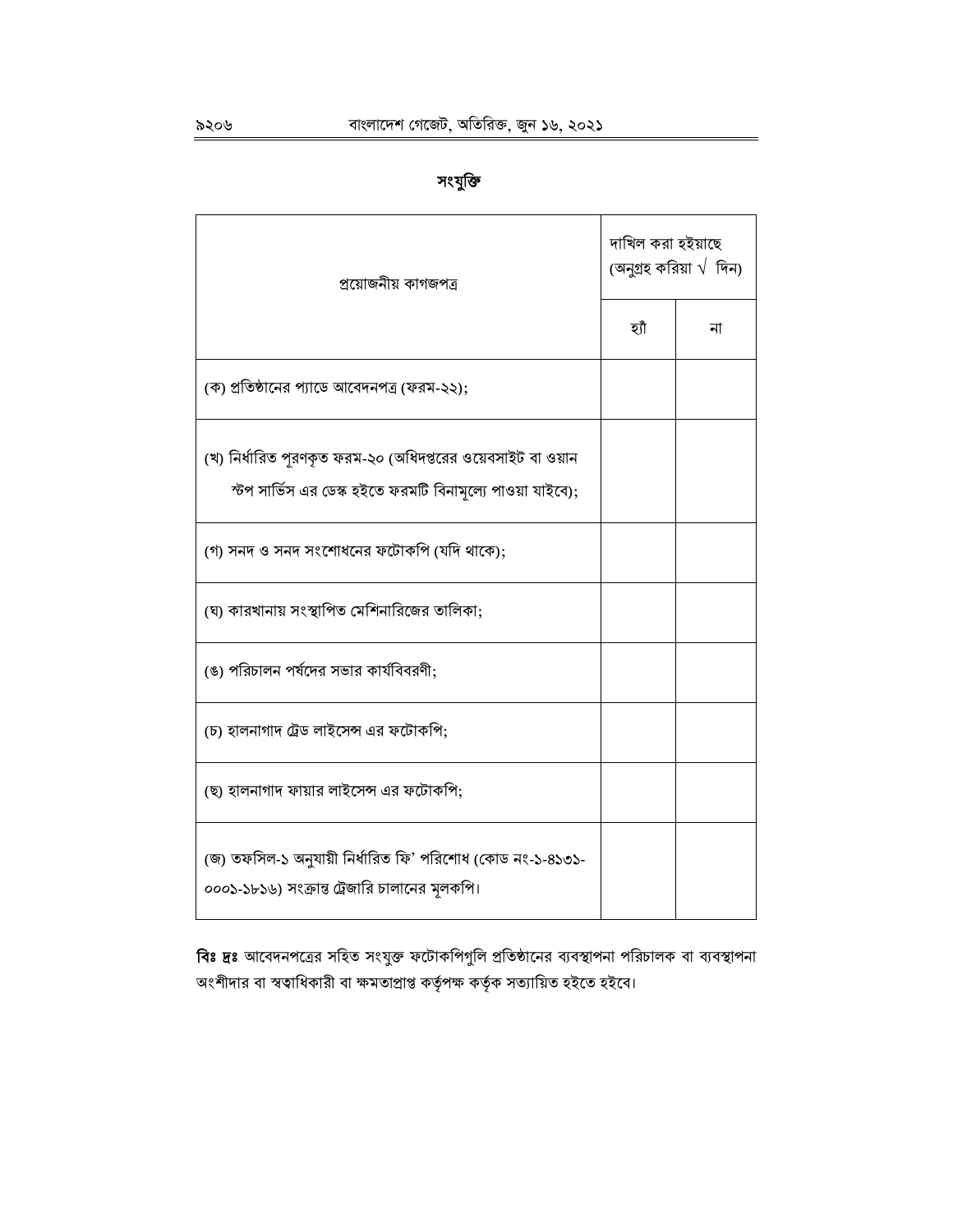## সংযুক্তি

| প্রয়োজনীয় কাগজপত্র | দাখিল করা হইয়াছে (অনুগ্রহ করিয়া √ দিন) | |
|---|---|---|
| | হ্যাঁ | না |
| (ক) প্রতিষ্ঠানের প্যাডে আবেদনপত্র (ফরম-২২); | | |
| (খ) নির্ধারিত পূরণকৃত ফরম-২০ (অধিদপ্তরের ওয়েবসাইট বা ওয়ান স্টপ সার্ভিস এর ডেস্ক হইতে ফরমটি বিনামূল্যে পাওয়া যাইবে); | | |
| (গ) সনদ ও সনদ সংশোধনের ফটোকপি (যদি থাকে); | | |
| (ঘ) কারখানায় সংস্থাপিত মেশিনারিজের তালিকা; | | |
| (ঙ) পরিচালন পর্ষদের সভার কার্যবিবরণী; | | |
| (চ) হালনাগাদ ট্রেড লাইসেন্স এর ফটোকপি; | | |
| (ছ) হালনাগাদ ফায়ার লাইসেন্স এর ফটোকপি; | | |
| (জ) তফসিল-১ অনুযায়ী নির্ধারিত ফি' পরিশোধ (কোড নং-১-৪১৩১-০০০১-১৮১৬) সংক্রান্ত ট্রেজারি চালানের মূলকপি। | | |

**বিঃ দ্রঃ** আবেদনপত্রের সহিত সংযুক্ত ফটোকপিগুলি প্রতিষ্ঠানের ব্যবস্থাপনা পরিচালক বা ব্যবস্থাপনা অংশীদার বা স্বত্বাধিকারী বা ক্ষমতাপ্রাপ্ত কর্তৃপক্ষ কর্তৃক সত্যায়িত হইতে হইবে।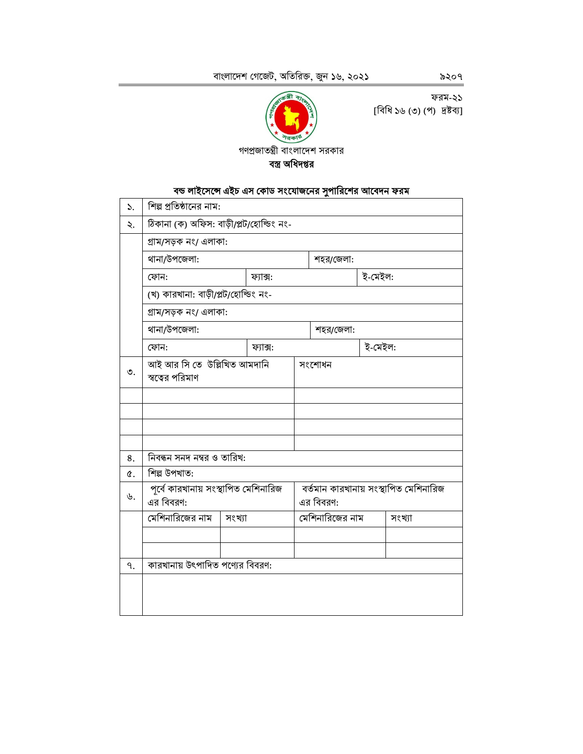ফরম-২১
[বিধি ১৬ (৩) (প) দ্রষ্টব্য]

গণপ্রজাতন্ত্রী বাংলাদেশ সরকার
**বস্ত্র অধিদপ্তর**

**বন্ড লাইসেন্সে এইচ এস কোড সংযোজনের সুপারিশের আবেদন ফরম**

| | | | | |
|---|---|---|---|---|
| ১. | শিল্প প্রতিষ্ঠানের নাম: | | | |
| ২. | ঠিকানা (ক) অফিস: বাড়ী/প্লট/হোল্ডিং নং- | | | |
| | গ্রাম/সড়ক নং/ এলাকা: | | | |
| | থানা/উপজেলা: | | শহর/জেলা: | |
| | ফোন: | ফ্যাক্স: | | ই-মেইল: |
| | (খ) কারখানা: বাড়ী/প্লট/হোল্ডিং নং- | | | |
| | গ্রাম/সড়ক নং/ এলাকা: | | | |
| | থানা/উপজেলা: | | শহর/জেলা: | |
| | ফোন: | ফ্যাক্স: | | ই-মেইল: |
| ৩. | আই আর সি তে উল্লিখিত আমদানি স্বত্বের পরিমাণ | | সংশোধন | |
| | | | | |
| | | | | |
| | | | | |
| | | | | |
| ৪. | নিবন্ধন সনদ নম্বর ও তারিখ: | | | |
| ৫. | শিল্প উপখাত: | | | |
| ৬. | পূর্বে কারখানায় সংস্থাপিত মেশিনারিজ এর বিবরণ: | | বর্তমান কারখানায় সংস্থাপিত মেশিনারিজ এর বিবরণ: | |
| | মেশিনারিজের নাম | সংখ্যা | মেশিনারিজের নাম | সংখ্যা |
| | | | | |
| | | | | |
| ৭. | কারখানায় উৎপাদিত পণ্যের বিবরণ: | | | |
| | | | | |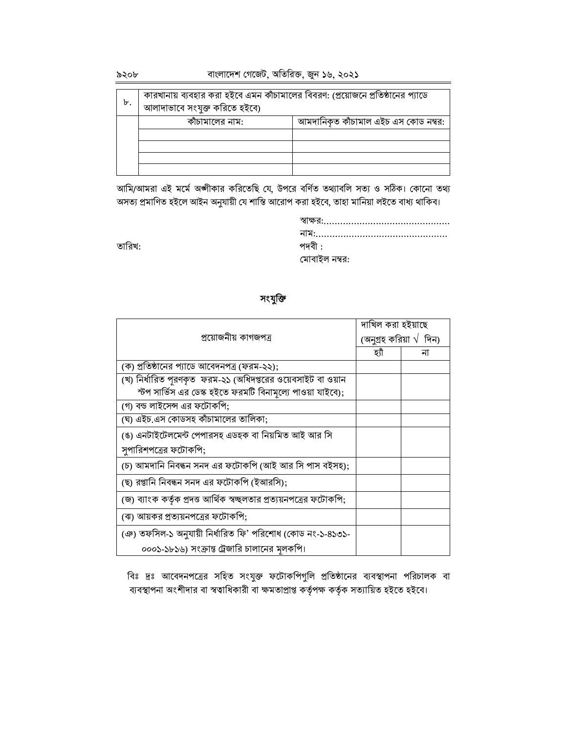| ৮. | কারখানায় ব্যবহার করা হইবে এমন কাঁচামালের বিবরণ: (প্রয়োজনে প্রতিষ্ঠানের প্যাডে আলাদাভাবে সংযুক্ত করিতে হইবে) | |
|---|---|---|
| | কাঁচামালের নাম: | আমদানিকৃত কাঁচামাল এইচ এস কোড নম্বর: |
| | | |
| | | |
| | | |
| | | |

আমি/আমরা এই মর্মে অঙ্গীকার করিতেছি যে, উপরে বর্ণিত তথ্যাবলি সত্য ও সঠিক। কোনো তথ্য অসত্য প্রমাণিত হইলে আইন অনুযায়ী যে শাস্তি আরোপ করা হইবে, তাহা মানিয়া লইতে বাধ্য থাকিব।

স্বাক্ষর:.............................................
নাম:...............................................

তারিখ:

পদবী :
মোবাইল নম্বর:

## সংযুক্তি

| প্রয়োজনীয় কাগজপত্র | দাখিল করা হইয়াছে (অনুগ্রহ করিয়া √ দিন) | |
|---|---|---|
| | হ্যাঁ | না |
| (ক) প্রতিষ্ঠানের প্যাডে আবেদনপত্র (ফরম-২২); | | |
| (খ) নির্ধারিত পূরণকৃত ফরম-২১ (অধিদপ্তরের ওয়েবসাইট বা ওয়ান স্টপ সার্ভিস এর ডেস্ক হইতে ফরমটি বিনামূল্যে পাওয়া যাইবে); | | |
| (গ) বন্ড লাইসেন্স এর ফটোকপি; | | |
| (ঘ) এইচ.এস কোডসহ কাঁচামালের তালিকা; | | |
| (ঙ) এনটাইটেলমেন্ট পেপারসহ এডহক বা নিয়মিত আই আর সি সুপারিশপত্রের ফটোকপি; | | |
| (চ) আমদানি নিবন্ধন সনদ এর ফটোকপি (আই আর সি পাস বইসহ); | | |
| (ছ) রপ্তানি নিবন্ধন সনদ এর ফটোকপি (ইআরসি); | | |
| (জ) ব্যাংক কর্তৃক প্রদত্ত আর্থিক স্বচ্ছলতার প্রত্যয়নপত্রের ফটোকপি; | | |
| (ঝ) আয়কর প্রত্যয়নপত্রের ফটোকপি; | | |
| (ঞ) তফসিল-১ অনুযায়ী নির্ধারিত ফি' পরিশোধ (কোড নং-১-৪১৩১-০০০১-১৮১৬) সংক্রান্ত ট্রেজারি চালানের মূলকপি। | | |

বিঃ দ্রঃ আবেদনপত্রের সহিত সংযুক্ত ফটোকপিগুলি প্রতিষ্ঠানের ব্যবস্থাপনা পরিচালক বা ব্যবস্থাপনা অংশীদার বা স্বত্বাধিকারী বা ক্ষমতাপ্রাপ্ত কর্তৃপক্ষ কর্তৃক সত্যায়িত হইতে হইবে।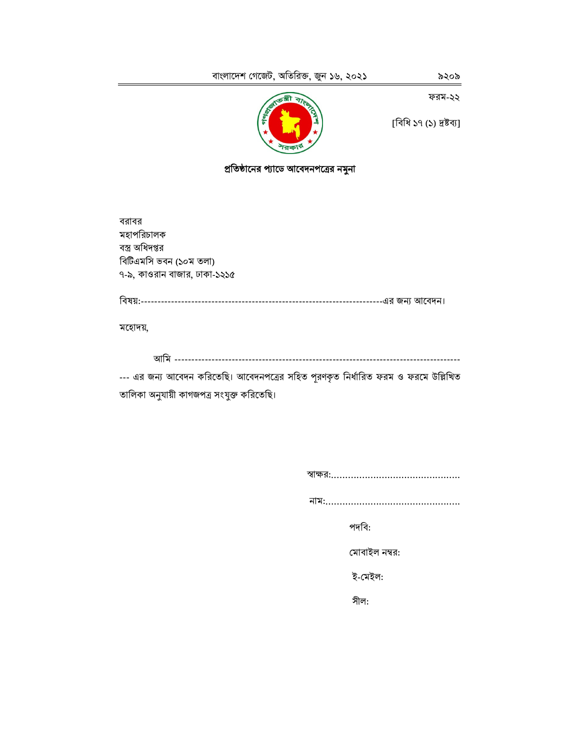ফরম-২২

[বিধি ১৭ (১) দ্রষ্টব্য]

**প্রতিষ্ঠানের প্যাডে আবেদনপত্রের নমুনা**

বরাবর
মহাপরিচালক
বস্ত্র অধিদপ্তর
বিটিএমসি ভবন (১০ম তলা)
৭-৯, কাওরান বাজার, ঢাকা-১২১৫

বিষয়:------------------------------------------------------------------------এর জন্য আবেদন।

মহোদয়,

আমি -----------------------------------------------------------------------------------
--- এর জন্য আবেদন করিতেছি। আবেদনপত্রের সহিত পূরণকৃত নির্ধারিত ফরম ও ফরমে উল্লিখিত তালিকা অনুযায়ী কাগজপত্র সংযুক্ত করিতেছি।

স্বাক্ষর:..............................................

নাম:...............................................

পদবি:

মোবাইল নম্বর:

ই-মেইল:

সীল: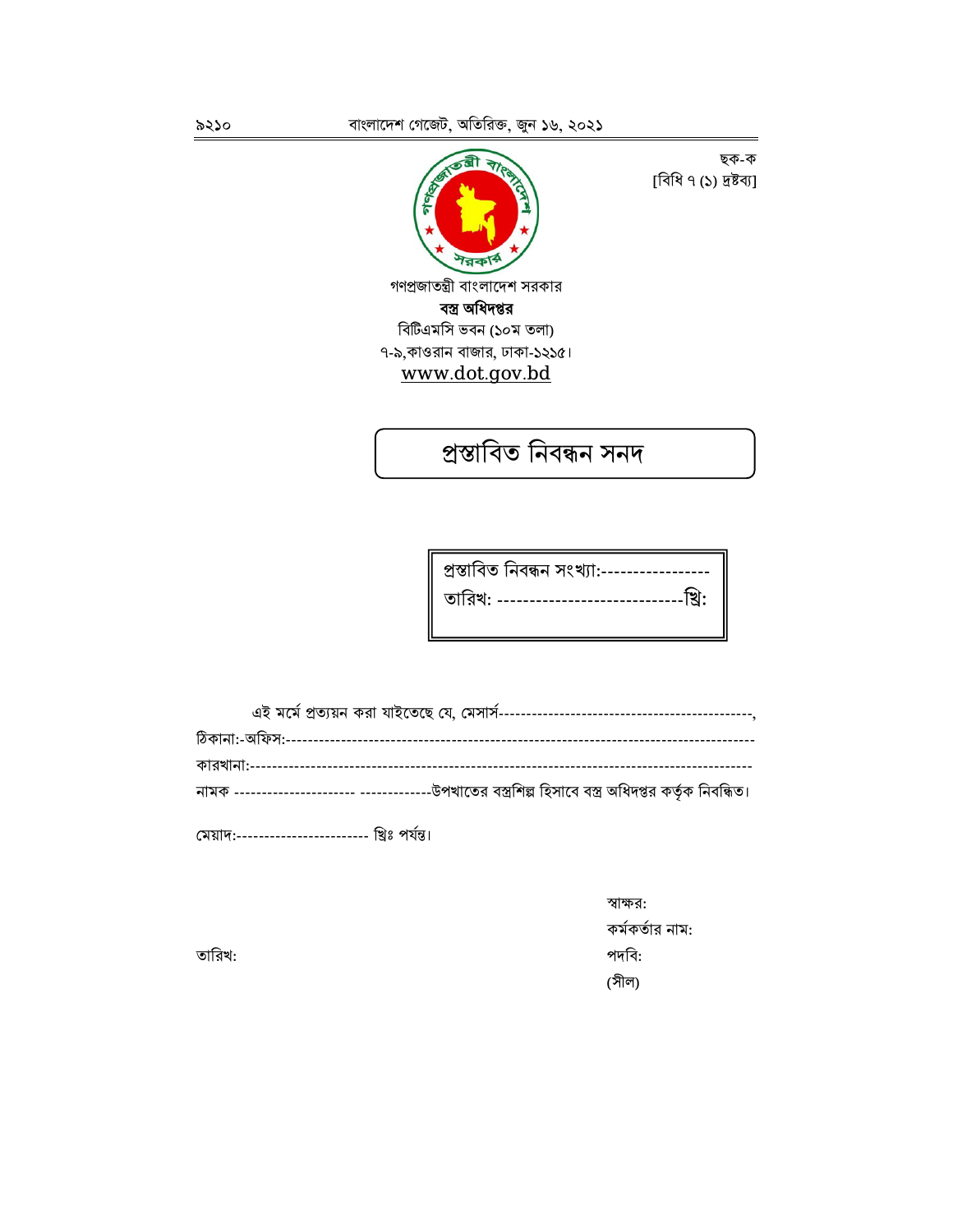ছক-ক
[বিধি ৭ (১) দ্রষ্টব্য]

গণপ্রজাতন্ত্রী বাংলাদেশ সরকার
**বস্ত্র অধিদপ্তর**
বিটিএমসি ভবন (১০ম তলা)
৭-৯,কাওরান বাজার, ঢাকা-১২১৫।
www.dot.gov.bd

# প্রস্তাবিত নিবন্ধন সনদ

প্রস্তাবিত নিবন্ধন সংখ্যা:-----------------
তারিখ: -----------------------------খ্রি:

এই মর্মে প্রত্যয়ন করা যাইতেছে যে, মেসার্স---------------------------------------------,
ঠিকানা:-অফিস:-----------------------------------------------------------------------------------
কারখানা:-----------------------------------------------------------------------------------------
নামক ---------------------- -------------উপখাতের বস্ত্রশিল্প হিসাবে বস্ত্র অধিদপ্তর কর্তৃক নিবন্ধিত।

মেয়াদ:------------------------ খ্রিঃ পর্যন্ত।

স্বাক্ষর:
কর্মকর্তার নাম:
পদবি:
(সীল)

তারিখ: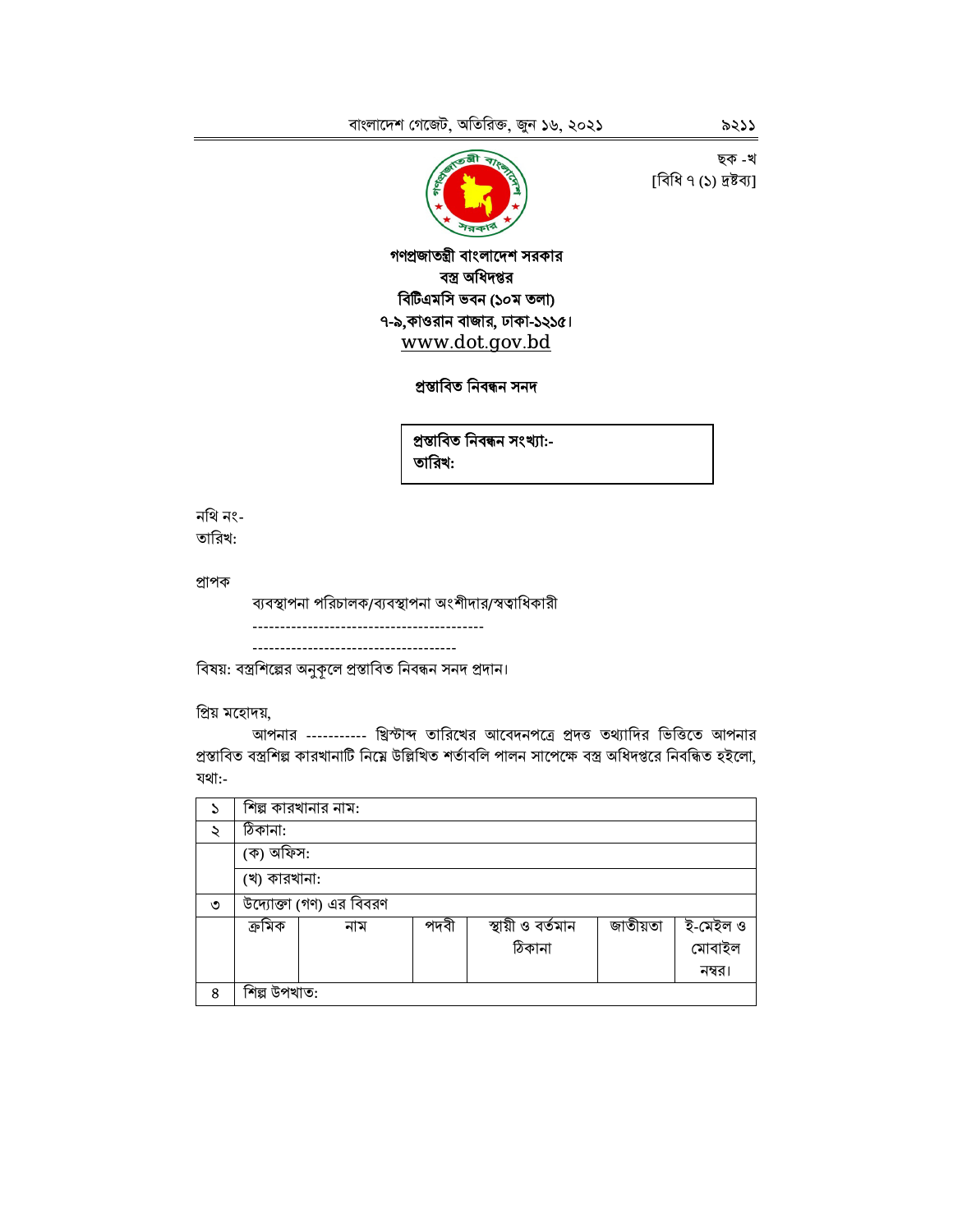ছক -খ
[বিধি ৭ (১) দ্রষ্টব্য]

**গণপ্রজাতন্ত্রী বাংলাদেশ সরকার**
**বস্ত্র অধিদপ্তর**
**বিটিএমসি ভবন (১০ম তলা)**
**৭-৯,কাওরান বাজার, ঢাকা-১২১৫।**
www.dot.gov.bd

**প্রস্তাবিত নিবন্ধন সনদ**

**প্রস্তাবিত নিবন্ধন সংখ্যা:-**
**তারিখ:**

নথি নং-
তারিখ:

প্রাপক

ব্যবস্থাপনা পরিচালক/ব্যবস্থাপনা অংশীদার/স্বত্বাধিকারী
------------------------------------------
-------------------------------------

বিষয়: বস্ত্রশিল্পের অনুকূলে প্রস্তাবিত নিবন্ধন সনদ প্রদান।

প্রিয় মহোদয়,

আপনার ----------- খ্রিস্টাব্দ তারিখের আবেদনপত্রে প্রদত্ত তথ্যাদির ভিত্তিতে আপনার প্রস্তাবিত বস্ত্রশিল্প কারখানাটি নিম্নে উল্লিখিত শর্তাবলি পালন সাপেক্ষে বস্ত্র অধিদপ্তরে নিবন্ধিত হইলো, যথা:-

| ১ | শিল্প কারখানার নাম: | | | | | |
|---|---|---|---|---|---|---|
| ২ | ঠিকানা: | | | | | |
| | (ক) অফিস: | | | | | |
| | (খ) কারখানা: | | | | | |
| ৩ | উদ্যোক্তা (গণ) এর বিবরণ | | | | | |
| | ক্রমিক | নাম | পদবী | স্থায়ী ও বর্তমান ঠিকানা | জাতীয়তা | ই-মেইল ও মোবাইল নম্বর। |
| ৪ | শিল্প উপখাত: | | | | | |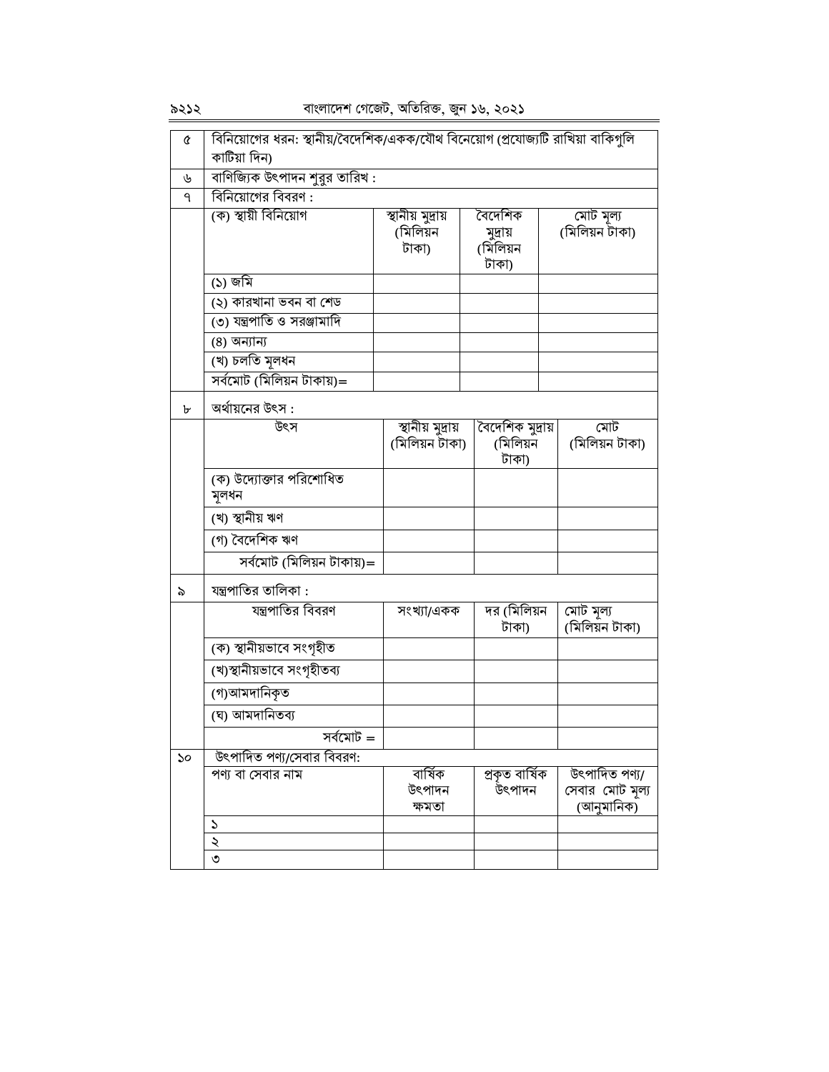| | | | | |
|---|---|---|---|---|
| ৫ | বিনিয়োগের ধরন: স্থানীয়/বৈদেশিক/একক/যৌথ বিনেয়োগ (প্রযোজ্যটি রাখিয়া বাকিগুলি কাটিয়া দিন) | | | |
| ৬ | বাণিজ্যিক উৎপাদন শুরুর তারিখ : | | | |
| ৭ | বিনিয়োগের বিবরণ : | | | |
| | (ক) স্থায়ী বিনিয়োগ | স্থানীয় মুদ্রায় (মিলিয়ন টাকা) | বৈদেশিক মুদ্রায় (মিলিয়ন টাকা) | মোট মূল্য (মিলিয়ন টাকা) |
| | (১) জমি | | | |
| | (২) কারখানা ভবন বা শেড | | | |
| | (৩) যন্ত্রপাতি ও সরঞ্জামাদি | | | |
| | (৪) অন্যান্য | | | |
| | (খ) চলতি মূলধন | | | |
| | সর্বমোট (মিলিয়ন টাকায়)= | | | |
| ৮ | অর্থায়নের উৎস : | | | |
| | উৎস | স্থানীয় মুদ্রায় (মিলিয়ন টাকা) | বৈদেশিক মুদ্রায় (মিলিয়ন টাকা) | মোট (মিলিয়ন টাকা) |
| | (ক) উদ্যোক্তার পরিশোধিত মূলধন | | | |
| | (খ) স্থানীয় ঋণ | | | |
| | (গ) বৈদেশিক ঋণ | | | |
| | সর্বমোট (মিলিয়ন টাকায়)= | | | |
| ৯ | যন্ত্রপাতির তালিকা : | | | |
| | যন্ত্রপাতির বিবরণ | সংখ্যা/একক | দর (মিলিয়ন টাকা) | মোট মূল্য (মিলিয়ন টাকা) |
| | (ক) স্থানীয়ভাবে সংগৃহীত | | | |
| | (খ)স্থানীয়ভাবে সংগৃহীতব্য | | | |
| | (গ)আমদানিকৃত | | | |
| | (ঘ) আমদানিতব্য | | | |
| | সর্বমোট = | | | |
| ১০ | উৎপাদিত পণ্য/সেবার বিবরণ: | | | |
| | পণ্য বা সেবার নাম | বার্ষিক উৎপাদন ক্ষমতা | প্রকৃত বার্ষিক উৎপাদন | উৎপাদিত পণ্য/ সেবার মোট মূল্য (আনুমানিক) |
| | ১ | | | |
| | ২ | | | |
| | ৩ | | | |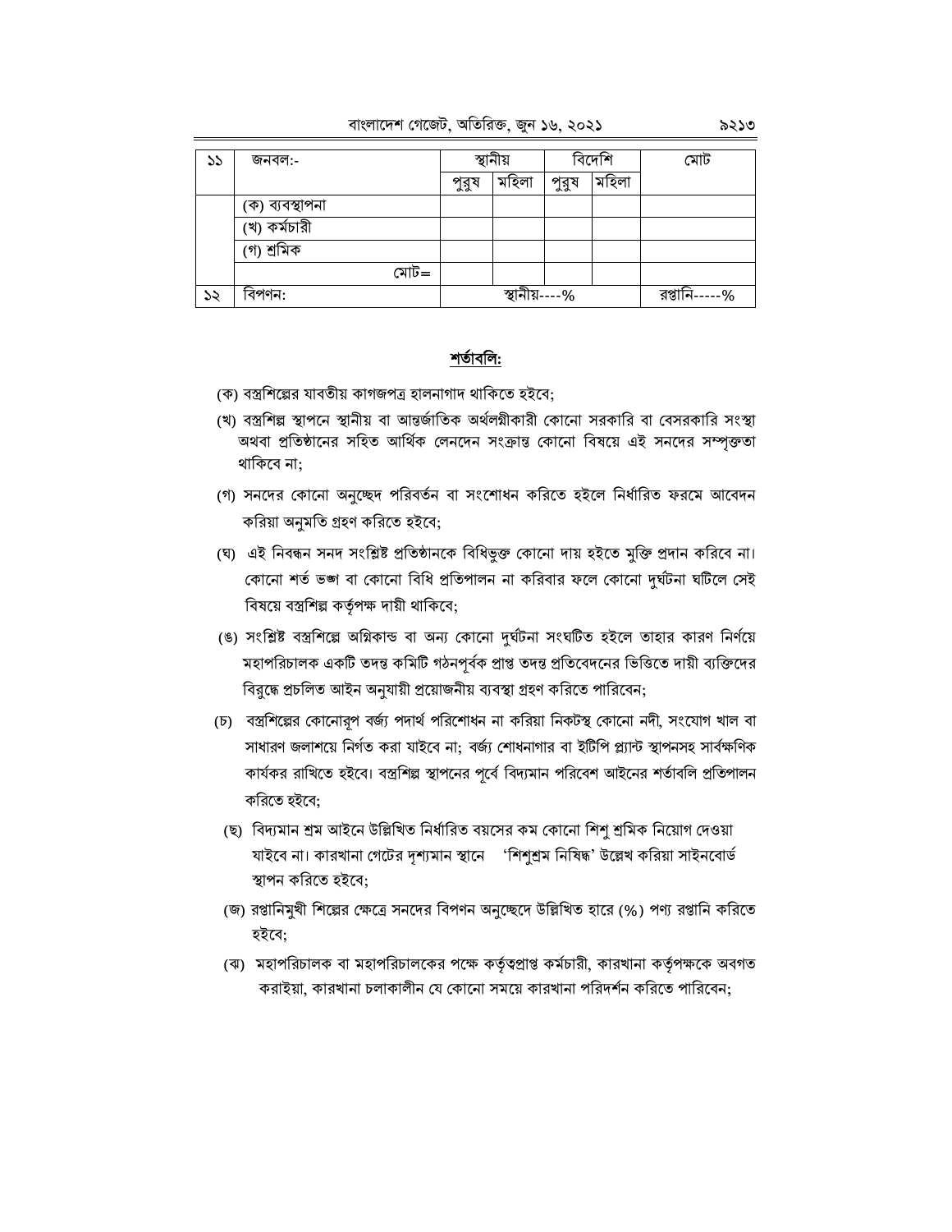| ১১ | জনবল:- | স্থানীয় | | বিদেশি | | মোট |
|---|---|---|---|---|---|---|
| | | পুরুষ | মহিলা | পুরুষ | মহিলা | |
| | (ক) ব্যবস্থাপনা | | | | | |
| | (খ) কর্মচারী | | | | | |
| | (গ) শ্রমিক | | | | | |
| | মোট= | | | | | |
| ১২ | বিপণন: | স্থানীয়----% | | | | রপ্তানি-----% |

## শর্তাবলি:

(ক) বস্ত্রশিল্পের যাবতীয় কাগজপত্র হালনাগাদ থাকিতে হইবে;

(খ) বস্ত্রশিল্প স্থাপনে স্থানীয় বা আন্তর্জাতিক অর্থলগ্নীকারী কোনো সরকারি বা বেসরকারি সংস্থা অথবা প্রতিষ্ঠানের সহিত আর্থিক লেনদেন সংক্রান্ত কোনো বিষয়ে এই সনদের সম্পৃক্ততা থাকিবে না;

(গ) সনদের কোনো অনুচ্ছেদ পরিবর্তন বা সংশোধন করিতে হইলে নির্ধারিত ফরমে আবেদন করিয়া অনুমতি গ্রহণ করিতে হইবে;

(ঘ) এই নিবন্ধন সনদ সংশ্লিষ্ট প্রতিষ্ঠানকে বিধিভুক্ত কোনো দায় হইতে মুক্তি প্রদান করিবে না। কোনো শর্ত ভঙ্গ বা কোনো বিধি প্রতিপালন না করিবার ফলে কোনো দুর্ঘটনা ঘটিলে সেই বিষয়ে বস্ত্রশিল্প কর্তৃপক্ষ দায়ী থাকিবে;

(ঙ) সংশ্লিষ্ট বস্ত্রশিল্পে অগ্নিকান্ড বা অন্য কোনো দুর্ঘটনা সংঘটিত হইলে তাহার কারণ নির্ণয়ে মহাপরিচালক একটি তদন্ত কমিটি গঠনপূর্বক প্রাপ্ত তদন্ত প্রতিবেদনের ভিত্তিতে দায়ী ব্যক্তিদের বিরুদ্ধে প্রচলিত আইন অনুযায়ী প্রয়োজনীয় ব্যবস্থা গ্রহণ করিতে পারিবেন;

(চ) বস্ত্রশিল্পের কোনোরূপ বর্জ্য পদার্থ পরিশোধন না করিয়া নিকটস্থ কোনো নদী, সংযোগ খাল বা সাধারণ জলাশয়ে নির্গত করা যাইবে না; বর্জ্য শোধনাগার বা ইটিপি প্ল্যান্ট স্থাপনসহ সার্বক্ষণিক কার্যকর রাখিতে হইবে। বস্ত্রশিল্প স্থাপনের পূর্বে বিদ্যমান পরিবেশ আইনের শর্তাবলি প্রতিপালন করিতে হইবে;

(ছ) বিদ্যমান শ্রম আইনে উল্লিখিত নির্ধারিত বয়সের কম কোনো শিশু শ্রমিক নিয়োগ দেওয়া যাইবে না। কারখানা গেটের দৃশ্যমান স্থানে 'শিশুশ্রম নিষিদ্ধ' উল্লেখ করিয়া সাইনবোর্ড স্থাপন করিতে হইবে;

(জ) রপ্তানিমুখী শিল্পের ক্ষেত্রে সনদের বিপণন অনুচ্ছেদে উল্লিখিত হারে (%) পণ্য রপ্তানি করিতে হইবে;

(ঝ) মহাপরিচালক বা মহাপরিচালকের পক্ষে কর্তৃত্বপ্রাপ্ত কর্মচারী, কারখানা কর্তৃপক্ষকে অবগত করাইয়া, কারখানা চলাকালীন যে কোনো সময়ে কারখানা পরিদর্শন করিতে পারিবেন;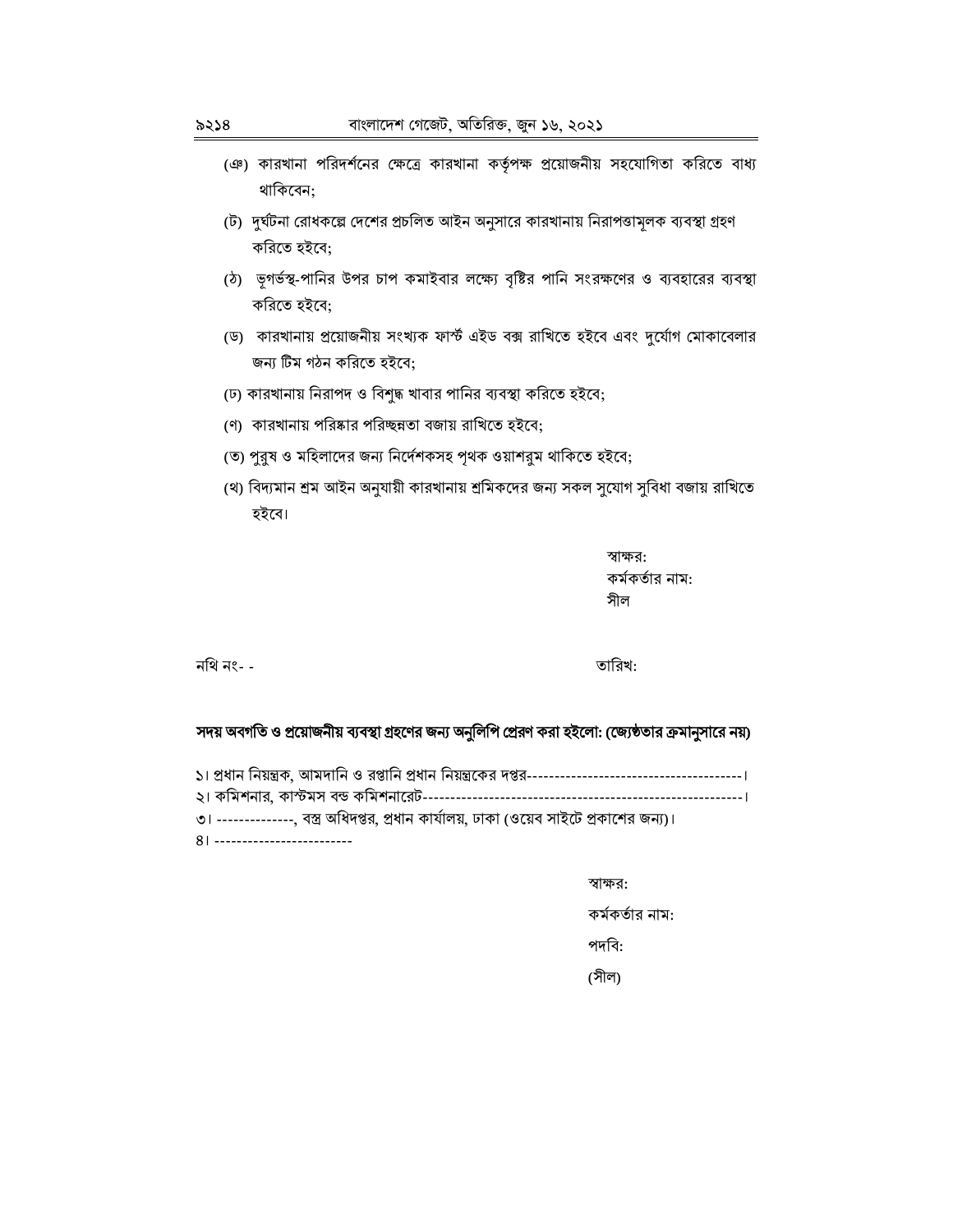(ঞ) কারখানা পরিদর্শনের ক্ষেত্রে কারখানা কর্তৃপক্ষ প্রয়োজনীয় সহযোগিতা করিতে বাধ্য থাকিবেন;

(ট) দুর্ঘটনা রোধকল্পে দেশের প্রচলিত আইন অনুসারে কারখানায় নিরাপত্তামূলক ব্যবস্থা গ্রহণ করিতে হইবে;

(ঠ) ভূগর্ভস্থ-পানির উপর চাপ কমাইবার লক্ষ্যে বৃষ্টির পানি সংরক্ষণের ও ব্যবহারের ব্যবস্থা করিতে হইবে;

(ড) কারখানায় প্রয়োজনীয় সংখ্যক ফার্স্ট এইড বক্স রাখিতে হইবে এবং দুর্যোগ মোকাবেলার জন্য টিম গঠন করিতে হইবে;

(ঢ) কারখানায় নিরাপদ ও বিশুদ্ধ খাবার পানির ব্যবস্থা করিতে হইবে;

(ণ) কারখানায় পরিষ্কার পরিচ্ছন্নতা বজায় রাখিতে হইবে;

(ত) পুরুষ ও মহিলাদের জন্য নির্দেশকসহ পৃথক ওয়াশরুম থাকিতে হইবে;

(থ) বিদ্যমান শ্রম আইন অনুযায়ী কারখানায় শ্রমিকদের জন্য সকল সুযোগ সুবিধা বজায় রাখিতে হইবে।

স্বাক্ষর:
কর্মকর্তার নাম:
সীল

নথি নং- -

তারিখ:

**সদয় অবগতি ও প্রয়োজনীয় ব্যবস্থা গ্রহণের জন্য অনুলিপি প্রেরণ করা হইলো: (জ্যেষ্ঠতার ক্রমানুসারে নয়)**

১। প্রধান নিয়ন্ত্রক, আমদানি ও রপ্তানি প্রধান নিয়ন্ত্রকের দপ্তর---------------------------------------।
২। কমিশনার, কাস্টমস বন্ড কমিশনারেট---------------------------------------------------------।
৩। --------------, বস্ত্র অধিদপ্তর, প্রধান কার্যালয়, ঢাকা (ওয়েব সাইটে প্রকাশের জন্য)।
৪। -------------------------

স্বাক্ষর:

কর্মকর্তার নাম:

পদবি:

(সীল)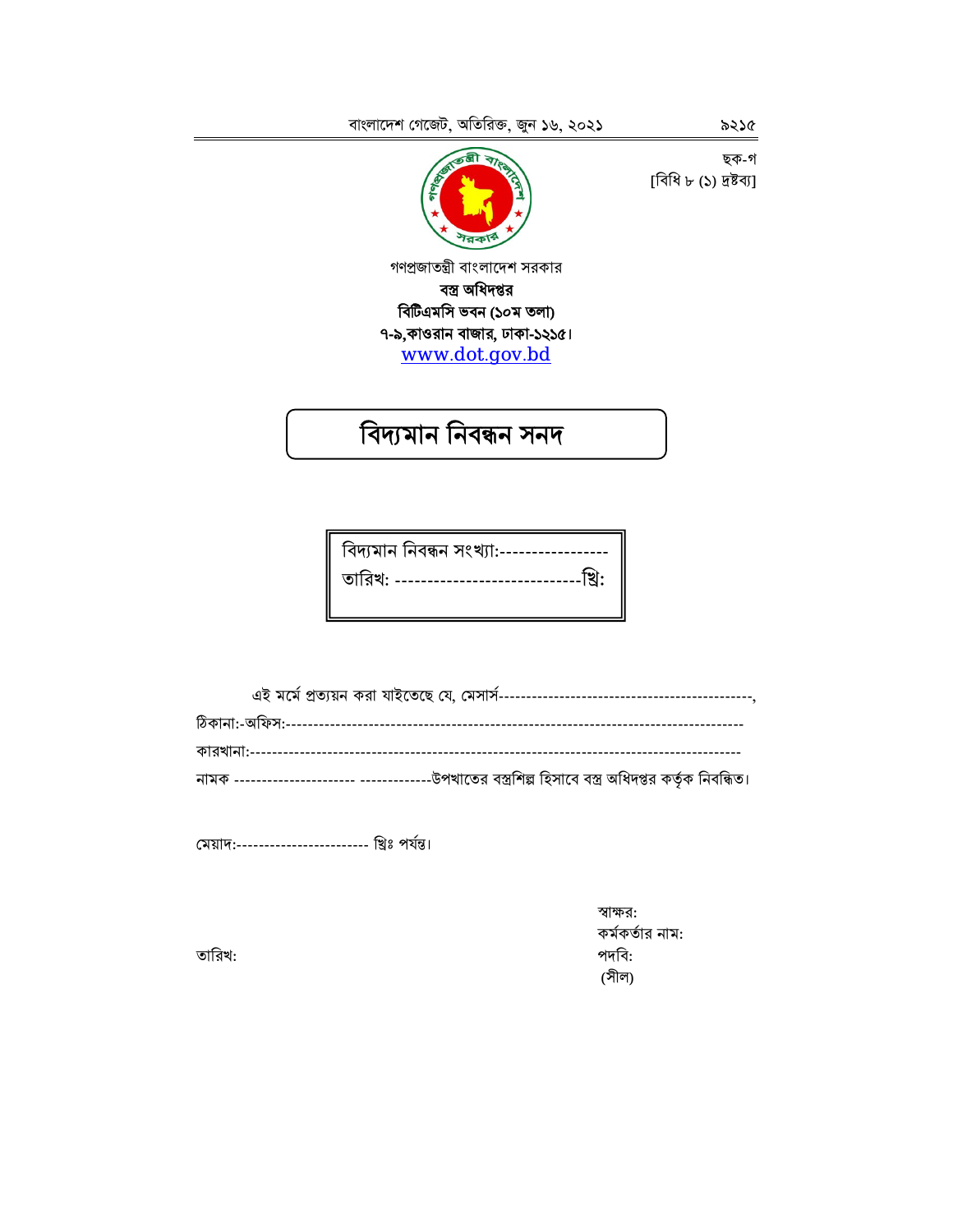ছক-গ
[বিধি ৮ (১) দ্রষ্টব্য]

গণপ্রজাতন্ত্রী বাংলাদেশ সরকার
**বস্ত্র অধিদপ্তর**
**বিটিএমসি ভবন (১০ম তলা)**
**৭-৯,কাওরান বাজার, ঢাকা-১২১৫।**
www.dot.gov.bd

# বিদ্যমান নিবন্ধন সনদ

বিদ্যমান নিবন্ধন সংখ্যা:-----------------
তারিখ: -----------------------------খ্রি:

এই মর্মে প্রত্যয়ন করা যাইতেছে যে, মেসার্স--------------------------------------------,
ঠিকানা:-অফিস:---------------------------------------------------------------------------------
কারখানা:-------------------------------------------------------------------------------------
নামক --------------------- -------------উপখাতের বস্ত্রশিল্প হিসাবে বস্ত্র অধিদপ্তর কর্তৃক নিবন্ধিত।

মেয়াদ:----------------------- খ্রিঃ পর্যন্ত।

স্বাক্ষর:
কর্মকর্তার নাম:
পদবি:
(সীল)

তারিখ: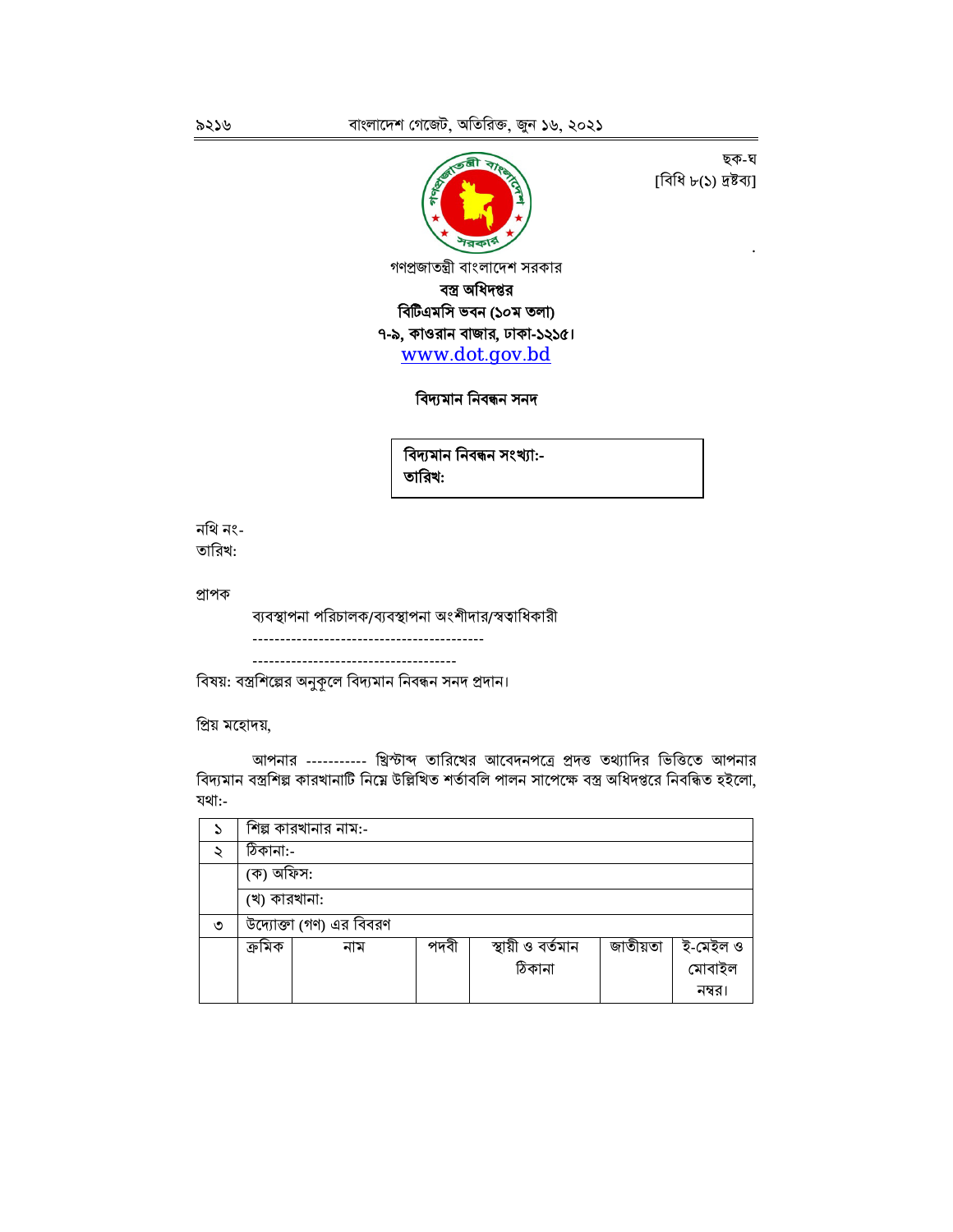ছক-ঘ
[বিধি ৮(১) দ্রষ্টব্য]

গণপ্রজাতন্ত্রী বাংলাদেশ সরকার
**বস্ত্র অধিদপ্তর**
**বিটিএমসি ভবন (১০ম তলা)**
**৭-৯, কাওরান বাজার, ঢাকা-১২১৫।**
www.dot.gov.bd

**বিদ্যমান নিবন্ধন সনদ**

**বিদ্যমান নিবন্ধন সংখ্যা:-**
**তারিখ:**

নথি নং-
তারিখ:

প্রাপক

ব্যবস্থাপনা পরিচালক/ব্যবস্থাপনা অংশীদার/স্বত্বাধিকারী
------------------------------------------
-------------------------------------

বিষয়: বস্ত্রশিল্পের অনুকূলে বিদ্যমান নিবন্ধন সনদ প্রদান।

প্রিয় মহোদয়,

আপনার ----------- খ্রিস্টাব্দ তারিখের আবেদনপত্রে প্রদত্ত তথ্যাদির ভিত্তিতে আপনার বিদ্যমান বস্ত্রশিল্প কারখানাটি নিম্নে উল্লিখিত শর্তাবলি পালন সাপেক্ষে বস্ত্র অধিদপ্তরে নিবন্ধিত হইলো, যথা:-

| ১ | শিল্প কারখানার নাম:- | | | | | |
|---|---|---|---|---|---|---|
| ২ | ঠিকানা:- | | | | | |
| | (ক) অফিস: | | | | | |
| | (খ) কারখানা: | | | | | |
| ৩ | উদ্যোক্তা (গণ) এর বিবরণ | | | | | |
| | ক্রমিক | নাম | পদবী | স্থায়ী ও বর্তমান ঠিকানা | জাতীয়তা | ই-মেইল ও মোবাইল নম্বর। |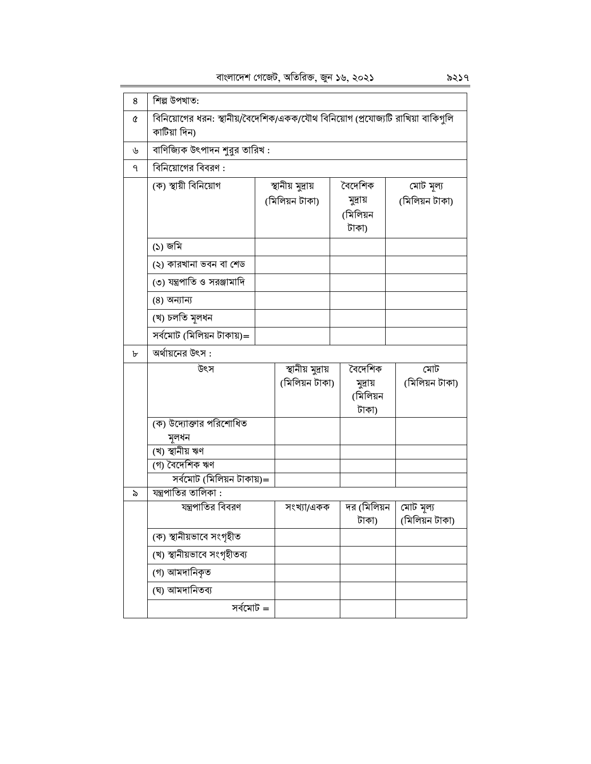| ৪ | শিল্প উপখাত: | | | |
|---|---|---|---|---|
| ৫ | বিনিয়োগের ধরন: স্থানীয়/বৈদেশিক/একক/যৌথ বিনিয়োগ (প্রযোজ্যটি রাখিয়া বাকিগুলি কাটিয়া দিন) | | | |
| ৬ | বাণিজ্যিক উৎপাদন শুরুর তারিখ : | | | |
| ৭ | বিনিয়োগের বিবরণ : | | | |
| | (ক) স্থায়ী বিনিয়োগ | স্থানীয় মুদ্রায় (মিলিয়ন টাকা) | বৈদেশিক মুদ্রায় (মিলিয়ন টাকা) | মোট মূল্য (মিলিয়ন টাকা) |
| | (১) জমি | | | |
| | (২) কারখানা ভবন বা শেড | | | |
| | (৩) যন্ত্রপাতি ও সরঞ্জামাদি | | | |
| | (৪) অন্যান্য | | | |
| | (খ) চলতি মূলধন | | | |
| | সর্বমোট (মিলিয়ন টাকায়)= | | | |
| ৮ | অর্থায়নের উৎস : | | | |
| | উৎস | স্থানীয় মুদ্রায় (মিলিয়ন টাকা) | বৈদেশিক মুদ্রায় (মিলিয়ন টাকা) | মোট (মিলিয়ন টাকা) |
| | (ক) উদ্যোক্তার পরিশোধিত মূলধন | | | |
| | (খ) স্থানীয় ঋণ | | | |
| | (গ) বৈদেশিক ঋণ | | | |
| | সর্বমোট (মিলিয়ন টাকায়)= | | | |
| ৯ | যন্ত্রপাতির তালিকা : | | | |
| | যন্ত্রপাতির বিবরণ | সংখ্যা/একক | দর (মিলিয়ন টাকা) | মোট মূল্য (মিলিয়ন টাকা) |
| | (ক) স্থানীয়ভাবে সংগৃহীত | | | |
| | (খ) স্থানীয়ভাবে সংগৃহীতব্য | | | |
| | (গ) আমদানিকৃত | | | |
| | (ঘ) আমদানিতব্য | | | |
| | সর্বমোট = | | | |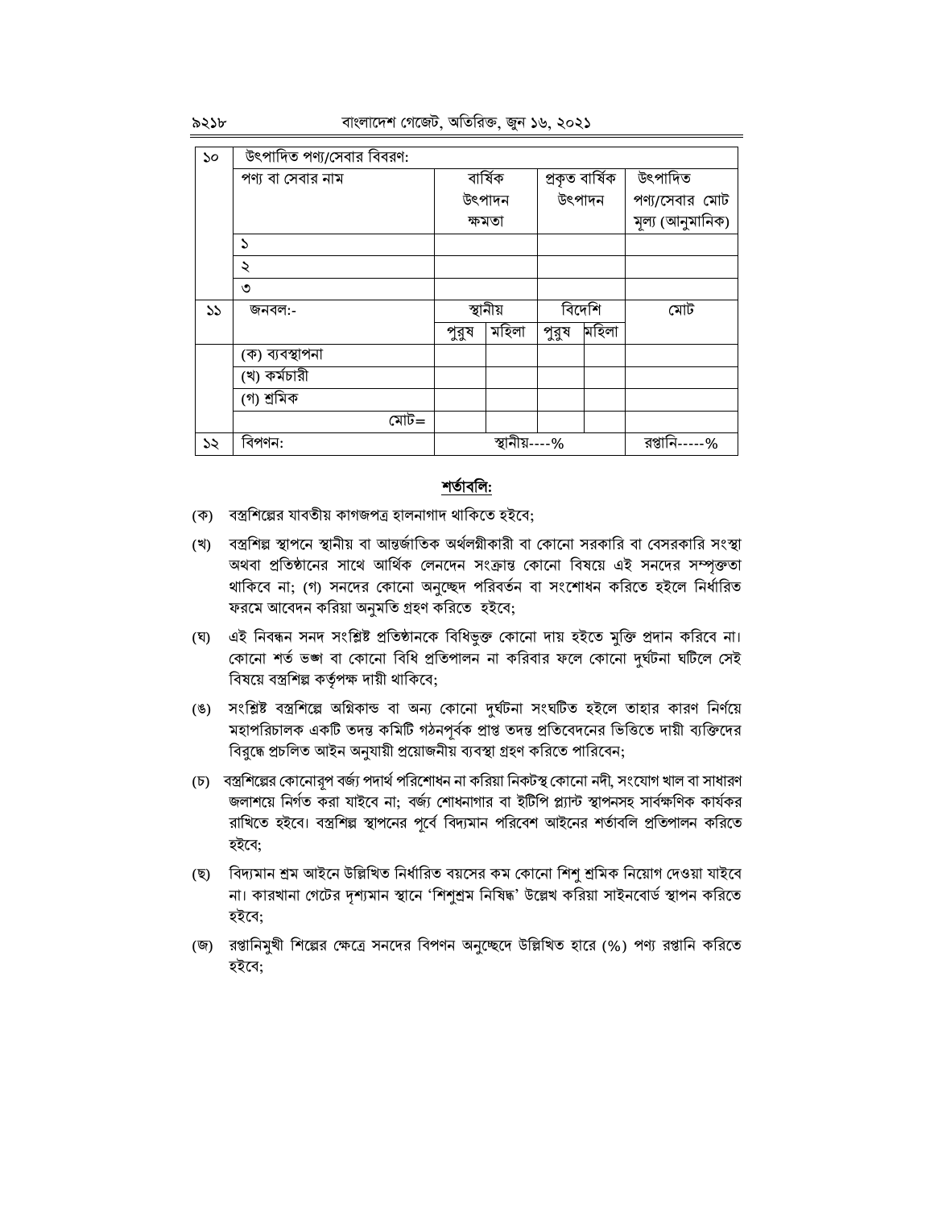| ১০ | উৎপাদিত পণ্য/সেবার বিবরণ: | | | | | |
|---|---|---|---|---|---|---|
| | পণ্য বা সেবার নাম | বার্ষিক উৎপাদন ক্ষমতা | | প্রকৃত বার্ষিক উৎপাদন | | উৎপাদিত পণ্য/সেবার মোট মূল্য (আনুমানিক) |
| | ১ | | | | | |
| | ২ | | | | | |
| | ৩ | | | | | |
| ১১ | জনবল:- | স্থানীয় | | বিদেশি | | মোট |
| | | পুরুষ | মহিলা | পুরুষ | মহিলা | |
| | (ক) ব্যবস্থাপনা | | | | | |
| | (খ) কর্মচারী | | | | | |
| | (গ) শ্রমিক | | | | | |
| | মোট= | | | | | |
| ১২ | বিপণন: | স্থানীয়----% | | | | রপ্তানি-----% |

**শর্তাবলি:**

(ক) বস্ত্রশিল্পের যাবতীয় কাগজপত্র হালনাগাদ থাকিতে হইবে;

(খ) বস্ত্রশিল্প স্থাপনে স্থানীয় বা আন্তর্জাতিক অর্থলগ্নীকারী বা কোনো সরকারি বা বেসরকারি সংস্থা অথবা প্রতিষ্ঠানের সাথে আর্থিক লেনদেন সংক্রান্ত কোনো বিষয়ে এই সনদের সম্পৃক্ততা থাকিবে না; (গ) সনদের কোনো অনুচ্ছেদ পরিবর্তন বা সংশোধন করিতে হইলে নির্ধারিত ফরমে আবেদন করিয়া অনুমতি গ্রহণ করিতে হইবে;

(ঘ) এই নিবন্ধন সনদ সংশ্লিষ্ট প্রতিষ্ঠানকে বিধিভুক্ত কোনো দায় হইতে মুক্তি প্রদান করিবে না। কোনো শর্ত ভঙ্গ বা কোনো বিধি প্রতিপালন না করিবার ফলে কোনো দুর্ঘটনা ঘটিলে সেই বিষয়ে বস্ত্রশিল্প কর্তৃপক্ষ দায়ী থাকিবে;

(ঙ) সংশ্লিষ্ট বস্ত্রশিল্পে অগ্নিকান্ড বা অন্য কোনো দুর্ঘটনা সংঘটিত হইলে তাহার কারণ নির্ণয়ে মহাপরিচালক একটি তদন্ত কমিটি গঠনপূর্বক প্রাপ্ত তদন্ত প্রতিবেদনের ভিত্তিতে দায়ী ব্যক্তিদের বিরুদ্ধে প্রচলিত আইন অনুযায়ী প্রয়োজনীয় ব্যবস্থা গ্রহণ করিতে পারিবেন;

(চ) বস্ত্রশিল্পের কোনোরূপ বর্জ্য পদার্থ পরিশোধন না করিয়া নিকটস্থ কোনো নদী, সংযোগ খাল বা সাধারণ জলাশয়ে নির্গত করা যাইবে না; বর্জ্য শোধনাগার বা ইটিপি প্ল্যান্ট স্থাপনসহ সার্বক্ষণিক কার্যকর রাখিতে হইবে। বস্ত্রশিল্প স্থাপনের পূর্বে বিদ্যমান পরিবেশ আইনের শর্তাবলি প্রতিপালন করিতে হইবে;

(ছ) বিদ্যমান শ্রম আইনে উল্লিখিত নির্ধারিত বয়সের কম কোনো শিশু শ্রমিক নিয়োগ দেওয়া যাইবে না। কারখানা গেটের দৃশ্যমান স্থানে 'শিশুশ্রম নিষিদ্ধ' উল্লেখ করিয়া সাইনবোর্ড স্থাপন করিতে হইবে;

(জ) রপ্তানিমুখী শিল্পের ক্ষেত্রে সনদের বিপণন অনুচ্ছেদে উল্লিখিত হারে (%) পণ্য রপ্তানি করিতে হইবে;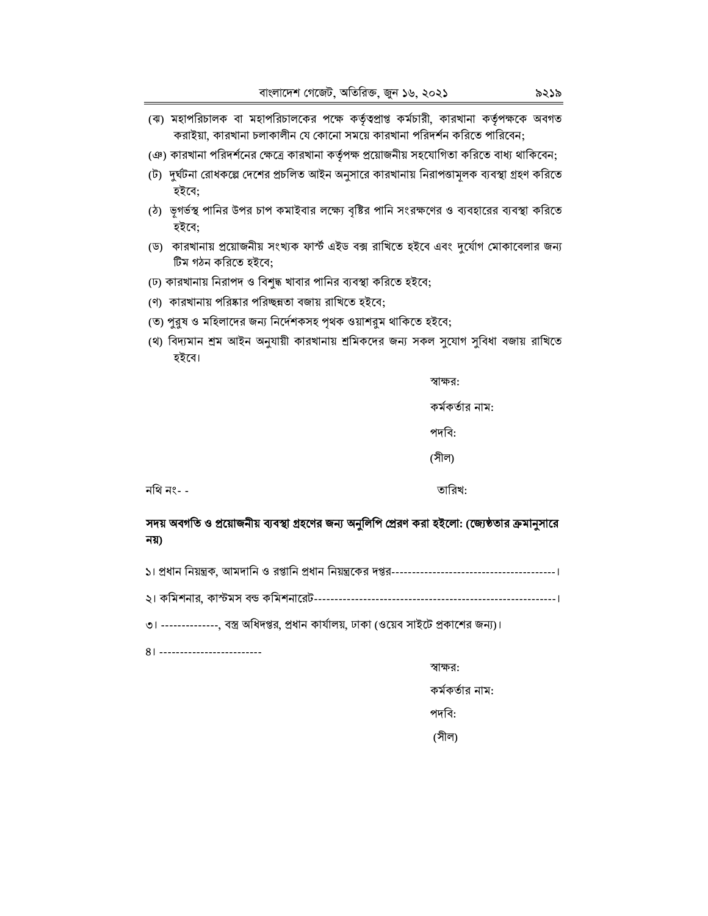(ঝ) মহাপরিচালক বা মহাপরিচালকের পক্ষে কর্তৃত্বপ্রাপ্ত কর্মচারী, কারখানা কর্তৃপক্ষকে অবগত করাইয়া, কারখানা চলাকালীন যে কোনো সময়ে কারখানা পরিদর্শন করিতে পারিবেন;

(ঞ) কারখানা পরিদর্শনের ক্ষেত্রে কারখানা কর্তৃপক্ষ প্রয়োজনীয় সহযোগিতা করিতে বাধ্য থাকিবেন;

(ট) দুর্ঘটনা রোধকল্পে দেশের প্রচলিত আইন অনুসারে কারখানায় নিরাপত্তামূলক ব্যবস্থা গ্রহণ করিতে হইবে;

(ঠ) ভূগর্ভস্থ পানির উপর চাপ কমাইবার লক্ষ্যে বৃষ্টির পানি সংরক্ষণের ও ব্যবহারের ব্যবস্থা করিতে হইবে;

(ড) কারখানায় প্রয়োজনীয় সংখ্যক ফার্স্ট এইড বক্স রাখিতে হইবে এবং দুর্যোগ মোকাবেলার জন্য টিম গঠন করিতে হইবে;

(ঢ) কারখানায় নিরাপদ ও বিশুদ্ধ খাবার পানির ব্যবস্থা করিতে হইবে;

(ণ) কারখানায় পরিষ্কার পরিচ্ছন্নতা বজায় রাখিতে হইবে;

(ত) পুরুষ ও মহিলাদের জন্য নির্দেশকসহ পৃথক ওয়াশরুম থাকিতে হইবে;

(থ) বিদ্যমান শ্রম আইন অনুযায়ী কারখানায় শ্রমিকদের জন্য সকল সুযোগ সুবিধা বজায় রাখিতে হইবে।

স্বাক্ষর:

কর্মকর্তার নাম:

পদবি:

(সীল)

নথি নং- -

তারিখ:

**সদয় অবগতি ও প্রয়োজনীয় ব্যবস্থা গ্রহণের জন্য অনুলিপি প্রেরণ করা হইলো: (জ্যেষ্ঠতার ক্রমানুসারে নয়)**

১। প্রধান নিয়ন্ত্রক, আমদানি ও রপ্তানি প্রধান নিয়ন্ত্রকের দপ্তর----------------------------------------।

২। কমিশনার, কাস্টমস বন্ড কমিশনারেট----------------------------------------------------------।

৩। --------------, বস্ত্র অধিদপ্তর, প্রধান কার্যালয়, ঢাকা (ওয়েব সাইটে প্রকাশের জন্য)।

৪। -------------------------

স্বাক্ষর:

কর্মকর্তার নাম:

পদবি:

(সীল)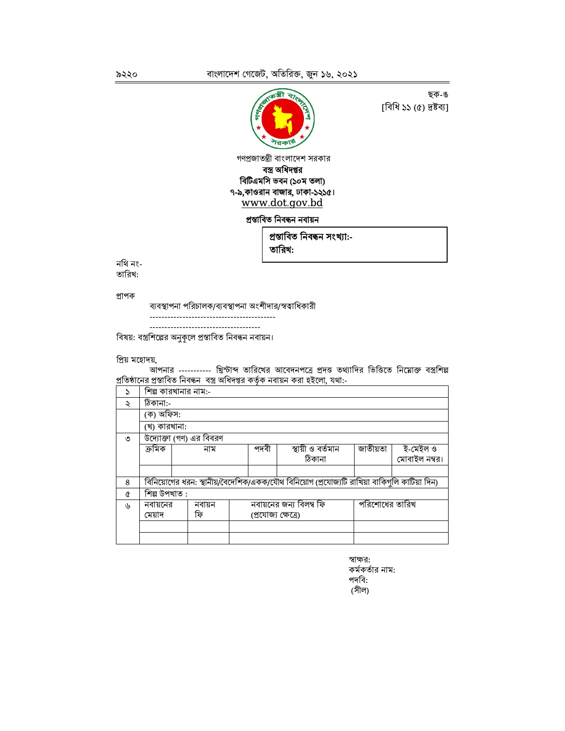ছক-৬
[বিধি ১১ (৫) দ্রষ্টব্য]

গণপ্রজাতন্ত্রী বাংলাদেশ সরকার
**বস্ত্র অধিদপ্তর**
**বিটিএমসি ভবন (১০ম তলা)**
**৭-৯,কাওরান বাজার, ঢাকা-১২১৫।**
www.dot.gov.bd

**প্রস্তাবিত নিবন্ধন নবায়ন**

**প্রস্তাবিত নিবন্ধন সংখ্যা:-**
**তারিখ:**

নথি নং-
তারিখ:

প্রাপক

ব্যবস্থাপনা পরিচালক/ব্যবস্থাপনা অংশীদার/স্বত্বাধিকারী
------------------------------------------
-------------------------------------

বিষয়: বস্ত্রশিল্পের অনুকূলে প্রস্তাবিত নিবন্ধন নবায়ন।

প্রিয় মহোদয়,

আপনার ----------- খ্রিস্টাব্দ তারিখের আবেদনপত্রে প্রদত্ত তথ্যাদির ভিত্তিতে নিম্নোক্ত বস্ত্রশিল্প প্রতিষ্ঠানের প্রস্তাবিত নিবন্ধন বস্ত্র অধিদপ্তর কর্তৃক নবায়ন করা হইলো, যথা:-

| ১ | শিল্প কারখানার নাম:- | | | | | |
|---|---|---|---|---|---|---|
| ২ | ঠিকানা:- | | | | | |
| | (ক) অফিস: | | | | | |
| | (খ) কারখানা: | | | | | |
| ৩ | উদ্যোক্তা (গণ) এর বিবরণ | | | | | |
| | ক্রমিক | নাম | পদবী | স্থায়ী ও বর্তমান ঠিকানা | জাতীয়তা | ই-মেইল ও মোবাইল নম্বর। |
| | | | | | | |
| ৪ | বিনিয়োগের ধরন: স্থানীয়/বৈদেশিক/একক/যৌথ বিনিয়োগ (প্রযোজ্যটি রাখিয়া বাকিগুলি কাটিয়া দিন) | | | | | |
| ৫ | শিল্প উপখাত : | | | | | |
| ৬ | নবায়নের মেয়াদ | নবায়ন ফি | নবায়নের জন্য বিলম্ব ফি (প্রযোজ্য ক্ষেত্রে) | পরিশোধের তারিখ | | |
| | | | | | | |
| | | | | | | |

স্বাক্ষর:
কর্মকর্তার নাম:
পদবি:
(সীল)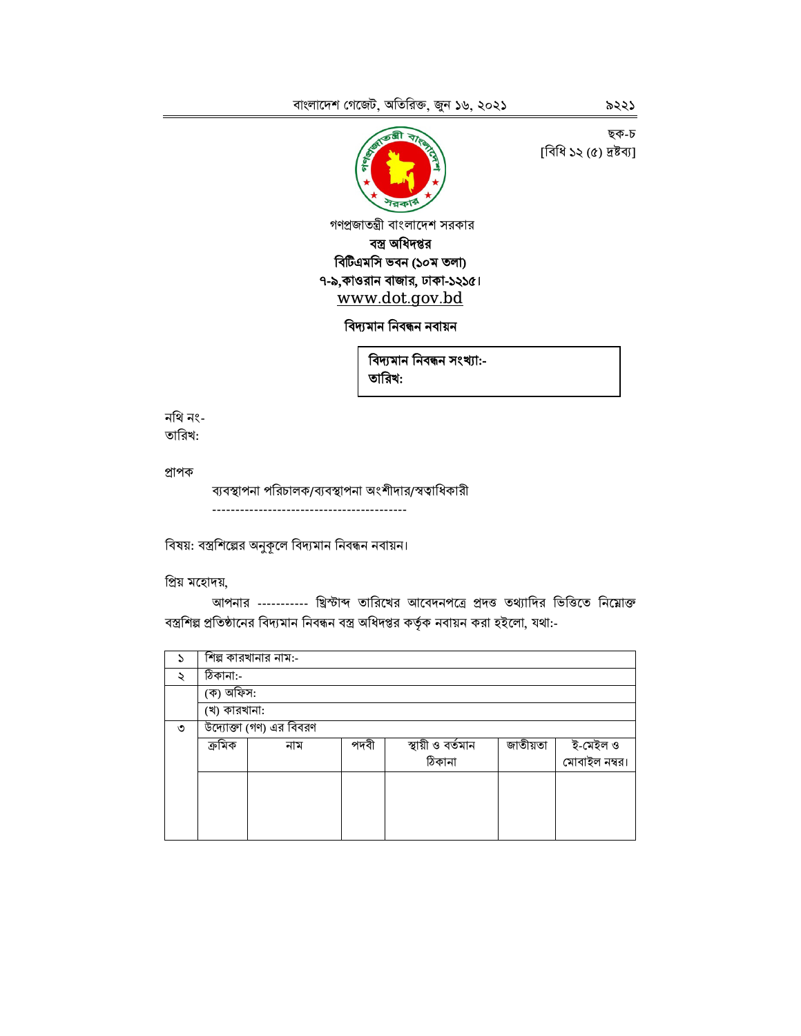ছক-চ
[বিধি ১২ (৫) দ্রষ্টব্য]

গণপ্রজাতন্ত্রী বাংলাদেশ সরকার

**বস্ত্র অধিদপ্তর**

**বিটিএমসি ভবন (১০ম তলা)**

**৭-৯,কাওরান বাজার, ঢাকা-১২১৫।**

www.dot.gov.bd

**বিদ্যমান নিবন্ধন নবায়ন**

**বিদ্যমান নিবন্ধন সংখ্যা:-**
**তারিখ:**

নথি নং-
তারিখ:

প্রাপক

ব্যবস্থাপনা পরিচালক/ব্যবস্থাপনা অংশীদার/স্বত্বাধিকারী
-----------------------------------------

বিষয়: বস্ত্রশিল্পের অনুকূলে বিদ্যমান নিবন্ধন নবায়ন।

প্রিয় মহোদয়,

আপনার ----------- খ্রিস্টাব্দ তারিখের আবেদনপত্রে প্রদত্ত তথ্যাদির ভিত্তিতে নিম্নোক্ত বস্ত্রশিল্প প্রতিষ্ঠানের বিদ্যমান নিবন্ধন বস্ত্র অধিদপ্তর কর্তৃক নবায়ন করা হইলো, যথা:-

| ১ | শিল্প কারখানার নাম:- | | | | | |
|---|---|---|---|---|---|---|
| ২ | ঠিকানা:- | | | | | |
| | (ক) অফিস: | | | | | |
| | (খ) কারখানা: | | | | | |
| ৩ | উদ্যোক্তা (গণ) এর বিবরণ | | | | | |
| | ক্রমিক | নাম | পদবী | স্থায়ী ও বর্তমান ঠিকানা | জাতীয়তা | ই-মেইল ও মোবাইল নম্বর। |
| | | | | | | |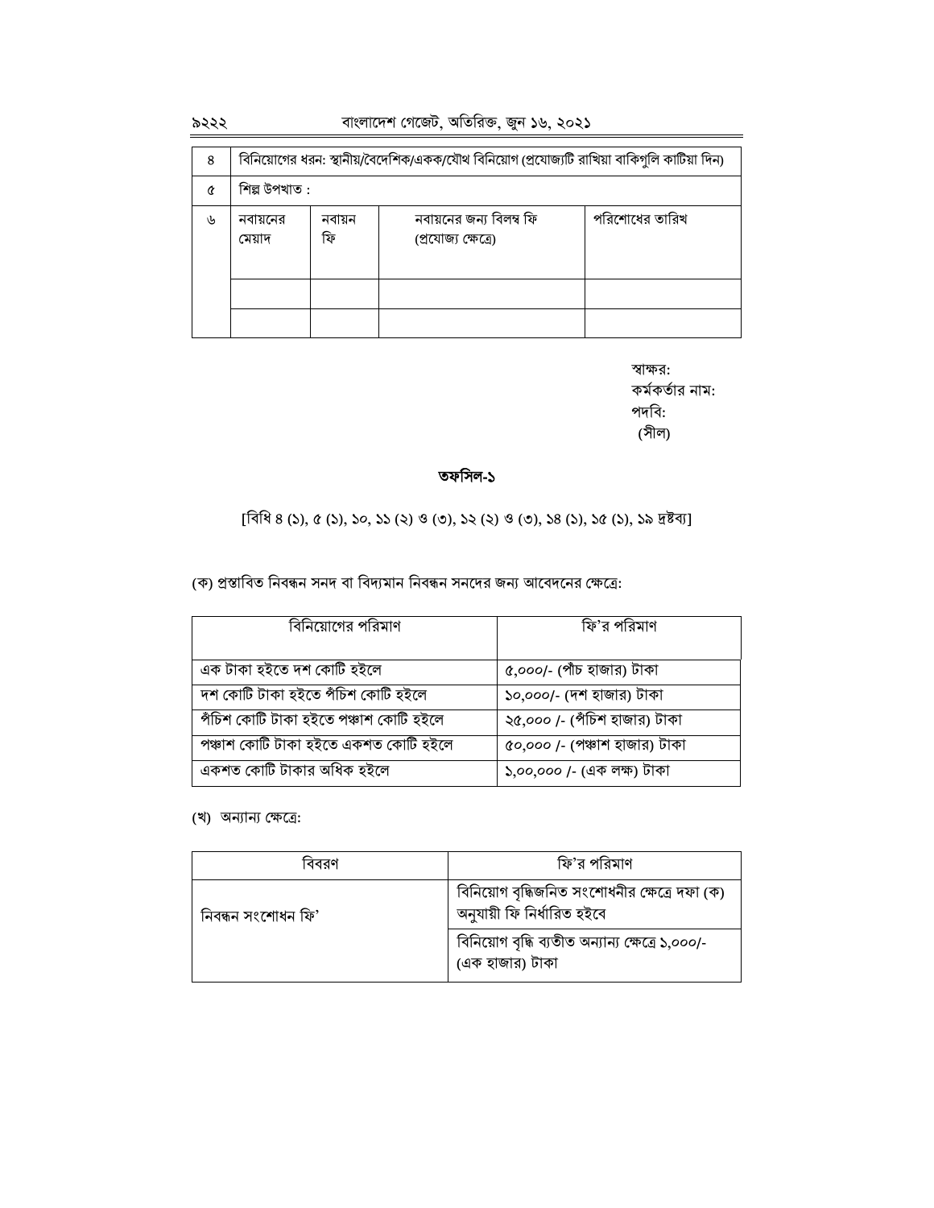| ৪ | বিনিয়োগের ধরন: স্থানীয়/বৈদেশিক/একক/যৌথ বিনিয়োগ (প্রযোজ্যটি রাখিয়া বাকিগুলি কাটিয়া দিন) | | | |
|---|---|---|---|---|
| ৫ | শিল্প উপখাত : | | | |
| ৬ | নবায়নের মেয়াদ | নবায়ন ফি | নবায়নের জন্য বিলম্ব ফি (প্রযোজ্য ক্ষেত্রে) | পরিশোধের তারিখ |
| | | | | |
| | | | | |

স্বাক্ষর:
কর্মকর্তার নাম:
পদবি:
(সীল)

## তফসিল-১

[বিধি ৪ (১), ৫ (১), ১০, ১১ (২) ও (৩), ১২ (২) ও (৩), ১৪ (১), ১৫ (১), ১৯ দ্রষ্টব্য]

(ক) প্রস্তাবিত নিবন্ধন সনদ বা বিদ্যমান নিবন্ধন সনদের জন্য আবেদনের ক্ষেত্রে:

| বিনিয়োগের পরিমাণ | ফি'র পরিমাণ |
|---|---|
| এক টাকা হইতে দশ কোটি হইলে | ৫,০০০/- (পাঁচ হাজার) টাকা |
| দশ কোটি টাকা হইতে পঁচিশ কোটি হইলে | ১০,০০০/- (দশ হাজার) টাকা |
| পঁচিশ কোটি টাকা হইতে পঞ্চাশ কোটি হইলে | ২৫,০০০ /- (পঁচিশ হাজার) টাকা |
| পঞ্চাশ কোটি টাকা হইতে একশত কোটি হইলে | ৫০,০০০ /- (পঞ্চাশ হাজার) টাকা |
| একশত কোটি টাকার অধিক হইলে | ১,০০,০০০ /- (এক লক্ষ) টাকা |

(খ) অন্যান্য ক্ষেত্রে:

| বিবরণ | ফি'র পরিমাণ |
|---|---|
| নিবন্ধন সংশোধন ফি' | বিনিয়োগ বৃদ্ধিজনিত সংশোধনীর ক্ষেত্রে দফা (ক) অনুযায়ী ফি নির্ধারিত হইবে |
| | বিনিয়োগ বৃদ্ধি ব্যতীত অন্যান্য ক্ষেত্রে ১,০০০/- (এক হাজার) টাকা |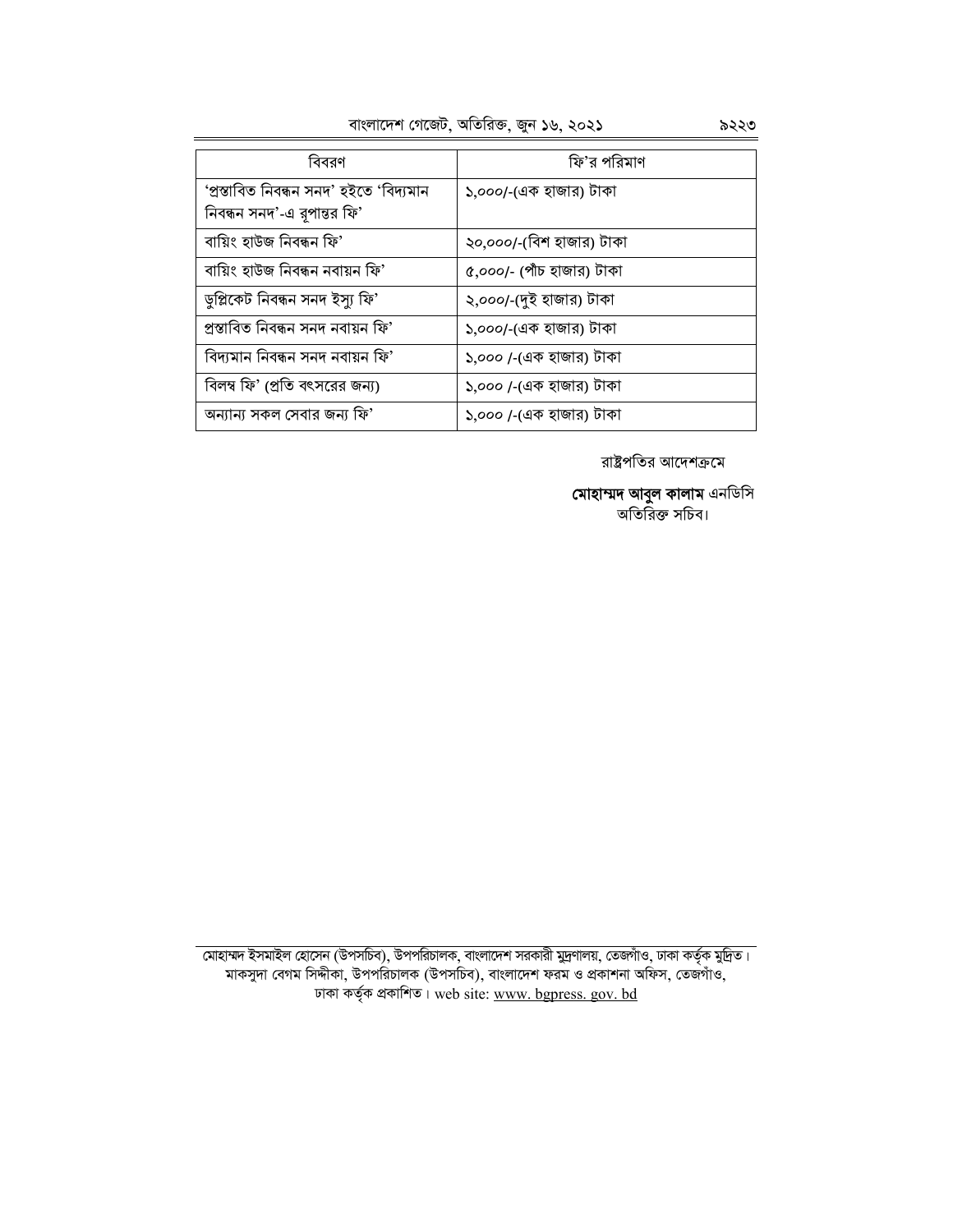| বিবরণ | ফি'র পরিমাণ |
|---|---|
| 'প্রস্তাবিত নিবন্ধন সনদ' হইতে 'বিদ্যমান নিবন্ধন সনদ'-এ রূপান্তর ফি' | ১,০০০/-(এক হাজার) টাকা |
| বায়িং হাউজ নিবন্ধন ফি' | ২০,০০০/-(বিশ হাজার) টাকা |
| বায়িং হাউজ নিবন্ধন নবায়ন ফি' | ৫,০০০/- (পাঁচ হাজার) টাকা |
| ডুপ্লিকেট নিবন্ধন সনদ ইস্যু ফি' | ২,০০০/-(দুই হাজার) টাকা |
| প্রস্তাবিত নিবন্ধন সনদ নবায়ন ফি' | ১,০০০/-(এক হাজার) টাকা |
| বিদ্যমান নিবন্ধন সনদ নবায়ন ফি' | ১,০০০ /-(এক হাজার) টাকা |
| বিলম্ব ফি' (প্রতি বৎসরের জন্য) | ১,০০০ /-(এক হাজার) টাকা |
| অন্যান্য সকল সেবার জন্য ফি' | ১,০০০ /-(এক হাজার) টাকা |

রাষ্ট্রপতির আদেশক্রমে

**মোহাম্মদ আবুল কালাম** এনডিসি
অতিরিক্ত সচিব।

মোহাম্মদ ইসমাইল হোসেন (উপসচিব), উপপরিচালক, বাংলাদেশ সরকারী মুদ্রণালয়, তেজগাঁও, ঢাকা কর্তৃক মুদ্রিত। মাকসুদা বেগম সিদ্দীকা, উপপরিচালক (উপসচিব), বাংলাদেশ ফরম ও প্রকাশনা অফিস, তেজগাঁও, ঢাকা কর্তৃক প্রকাশিত। web site: www. bgpress. gov. bd